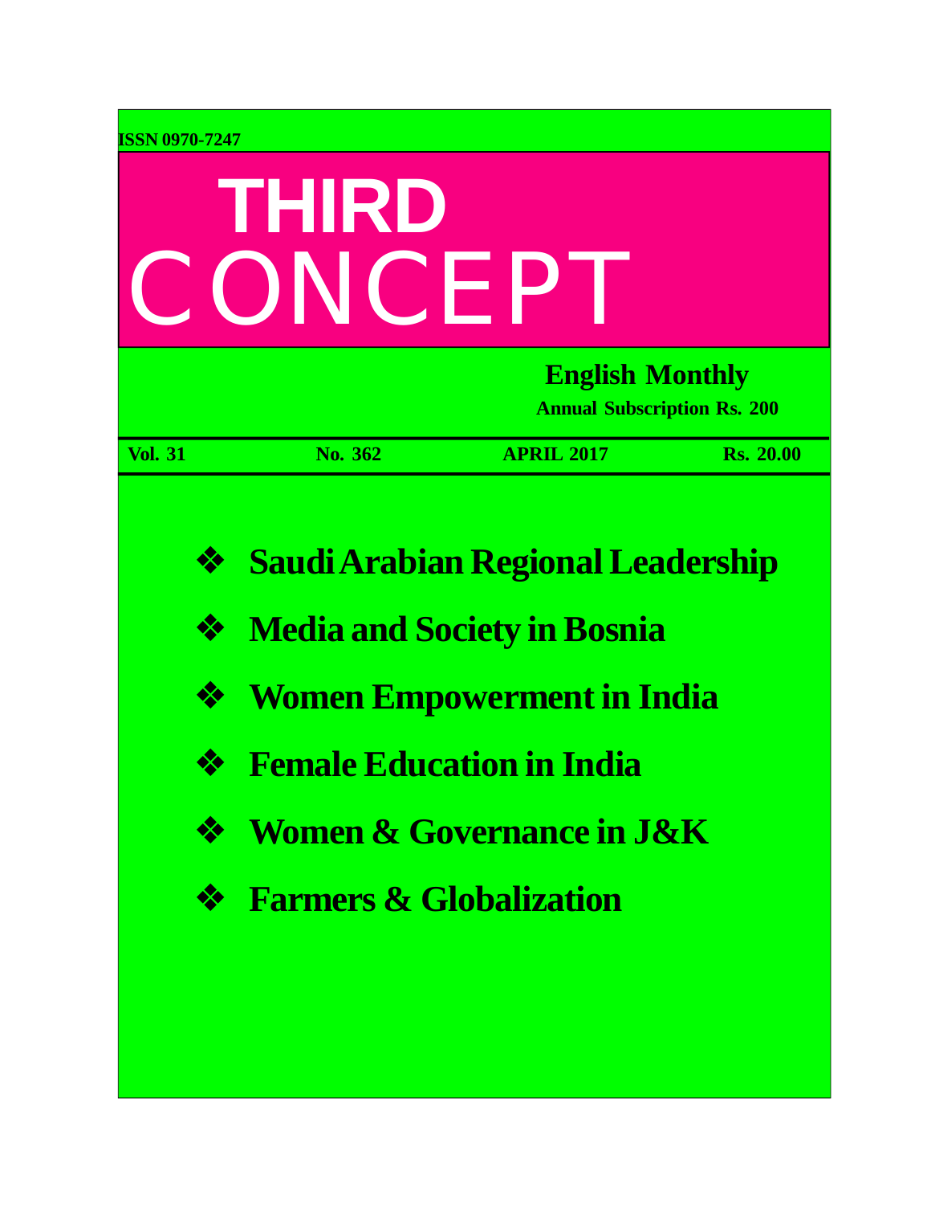ISSN 0970-7247

# THIRD CONCEPT

**English Monthly**

**Annual Subscription Rs. 200**

| Vol. 31 | No. 362 | APRIL 2017 | Rs. 20.00 |
|---|---|---|---|

- **Saudi Arabian Regional Leadership**
- **Media and Society in Bosnia**
- **Women Empowerment in India**
- **Female Education in India**
- **Women & Governance in J&K**
- **Farmers & Globalization**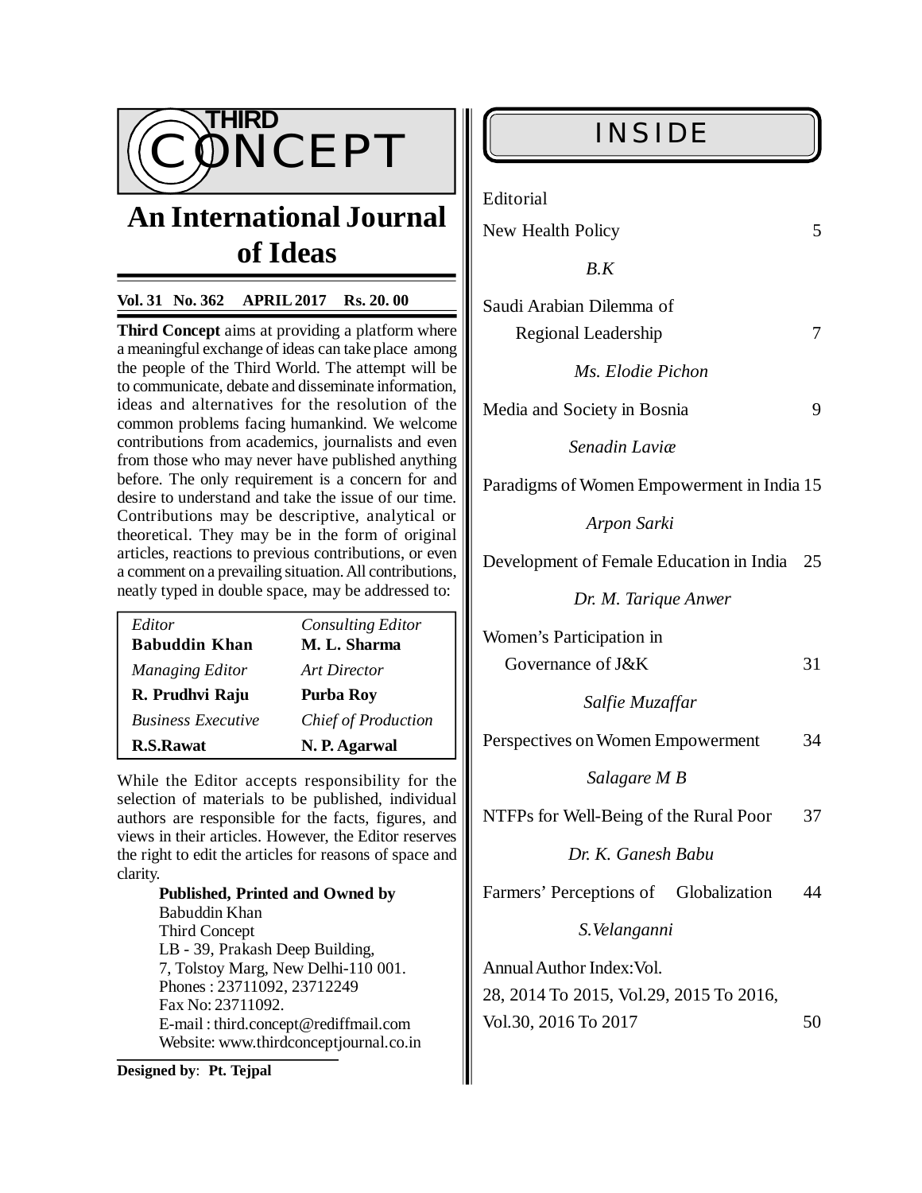# THIRD CONCEPT

## An International Journal of Ideas

**Vol. 31 No. 362 APRIL 2017 Rs. 20. 00**

**Third Concept** aims at providing a platform where a meaningful exchange of ideas can take place among the people of the Third World. The attempt will be to communicate, debate and disseminate information, ideas and alternatives for the resolution of the common problems facing humankind. We welcome contributions from academics, journalists and even from those who may never have published anything before. The only requirement is a concern for and desire to understand and take the issue of our time. Contributions may be descriptive, analytical or theoretical. They may be in the form of original articles, reactions to previous contributions, or even a comment on a prevailing situation. All contributions, neatly typed in double space, may be addressed to:

| *Editor* | *Consulting Editor* |
|---|---|
| **Babuddin Khan** | **M. L. Sharma** |
| *Managing Editor* | *Art Director* |
| **R. Prudhvi Raju** | **Purba Roy** |
| *Business Executive* | *Chief of Production* |
| **R.S.Rawat** | **N. P. Agarwal** |

While the Editor accepts responsibility for the selection of materials to be published, individual authors are responsible for the facts, figures, and views in their articles. However, the Editor reserves the right to edit the articles for reasons of space and clarity.

**Published, Printed and Owned by**
Babuddin Khan
Third Concept
LB - 39, Prakash Deep Building,
7, Tolstoy Marg, New Delhi-110 001.
Phones : 23711092, 23712249
Fax No: 23711092.
E-mail : third.concept@rediffmail.com
Website: www.thirdconceptjournal.co.in

**Designed by**: **Pt. Tejpal**

## INSIDE

Editorial
New Health Policy — 5
*B.K*

Saudi Arabian Dilemma of Regional Leadership — 7
*Ms. Elodie Pichon*

Media and Society in Bosnia — 9
*Senadin Laviæ*

Paradigms of Women Empowerment in India — 15
*Arpon Sarki*

Development of Female Education in India — 25
*Dr. M. Tarique Anwer*

Women's Participation in Governance of J&K — 31
*Salfie Muzaffar*

Perspectives on Women Empowerment — 34
*Salagare M B*

NTFPs for Well-Being of the Rural Poor — 37
*Dr. K. Ganesh Babu*

Farmers' Perceptions of Globalization — 44
*S.Velanganni*

Annual Author Index: Vol. 28, 2014 To 2015, Vol.29, 2015 To 2016, Vol.30, 2016 To 2017 — 50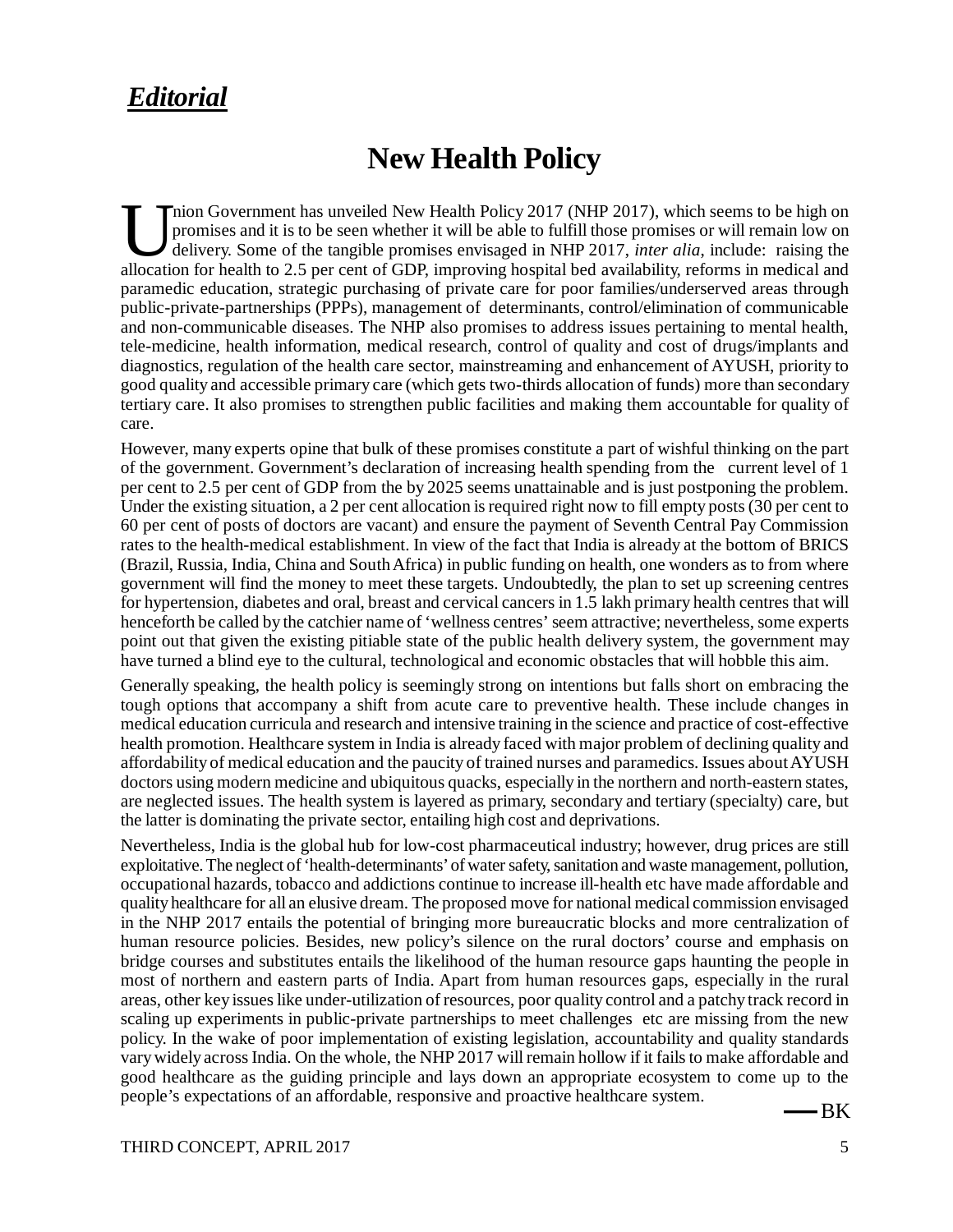## ***Editorial***

# New Health Policy

Union Government has unveiled New Health Policy 2017 (NHP 2017), which seems to be high on promises and it is to be seen whether it will be able to fulfill those promises or will remain low on delivery. Some of the tangible promises envisaged in NHP 2017, *inter alia*, include: raising the allocation for health to 2.5 per cent of GDP, improving hospital bed availability, reforms in medical and paramedic education, strategic purchasing of private care for poor families/underserved areas through public-private-partnerships (PPPs), management of determinants, control/elimination of communicable and non-communicable diseases. The NHP also promises to address issues pertaining to mental health, tele-medicine, health information, medical research, control of quality and cost of drugs/implants and diagnostics, regulation of the health care sector, mainstreaming and enhancement of AYUSH, priority to good quality and accessible primary care (which gets two-thirds allocation of funds) more than secondary tertiary care. It also promises to strengthen public facilities and making them accountable for quality of care.

However, many experts opine that bulk of these promises constitute a part of wishful thinking on the part of the government. Government's declaration of increasing health spending from the current level of 1 per cent to 2.5 per cent of GDP from the by 2025 seems unattainable and is just postponing the problem. Under the existing situation, a 2 per cent allocation is required right now to fill empty posts (30 per cent to 60 per cent of posts of doctors are vacant) and ensure the payment of Seventh Central Pay Commission rates to the health-medical establishment. In view of the fact that India is already at the bottom of BRICS (Brazil, Russia, India, China and South Africa) in public funding on health, one wonders as to from where government will find the money to meet these targets. Undoubtedly, the plan to set up screening centres for hypertension, diabetes and oral, breast and cervical cancers in 1.5 lakh primary health centres that will henceforth be called by the catchier name of 'wellness centres' seem attractive; nevertheless, some experts point out that given the existing pitiable state of the public health delivery system, the government may have turned a blind eye to the cultural, technological and economic obstacles that will hobble this aim.

Generally speaking, the health policy is seemingly strong on intentions but falls short on embracing the tough options that accompany a shift from acute care to preventive health. These include changes in medical education curricula and research and intensive training in the science and practice of cost-effective health promotion. Healthcare system in India is already faced with major problem of declining quality and affordability of medical education and the paucity of trained nurses and paramedics. Issues about AYUSH doctors using modern medicine and ubiquitous quacks, especially in the northern and north-eastern states, are neglected issues. The health system is layered as primary, secondary and tertiary (specialty) care, but the latter is dominating the private sector, entailing high cost and deprivations.

Nevertheless, India is the global hub for low-cost pharmaceutical industry; however, drug prices are still exploitative. The neglect of 'health-determinants' of water safety, sanitation and waste management, pollution, occupational hazards, tobacco and addictions continue to increase ill-health etc have made affordable and quality healthcare for all an elusive dream. The proposed move for national medical commission envisaged in the NHP 2017 entails the potential of bringing more bureaucratic blocks and more centralization of human resource policies. Besides, new policy's silence on the rural doctors' course and emphasis on bridge courses and substitutes entails the likelihood of the human resource gaps haunting the people in most of northern and eastern parts of India. Apart from human resources gaps, especially in the rural areas, other key issues like under-utilization of resources, poor quality control and a patchy track record in scaling up experiments in public-private partnerships to meet challenges etc are missing from the new policy. In the wake of poor implementation of existing legislation, accountability and quality standards vary widely across India. On the whole, the NHP 2017 will remain hollow if it fails to make affordable and good healthcare as the guiding principle and lays down an appropriate ecosystem to come up to the people's expectations of an affordable, responsive and proactive healthcare system.

—BK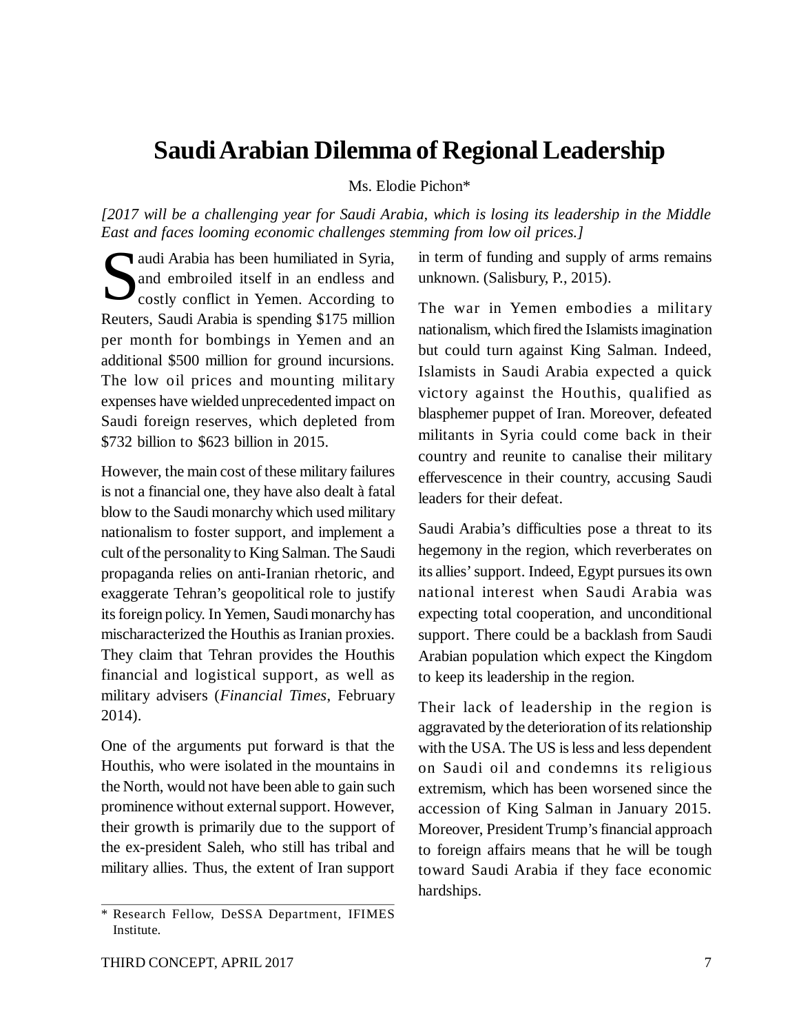# Saudi Arabian Dilemma of Regional Leadership

Ms. Elodie Pichon*

*[2017 will be a challenging year for Saudi Arabia, which is losing its leadership in the Middle East and faces looming economic challenges stemming from low oil prices.]*

Saudi Arabia has been humiliated in Syria, and embroiled itself in an endless and costly conflict in Yemen. According to Reuters, Saudi Arabia is spending $175 million per month for bombings in Yemen and an additional $500 million for ground incursions. The low oil prices and mounting military expenses have wielded unprecedented impact on Saudi foreign reserves, which depleted from $732 billion to $623 billion in 2015.

However, the main cost of these military failures is not a financial one, they have also dealt à fatal blow to the Saudi monarchy which used military nationalism to foster support, and implement a cult of the personality to King Salman. The Saudi propaganda relies on anti-Iranian rhetoric, and exaggerate Tehran's geopolitical role to justify its foreign policy. In Yemen, Saudi monarchy has mischaracterized the Houthis as Iranian proxies. They claim that Tehran provides the Houthis financial and logistical support, as well as military advisers (*Financial Times*, February 2014).

One of the arguments put forward is that the Houthis, who were isolated in the mountains in the North, would not have been able to gain such prominence without external support. However, their growth is primarily due to the support of the ex-president Saleh, who still has tribal and military allies. Thus, the extent of Iran support in term of funding and supply of arms remains unknown. (Salisbury, P., 2015).

The war in Yemen embodies a military nationalism, which fired the Islamists imagination but could turn against King Salman. Indeed, Islamists in Saudi Arabia expected a quick victory against the Houthis, qualified as blasphemer puppet of Iran. Moreover, defeated militants in Syria could come back in their country and reunite to canalise their military effervescence in their country, accusing Saudi leaders for their defeat.

Saudi Arabia's difficulties pose a threat to its hegemony in the region, which reverberates on its allies' support. Indeed, Egypt pursues its own national interest when Saudi Arabia was expecting total cooperation, and unconditional support. There could be a backlash from Saudi Arabian population which expect the Kingdom to keep its leadership in the region.

Their lack of leadership in the region is aggravated by the deterioration of its relationship with the USA. The US is less and less dependent on Saudi oil and condemns its religious extremism, which has been worsened since the accession of King Salman in January 2015. Moreover, President Trump's financial approach to foreign affairs means that he will be tough toward Saudi Arabia if they face economic hardships.

---

* Research Fellow, DeSSA Department, IFIMES Institute.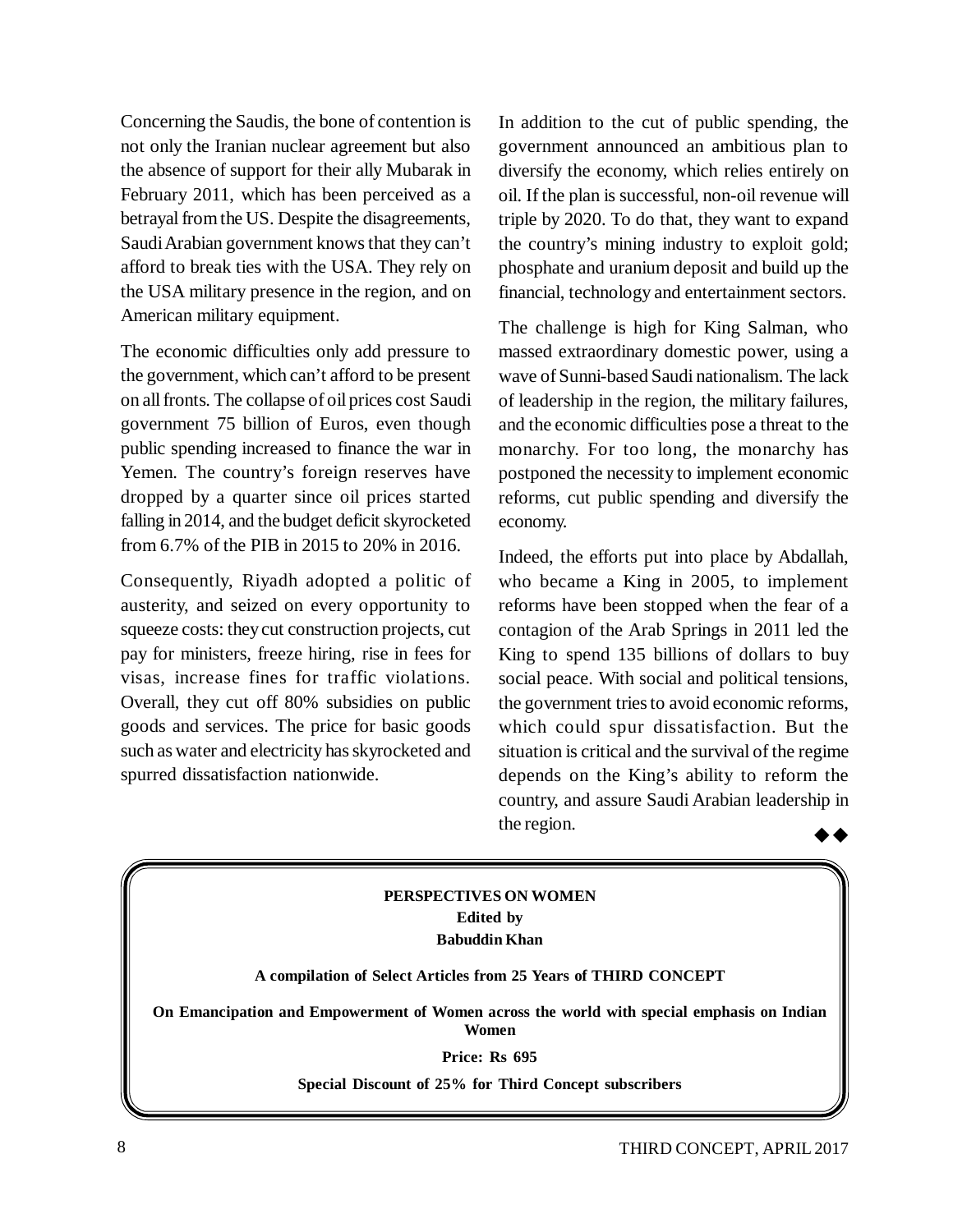Concerning the Saudis, the bone of contention is not only the Iranian nuclear agreement but also the absence of support for their ally Mubarak in February 2011, which has been perceived as a betrayal from the US. Despite the disagreements, Saudi Arabian government knows that they can't afford to break ties with the USA. They rely on the USA military presence in the region, and on American military equipment.

The economic difficulties only add pressure to the government, which can't afford to be present on all fronts. The collapse of oil prices cost Saudi government 75 billion of Euros, even though public spending increased to finance the war in Yemen. The country's foreign reserves have dropped by a quarter since oil prices started falling in 2014, and the budget deficit skyrocketed from 6.7% of the PIB in 2015 to 20% in 2016.

Consequently, Riyadh adopted a politic of austerity, and seized on every opportunity to squeeze costs: they cut construction projects, cut pay for ministers, freeze hiring, rise in fees for visas, increase fines for traffic violations. Overall, they cut off 80% subsidies on public goods and services. The price for basic goods such as water and electricity has skyrocketed and spurred dissatisfaction nationwide.

In addition to the cut of public spending, the government announced an ambitious plan to diversify the economy, which relies entirely on oil. If the plan is successful, non-oil revenue will triple by 2020. To do that, they want to expand the country's mining industry to exploit gold; phosphate and uranium deposit and build up the financial, technology and entertainment sectors.

The challenge is high for King Salman, who massed extraordinary domestic power, using a wave of Sunni-based Saudi nationalism. The lack of leadership in the region, the military failures, and the economic difficulties pose a threat to the monarchy. For too long, the monarchy has postponed the necessity to implement economic reforms, cut public spending and diversify the economy.

Indeed, the efforts put into place by Abdallah, who became a King in 2005, to implement reforms have been stopped when the fear of a contagion of the Arab Springs in 2011 led the King to spend 135 billions of dollars to buy social peace. With social and political tensions, the government tries to avoid economic reforms, which could spur dissatisfaction. But the situation is critical and the survival of the regime depends on the King's ability to reform the country, and assure Saudi Arabian leadership in the region.

◆◆

**PERSPECTIVES ON WOMEN**
**Edited by**
**Babuddin Khan**

**A compilation of Select Articles from 25 Years of THIRD CONCEPT**

**On Emancipation and Empowerment of Women across the world with special emphasis on Indian Women**

**Price: Rs 695**

**Special Discount of 25% for Third Concept subscribers**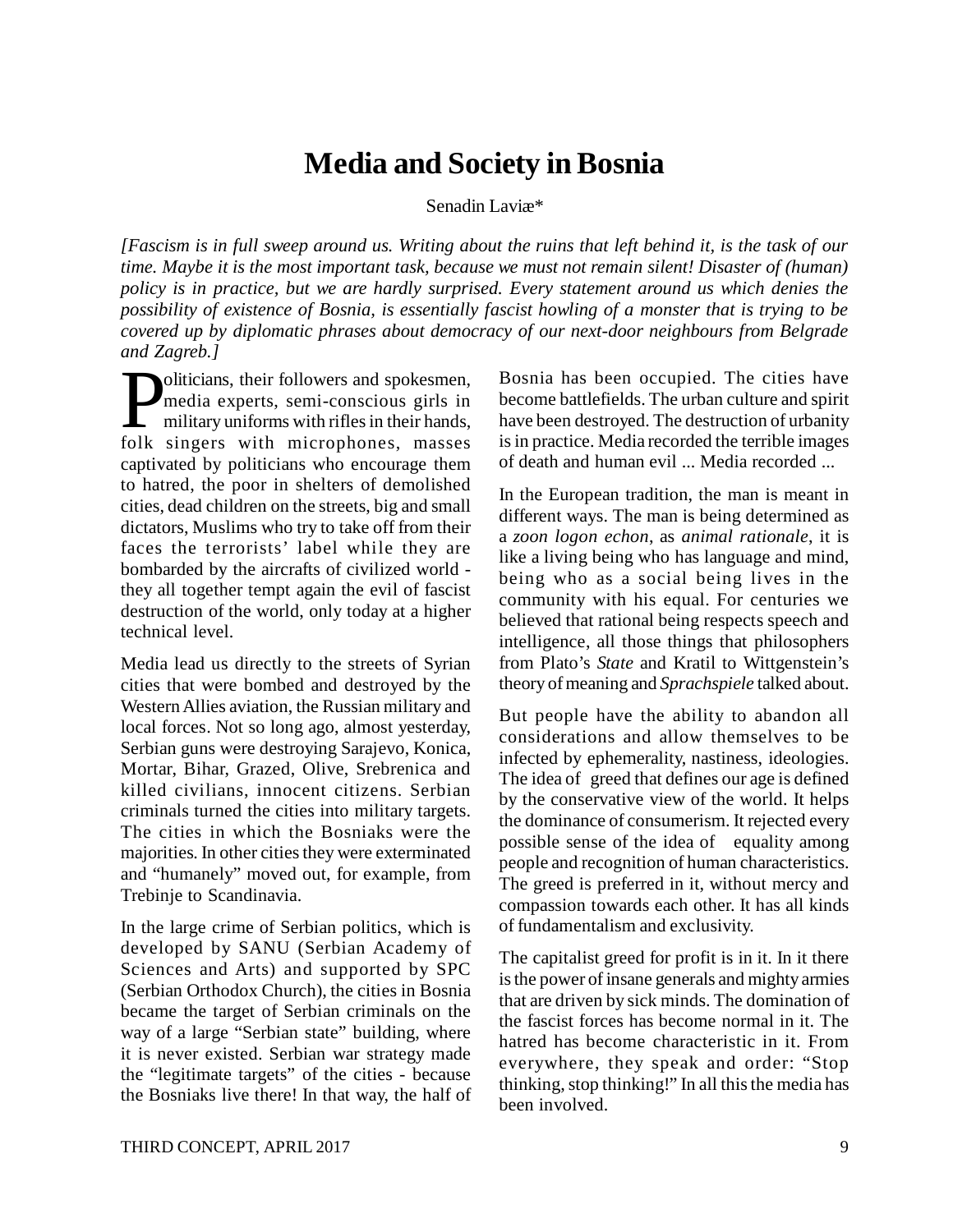# Media and Society in Bosnia

Senadin Laviæ*

*[Fascism is in full sweep around us. Writing about the ruins that left behind it, is the task of our time. Maybe it is the most important task, because we must not remain silent! Disaster of (human) policy is in practice, but we are hardly surprised. Every statement around us which denies the possibility of existence of Bosnia, is essentially fascist howling of a monster that is trying to be covered up by diplomatic phrases about democracy of our next-door neighbours from Belgrade and Zagreb.]*

Politicians, their followers and spokesmen, media experts, semi-conscious girls in military uniforms with rifles in their hands, folk singers with microphones, masses captivated by politicians who encourage them to hatred, the poor in shelters of demolished cities, dead children on the streets, big and small dictators, Muslims who try to take off from their faces the terrorists' label while they are bombarded by the aircrafts of civilized world - they all together tempt again the evil of fascist destruction of the world, only today at a higher technical level.

Media lead us directly to the streets of Syrian cities that were bombed and destroyed by the Western Allies aviation, the Russian military and local forces. Not so long ago, almost yesterday, Serbian guns were destroying Sarajevo, Konica, Mortar, Bihar, Grazed, Olive, Srebrenica and killed civilians, innocent citizens. Serbian criminals turned the cities into military targets. The cities in which the Bosniaks were the majorities. In other cities they were exterminated and "humanely" moved out, for example, from Trebinje to Scandinavia.

In the large crime of Serbian politics, which is developed by SANU (Serbian Academy of Sciences and Arts) and supported by SPC (Serbian Orthodox Church), the cities in Bosnia became the target of Serbian criminals on the way of a large "Serbian state" building, where it is never existed. Serbian war strategy made the "legitimate targets" of the cities - because the Bosniaks live there! In that way, the half of Bosnia has been occupied. The cities have become battlefields. The urban culture and spirit have been destroyed. The destruction of urbanity is in practice. Media recorded the terrible images of death and human evil ... Media recorded ...

In the European tradition, the man is meant in different ways. The man is being determined as a *zoon logon echon*, as *animal rationale*, it is like a living being who has language and mind, being who as a social being lives in the community with his equal. For centuries we believed that rational being respects speech and intelligence, all those things that philosophers from Plato's *State* and Kratil to Wittgenstein's theory of meaning and *Sprachspiele* talked about.

But people have the ability to abandon all considerations and allow themselves to be infected by ephemerality, nastiness, ideologies. The idea of greed that defines our age is defined by the conservative view of the world. It helps the dominance of consumerism. It rejected every possible sense of the idea of equality among people and recognition of human characteristics. The greed is preferred in it, without mercy and compassion towards each other. It has all kinds of fundamentalism and exclusivity.

The capitalist greed for profit is in it. In it there is the power of insane generals and mighty armies that are driven by sick minds. The domination of the fascist forces has become normal in it. The hatred has become characteristic in it. From everywhere, they speak and order: "Stop thinking, stop thinking!" In all this the media has been involved.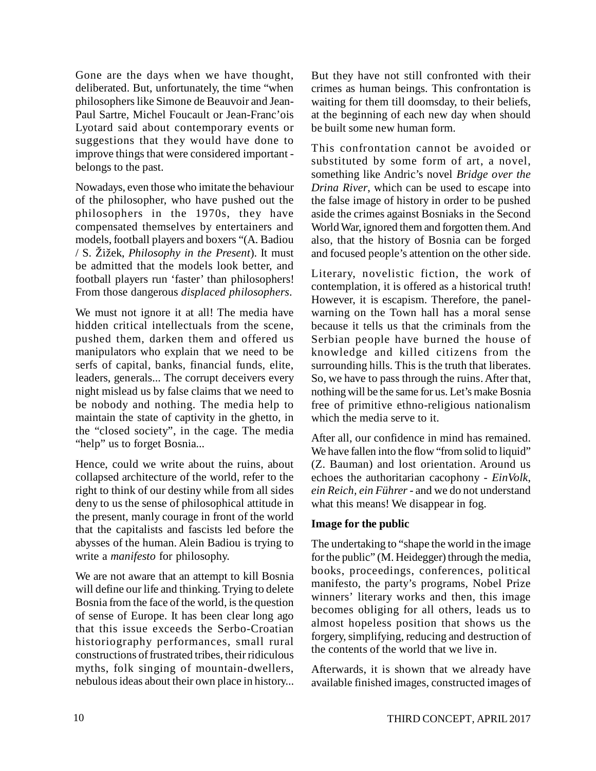Gone are the days when we have thought, deliberated. But, unfortunately, the time "when philosophers like Simone de Beauvoir and Jean-Paul Sartre, Michel Foucault or Jean-Franc'ois Lyotard said about contemporary events or suggestions that they would have done to improve things that were considered important - belongs to the past.

Nowadays, even those who imitate the behaviour of the philosopher, who have pushed out the philosophers in the 1970s, they have compensated themselves by entertainers and models, football players and boxers "(A. Badiou / S. Žižek, *Philosophy in the Present*). It must be admitted that the models look better, and football players run 'faster' than philosophers! From those dangerous *displaced philosophers*.

We must not ignore it at all! The media have hidden critical intellectuals from the scene, pushed them, darken them and offered us manipulators who explain that we need to be serfs of capital, banks, financial funds, elite, leaders, generals... The corrupt deceivers every night mislead us by false claims that we need to be nobody and nothing. The media help to maintain the state of captivity in the ghetto, in the "closed society", in the cage. The media "help" us to forget Bosnia...

Hence, could we write about the ruins, about collapsed architecture of the world, refer to the right to think of our destiny while from all sides deny to us the sense of philosophical attitude in the present, manly courage in front of the world that the capitalists and fascists led before the abysses of the human. Alein Badiou is trying to write a *manifesto* for philosophy.

We are not aware that an attempt to kill Bosnia will define our life and thinking. Trying to delete Bosnia from the face of the world, is the question of sense of Europe. It has been clear long ago that this issue exceeds the Serbo-Croatian historiography performances, small rural constructions of frustrated tribes, their ridiculous myths, folk singing of mountain-dwellers, nebulous ideas about their own place in history... But they have not still confronted with their crimes as human beings. This confrontation is waiting for them till doomsday, to their beliefs, at the beginning of each new day when should be built some new human form.

This confrontation cannot be avoided or substituted by some form of art, a novel, something like Andric's novel *Bridge over the Drina River*, which can be used to escape into the false image of history in order to be pushed aside the crimes against Bosniaks in the Second World War, ignored them and forgotten them. And also, that the history of Bosnia can be forged and focused people's attention on the other side.

Literary, novelistic fiction, the work of contemplation, it is offered as a historical truth! However, it is escapism. Therefore, the panel-warning on the Town hall has a moral sense because it tells us that the criminals from the Serbian people have burned the house of knowledge and killed citizens from the surrounding hills. This is the truth that liberates. So, we have to pass through the ruins. After that, nothing will be the same for us. Let's make Bosnia free of primitive ethno-religious nationalism which the media serve to it.

After all, our confidence in mind has remained. We have fallen into the flow "from solid to liquid" (Z. Bauman) and lost orientation. Around us echoes the authoritarian cacophony - *EinVolk, ein Reich, ein Führer* - and we do not understand what this means! We disappear in fog.

**Image for the public**

The undertaking to "shape the world in the image for the public" (M. Heidegger) through the media, books, proceedings, conferences, political manifesto, the party's programs, Nobel Prize winners' literary works and then, this image becomes obliging for all others, leads us to almost hopeless position that shows us the forgery, simplifying, reducing and destruction of the contents of the world that we live in.

Afterwards, it is shown that we already have available finished images, constructed images of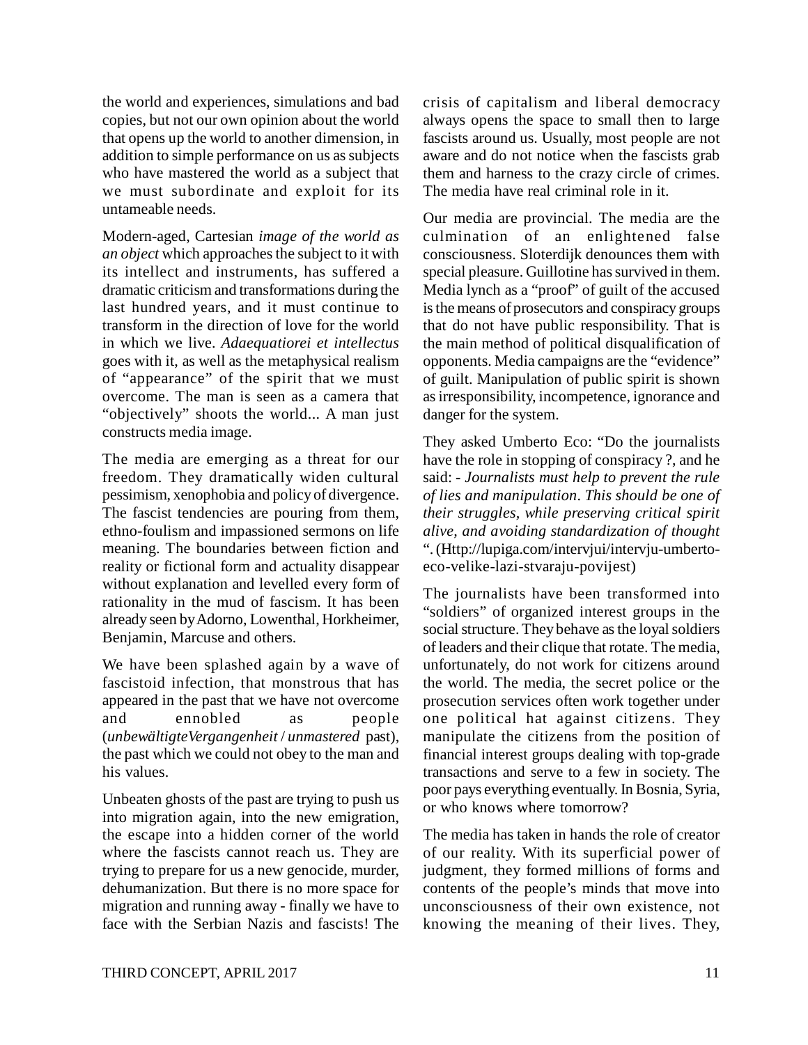the world and experiences, simulations and bad copies, but not our own opinion about the world that opens up the world to another dimension, in addition to simple performance on us as subjects who have mastered the world as a subject that we must subordinate and exploit for its untameable needs.

Modern-aged, Cartesian *image of the world as an object* which approaches the subject to it with its intellect and instruments, has suffered a dramatic criticism and transformations during the last hundred years, and it must continue to transform in the direction of love for the world in which we live. *Adaequatiorei et intellectus* goes with it, as well as the metaphysical realism of "appearance" of the spirit that we must overcome. The man is seen as a camera that "objectively" shoots the world... A man just constructs media image.

The media are emerging as a threat for our freedom. They dramatically widen cultural pessimism, xenophobia and policy of divergence. The fascist tendencies are pouring from them, ethno-foulism and impassioned sermons on life meaning. The boundaries between fiction and reality or fictional form and actuality disappear without explanation and levelled every form of rationality in the mud of fascism. It has been already seen by Adorno, Lowenthal, Horkheimer, Benjamin, Marcuse and others.

We have been splashed again by a wave of fascistoid infection, that monstrous that has appeared in the past that we have not overcome and ennobled as people (*unbewältigteVergangenheit* / *unmastered* past), the past which we could not obey to the man and his values.

Unbeaten ghosts of the past are trying to push us into migration again, into the new emigration, the escape into a hidden corner of the world where the fascists cannot reach us. They are trying to prepare for us a new genocide, murder, dehumanization. But there is no more space for migration and running away - finally we have to face with the Serbian Nazis and fascists! The crisis of capitalism and liberal democracy always opens the space to small then to large fascists around us. Usually, most people are not aware and do not notice when the fascists grab them and harness to the crazy circle of crimes. The media have real criminal role in it.

Our media are provincial. The media are the culmination of an enlightened false consciousness. Sloterdijk denounces them with special pleasure. Guillotine has survived in them. Media lynch as a "proof" of guilt of the accused is the means of prosecutors and conspiracy groups that do not have public responsibility. That is the main method of political disqualification of opponents. Media campaigns are the "evidence" of guilt. Manipulation of public spirit is shown as irresponsibility, incompetence, ignorance and danger for the system.

They asked Umberto Eco: "Do the journalists have the role in stopping of conspiracy ?, and he said: - *Journalists must help to prevent the rule of lies and manipulation. This should be one of their struggles, while preserving critical spirit alive, and avoiding standardization of thought* ". (Http://lupiga.com/intervjui/intervju-umberto-eco-velike-lazi-stvaraju-povijest)

The journalists have been transformed into "soldiers" of organized interest groups in the social structure. They behave as the loyal soldiers of leaders and their clique that rotate. The media, unfortunately, do not work for citizens around the world. The media, the secret police or the prosecution services often work together under one political hat against citizens. They manipulate the citizens from the position of financial interest groups dealing with top-grade transactions and serve to a few in society. The poor pays everything eventually. In Bosnia, Syria, or who knows where tomorrow?

The media has taken in hands the role of creator of our reality. With its superficial power of judgment, they formed millions of forms and contents of the people's minds that move into unconsciousness of their own existence, not knowing the meaning of their lives. They,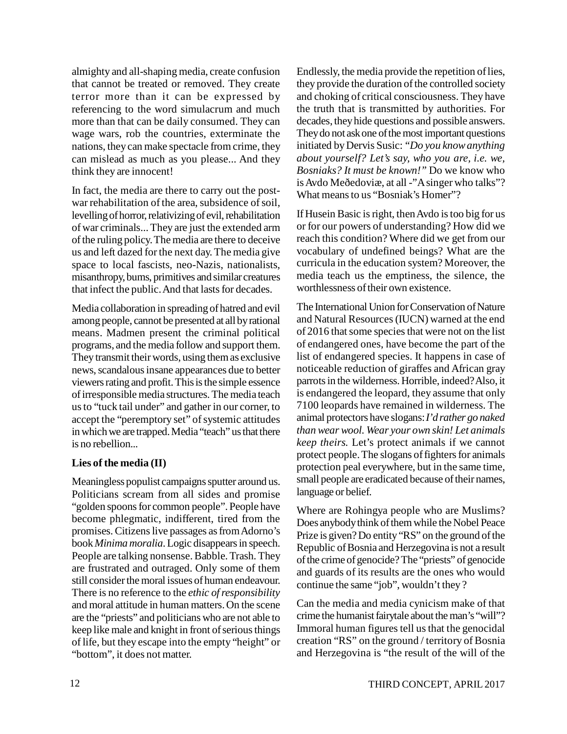almighty and all-shaping media, create confusion that cannot be treated or removed. They create terror more than it can be expressed by referencing to the word simulacrum and much more than that can be daily consumed. They can wage wars, rob the countries, exterminate the nations, they can make spectacle from crime, they can mislead as much as you please... And they think they are innocent!

In fact, the media are there to carry out the post-war rehabilitation of the area, subsidence of soil, levelling of horror, relativizing of evil, rehabilitation of war criminals... They are just the extended arm of the ruling policy. The media are there to deceive us and left dazed for the next day. The media give space to local fascists, neo-Nazis, nationalists, misanthropy, bums, primitives and similar creatures that infect the public. And that lasts for decades.

Media collaboration in spreading of hatred and evil among people, cannot be presented at all by rational means. Madmen present the criminal political programs, and the media follow and support them. They transmit their words, using them as exclusive news, scandalous insane appearances due to better viewers rating and profit. This is the simple essence of irresponsible media structures. The media teach us to "tuck tail under" and gather in our corner, to accept the "peremptory set" of systemic attitudes in which we are trapped. Media "teach" us that there is no rebellion...

**Lies of the media (II)**

Meaningless populist campaigns sputter around us. Politicians scream from all sides and promise "golden spoons for common people". People have become phlegmatic, indifferent, tired from the promises. Citizens live passages as from Adorno's book *Minima moralia*. Logic disappears in speech. People are talking nonsense. Babble. Trash. They are frustrated and outraged. Only some of them still consider the moral issues of human endeavour. There is no reference to the *ethic of responsibility* and moral attitude in human matters. On the scene are the "priests" and politicians who are not able to keep like male and knight in front of serious things of life, but they escape into the empty "height" or "bottom", it does not matter.

Endlessly, the media provide the repetition of lies, they provide the duration of the controlled society and choking of critical consciousness. They have the truth that is transmitted by authorities. For decades, they hide questions and possible answers. They do not ask one of the most important questions initiated by Dervis Susic: "*Do you know anything about yourself? Let's say, who you are, i.e. we, Bosniaks? It must be known!*" Do we know who is Avdo Međedoviæ, at all -"A singer who talks"? What means to us "Bosniak's Homer"?

If Husein Basic is right, then Avdo is too big for us or for our powers of understanding? How did we reach this condition? Where did we get from our vocabulary of undefined beings? What are the curricula in the education system? Moreover, the media teach us the emptiness, the silence, the worthlessness of their own existence.

The International Union for Conservation of Nature and Natural Resources (IUCN) warned at the end of 2016 that some species that were not on the list of endangered ones, have become the part of the list of endangered species. It happens in case of noticeable reduction of giraffes and African gray parrots in the wilderness. Horrible, indeed? Also, it is endangered the leopard, they assume that only 7100 leopards have remained in wilderness. The animal protectors have slogans: *I'd rather go naked than wear wool. Wear your own skin! Let animals keep theirs.* Let's protect animals if we cannot protect people. The slogans of fighters for animals protection peal everywhere, but in the same time, small people are eradicated because of their names, language or belief.

Where are Rohingya people who are Muslims? Does anybody think of them while the Nobel Peace Prize is given? Do entity "RS" on the ground of the Republic of Bosnia and Herzegovina is not a result of the crime of genocide? The "priests" of genocide and guards of its results are the ones who would continue the same "job", wouldn't they ?

Can the media and media cynicism make of that crime the humanist fairytale about the man's "will"? Immoral human figures tell us that the genocidal creation "RS" on the ground / territory of Bosnia and Herzegovina is "the result of the will of the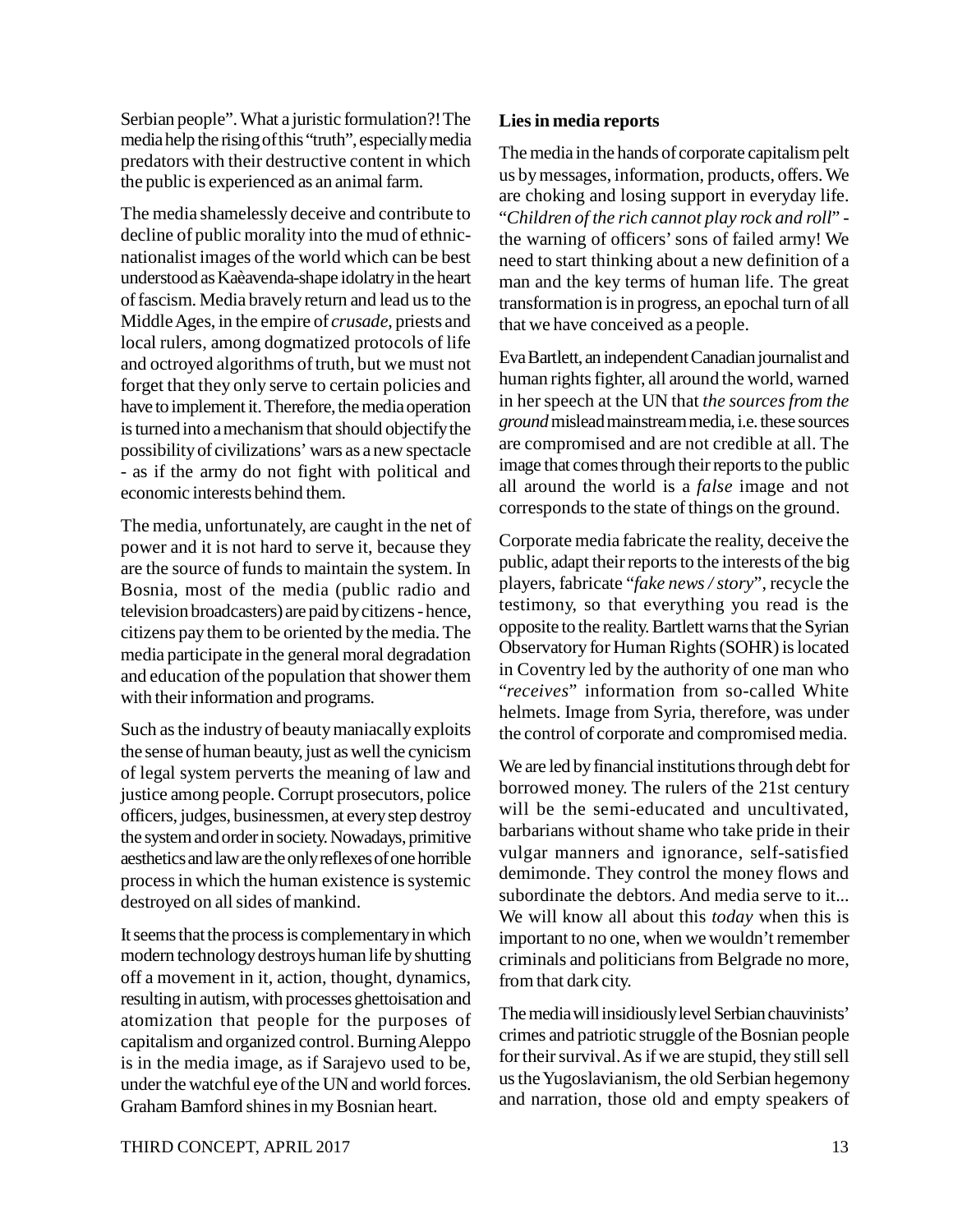Serbian people". What a juristic formulation?! The media help the rising of this "truth", especially media predators with their destructive content in which the public is experienced as an animal farm.

The media shamelessly deceive and contribute to decline of public morality into the mud of ethnic-nationalist images of the world which can be best understood as Kaèavenda-shape idolatry in the heart of fascism. Media bravely return and lead us to the Middle Ages, in the empire of *crusade*, priests and local rulers, among dogmatized protocols of life and octroyed algorithms of truth, but we must not forget that they only serve to certain policies and have to implement it. Therefore, the media operation is turned into a mechanism that should objectify the possibility of civilizations' wars as a new spectacle - as if the army do not fight with political and economic interests behind them.

The media, unfortunately, are caught in the net of power and it is not hard to serve it, because they are the source of funds to maintain the system. In Bosnia, most of the media (public radio and television broadcasters) are paid by citizens - hence, citizens pay them to be oriented by the media. The media participate in the general moral degradation and education of the population that shower them with their information and programs.

Such as the industry of beauty maniacally exploits the sense of human beauty, just as well the cynicism of legal system perverts the meaning of law and justice among people. Corrupt prosecutors, police officers, judges, businessmen, at every step destroy the system and order in society. Nowadays, primitive aesthetics and law are the only reflexes of one horrible process in which the human existence is systemic destroyed on all sides of mankind.

It seems that the process is complementary in which modern technology destroys human life by shutting off a movement in it, action, thought, dynamics, resulting in autism, with processes ghettoisation and atomization that people for the purposes of capitalism and organized control. Burning Aleppo is in the media image, as if Sarajevo used to be, under the watchful eye of the UN and world forces. Graham Bamford shines in my Bosnian heart.

**Lies in media reports**

The media in the hands of corporate capitalism pelt us by messages, information, products, offers. We are choking and losing support in everyday life. "*Children of the rich cannot play rock and roll*" - the warning of officers' sons of failed army! We need to start thinking about a new definition of a man and the key terms of human life. The great transformation is in progress, an epochal turn of all that we have conceived as a people.

Eva Bartlett, an independent Canadian journalist and human rights fighter, all around the world, warned in her speech at the UN that *the sources from the ground* mislead mainstream media, i.e. these sources are compromised and are not credible at all. The image that comes through their reports to the public all around the world is a *false* image and not corresponds to the state of things on the ground.

Corporate media fabricate the reality, deceive the public, adapt their reports to the interests of the big players, fabricate "*fake news / story*", recycle the testimony, so that everything you read is the opposite to the reality. Bartlett warns that the Syrian Observatory for Human Rights (SOHR) is located in Coventry led by the authority of one man who "*receives*" information from so-called White helmets. Image from Syria, therefore, was under the control of corporate and compromised media.

We are led by financial institutions through debt for borrowed money. The rulers of the 21st century will be the semi-educated and uncultivated, barbarians without shame who take pride in their vulgar manners and ignorance, self-satisfied demimonde. They control the money flows and subordinate the debtors. And media serve to it... We will know all about this *today* when this is important to no one, when we wouldn't remember criminals and politicians from Belgrade no more, from that dark city.

The media will insidiously level Serbian chauvinists' crimes and patriotic struggle of the Bosnian people for their survival. As if we are stupid, they still sell us the Yugoslavianism, the old Serbian hegemony and narration, those old and empty speakers of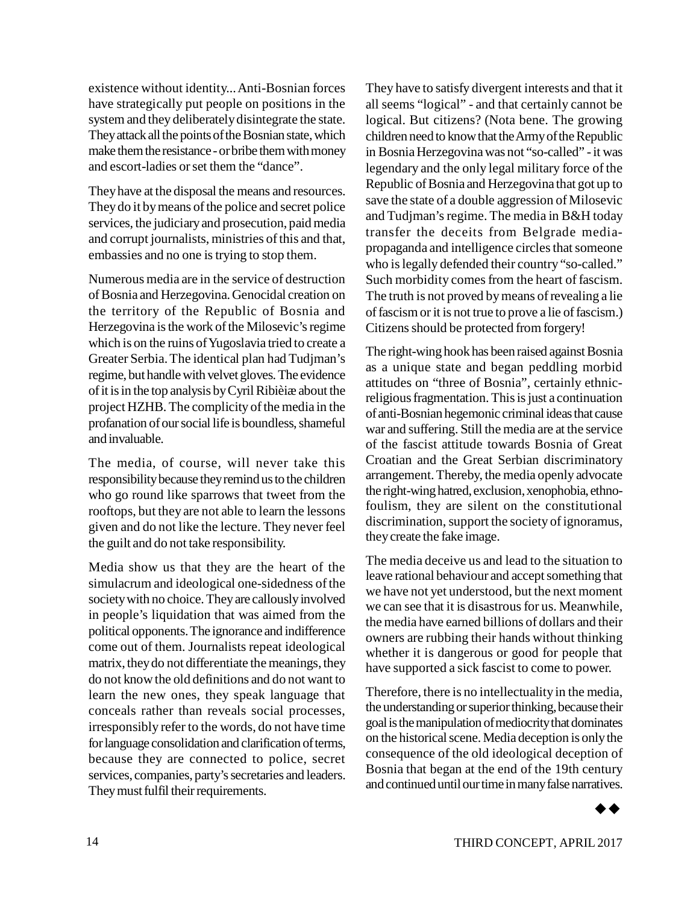existence without identity... Anti-Bosnian forces have strategically put people on positions in the system and they deliberately disintegrate the state. They attack all the points of the Bosnian state, which make them the resistance - or bribe them with money and escort-ladies or set them the "dance".

They have at the disposal the means and resources. They do it by means of the police and secret police services, the judiciary and prosecution, paid media and corrupt journalists, ministries of this and that, embassies and no one is trying to stop them.

Numerous media are in the service of destruction of Bosnia and Herzegovina. Genocidal creation on the territory of the Republic of Bosnia and Herzegovina is the work of the Milosevic's regime which is on the ruins of Yugoslavia tried to create a Greater Serbia. The identical plan had Tudjman's regime, but handle with velvet gloves. The evidence of it is in the top analysis by Cyril Ribièiæ about the project HZHB. The complicity of the media in the profanation of our social life is boundless, shameful and invaluable.

The media, of course, will never take this responsibility because they remind us to the children who go round like sparrows that tweet from the rooftops, but they are not able to learn the lessons given and do not like the lecture. They never feel the guilt and do not take responsibility.

Media show us that they are the heart of the simulacrum and ideological one-sidedness of the society with no choice. They are callously involved in people's liquidation that was aimed from the political opponents. The ignorance and indifference come out of them. Journalists repeat ideological matrix, they do not differentiate the meanings, they do not know the old definitions and do not want to learn the new ones, they speak language that conceals rather than reveals social processes, irresponsibly refer to the words, do not have time for language consolidation and clarification of terms, because they are connected to police, secret services, companies, party's secretaries and leaders. They must fulfil their requirements.

They have to satisfy divergent interests and that it all seems "logical" - and that certainly cannot be logical. But citizens? (Nota bene. The growing children need to know that the Army of the Republic in Bosnia Herzegovina was not "so-called" - it was legendary and the only legal military force of the Republic of Bosnia and Herzegovina that got up to save the state of a double aggression of Milosevic and Tudjman's regime. The media in B&H today transfer the deceits from Belgrade media-propaganda and intelligence circles that someone who is legally defended their country "so-called." Such morbidity comes from the heart of fascism. The truth is not proved by means of revealing a lie of fascism or it is not true to prove a lie of fascism.) Citizens should be protected from forgery!

The right-wing hook has been raised against Bosnia as a unique state and began peddling morbid attitudes on "three of Bosnia", certainly ethnic-religious fragmentation. This is just a continuation of anti-Bosnian hegemonic criminal ideas that cause war and suffering. Still the media are at the service of the fascist attitude towards Bosnia of Great Croatian and the Great Serbian discriminatory arrangement. Thereby, the media openly advocate the right-wing hatred, exclusion, xenophobia, ethno-foulism, they are silent on the constitutional discrimination, support the society of ignoramus, they create the fake image.

The media deceive us and lead to the situation to leave rational behaviour and accept something that we have not yet understood, but the next moment we can see that it is disastrous for us. Meanwhile, the media have earned billions of dollars and their owners are rubbing their hands without thinking whether it is dangerous or good for people that have supported a sick fascist to come to power.

Therefore, there is no intellectuality in the media, the understanding or superior thinking, because their goal is the manipulation of mediocrity that dominates on the historical scene. Media deception is only the consequence of the old ideological deception of Bosnia that began at the end of the 19th century and continued until our time in many false narratives.

◆◆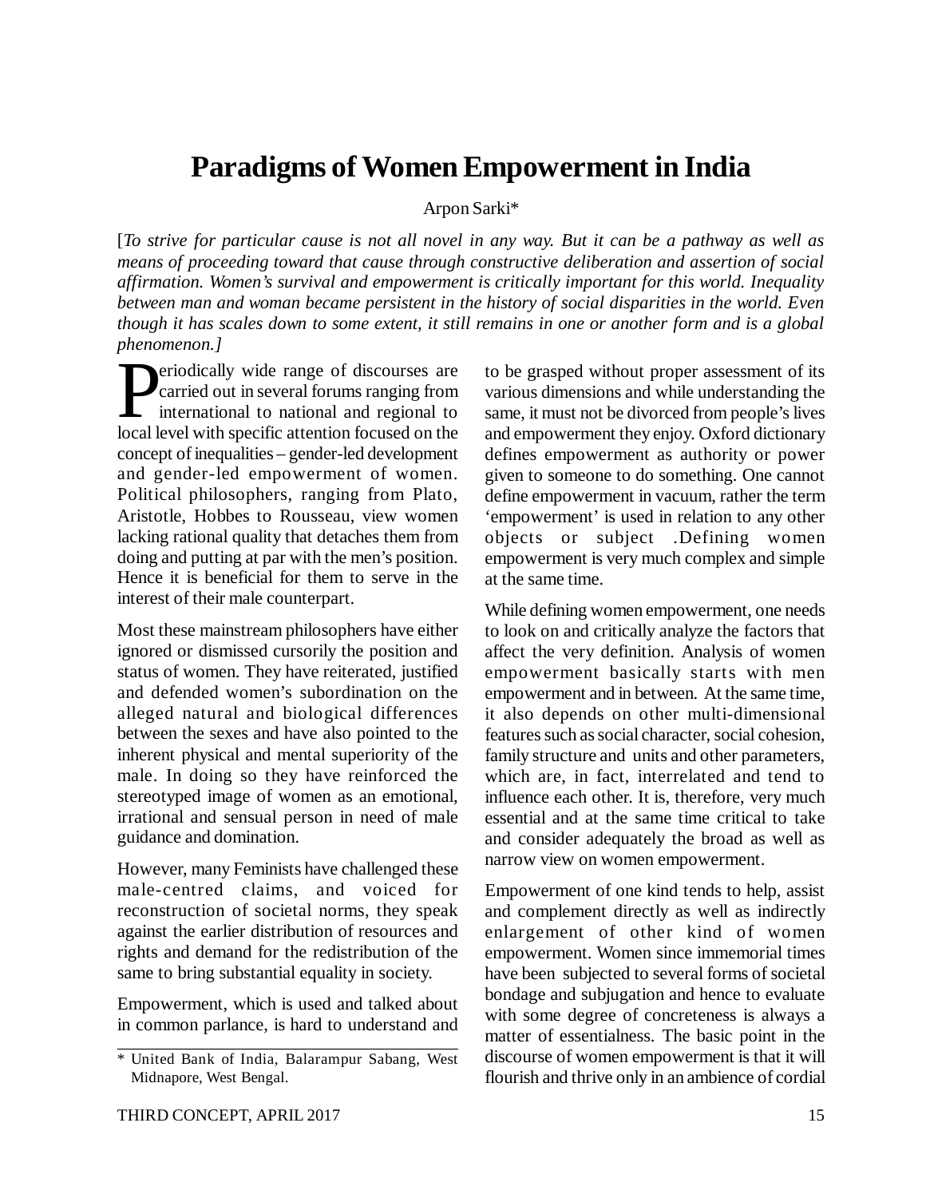# Paradigms of Women Empowerment in India

Arpon Sarki*

[*To strive for particular cause is not all novel in any way. But it can be a pathway as well as means of proceeding toward that cause through constructive deliberation and assertion of social affirmation. Women's survival and empowerment is critically important for this world. Inequality between man and woman became persistent in the history of social disparities in the world. Even though it has scales down to some extent, it still remains in one or another form and is a global phenomenon.*]

Periodically wide range of discourses are carried out in several forums ranging from international to national and regional to local level with specific attention focused on the concept of inequalities – gender-led development and gender-led empowerment of women. Political philosophers, ranging from Plato, Aristotle, Hobbes to Rousseau, view women lacking rational quality that detaches them from doing and putting at par with the men's position. Hence it is beneficial for them to serve in the interest of their male counterpart.

Most these mainstream philosophers have either ignored or dismissed cursorily the position and status of women. They have reiterated, justified and defended women's subordination on the alleged natural and biological differences between the sexes and have also pointed to the inherent physical and mental superiority of the male. In doing so they have reinforced the stereotyped image of women as an emotional, irrational and sensual person in need of male guidance and domination.

However, many Feminists have challenged these male-centred claims, and voiced for reconstruction of societal norms, they speak against the earlier distribution of resources and rights and demand for the redistribution of the same to bring substantial equality in society.

Empowerment, which is used and talked about in common parlance, is hard to understand and to be grasped without proper assessment of its various dimensions and while understanding the same, it must not be divorced from people's lives and empowerment they enjoy. Oxford dictionary defines empowerment as authority or power given to someone to do something. One cannot define empowerment in vacuum, rather the term 'empowerment' is used in relation to any other objects or subject .Defining women empowerment is very much complex and simple at the same time.

While defining women empowerment, one needs to look on and critically analyze the factors that affect the very definition. Analysis of women empowerment basically starts with men empowerment and in between. At the same time, it also depends on other multi-dimensional features such as social character, social cohesion, family structure and units and other parameters, which are, in fact, interrelated and tend to influence each other. It is, therefore, very much essential and at the same time critical to take and consider adequately the broad as well as narrow view on women empowerment.

Empowerment of one kind tends to help, assist and complement directly as well as indirectly enlargement of other kind of women empowerment. Women since immemorial times have been subjected to several forms of societal bondage and subjugation and hence to evaluate with some degree of concreteness is always a matter of essentialness. The basic point in the discourse of women empowerment is that it will flourish and thrive only in an ambience of cordial

\* United Bank of India, Balarampur Sabang, West Midnapore, West Bengal.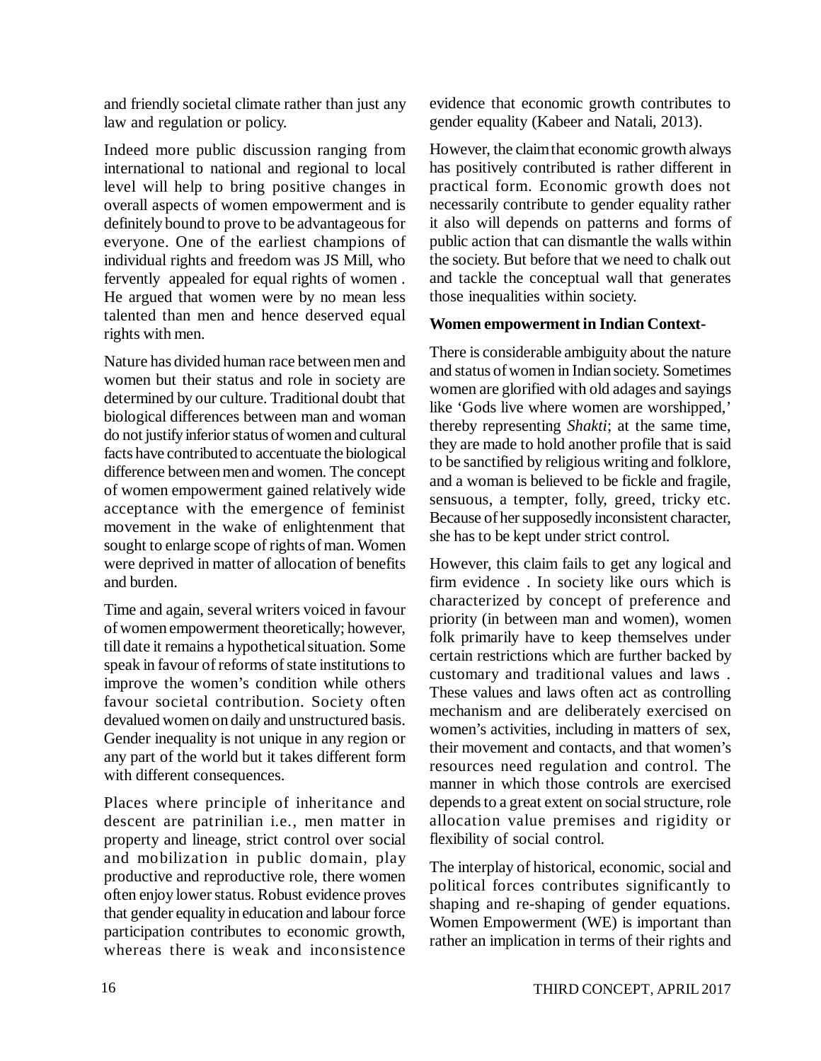and friendly societal climate rather than just any law and regulation or policy.

Indeed more public discussion ranging from international to national and regional to local level will help to bring positive changes in overall aspects of women empowerment and is definitely bound to prove to be advantageous for everyone. One of the earliest champions of individual rights and freedom was JS Mill, who fervently appealed for equal rights of women . He argued that women were by no mean less talented than men and hence deserved equal rights with men.

Nature has divided human race between men and women but their status and role in society are determined by our culture. Traditional doubt that biological differences between man and woman do not justify inferior status of women and cultural facts have contributed to accentuate the biological difference between men and women. The concept of women empowerment gained relatively wide acceptance with the emergence of feminist movement in the wake of enlightenment that sought to enlarge scope of rights of man. Women were deprived in matter of allocation of benefits and burden.

Time and again, several writers voiced in favour of women empowerment theoretically; however, till date it remains a hypothetical situation. Some speak in favour of reforms of state institutions to improve the women's condition while others favour societal contribution. Society often devalued women on daily and unstructured basis. Gender inequality is not unique in any region or any part of the world but it takes different form with different consequences.

Places where principle of inheritance and descent are patrinilian i.e., men matter in property and lineage, strict control over social and mobilization in public domain, play productive and reproductive role, there women often enjoy lower status. Robust evidence proves that gender equality in education and labour force participation contributes to economic growth, whereas there is weak and inconsistence evidence that economic growth contributes to gender equality (Kabeer and Natali, 2013).

However, the claim that economic growth always has positively contributed is rather different in practical form. Economic growth does not necessarily contribute to gender equality rather it also will depends on patterns and forms of public action that can dismantle the walls within the society. But before that we need to chalk out and tackle the conceptual wall that generates those inequalities within society.

**Women empowerment in Indian Context-**

There is considerable ambiguity about the nature and status of women in Indian society. Sometimes women are glorified with old adages and sayings like 'Gods live where women are worshipped,' thereby representing *Shakti*; at the same time, they are made to hold another profile that is said to be sanctified by religious writing and folklore, and a woman is believed to be fickle and fragile, sensuous, a tempter, folly, greed, tricky etc. Because of her supposedly inconsistent character, she has to be kept under strict control.

However, this claim fails to get any logical and firm evidence . In society like ours which is characterized by concept of preference and priority (in between man and women), women folk primarily have to keep themselves under certain restrictions which are further backed by customary and traditional values and laws . These values and laws often act as controlling mechanism and are deliberately exercised on women's activities, including in matters of sex, their movement and contacts, and that women's resources need regulation and control. The manner in which those controls are exercised depends to a great extent on social structure, role allocation value premises and rigidity or flexibility of social control.

The interplay of historical, economic, social and political forces contributes significantly to shaping and re-shaping of gender equations. Women Empowerment (WE) is important than rather an implication in terms of their rights and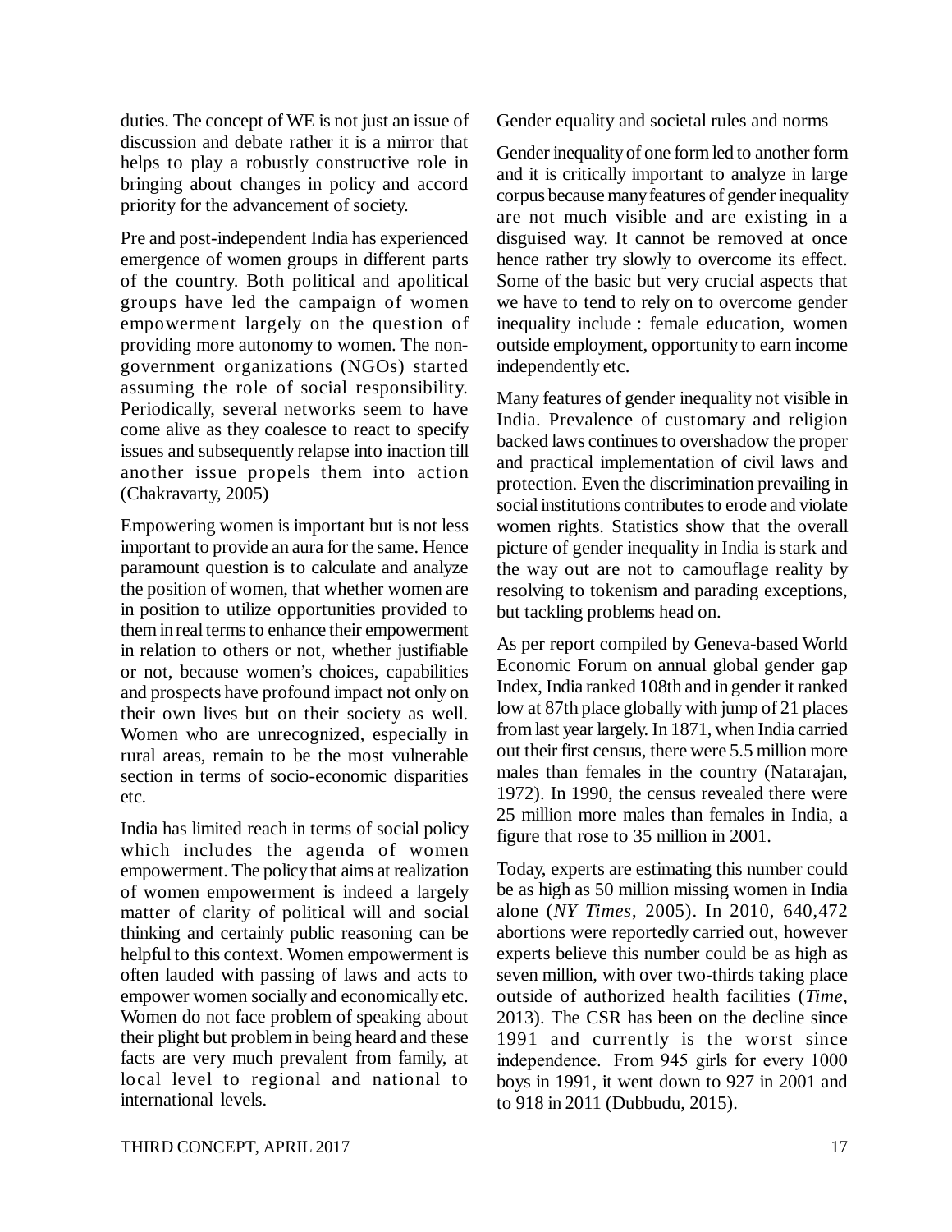duties. The concept of WE is not just an issue of discussion and debate rather it is a mirror that helps to play a robustly constructive role in bringing about changes in policy and accord priority for the advancement of society.

Pre and post-independent India has experienced emergence of women groups in different parts of the country. Both political and apolitical groups have led the campaign of women empowerment largely on the question of providing more autonomy to women. The non-government organizations (NGOs) started assuming the role of social responsibility. Periodically, several networks seem to have come alive as they coalesce to react to specify issues and subsequently relapse into inaction till another issue propels them into action (Chakravarty, 2005)

Empowering women is important but is not less important to provide an aura for the same. Hence paramount question is to calculate and analyze the position of women, that whether women are in position to utilize opportunities provided to them in real terms to enhance their empowerment in relation to others or not, whether justifiable or not, because women's choices, capabilities and prospects have profound impact not only on their own lives but on their society as well. Women who are unrecognized, especially in rural areas, remain to be the most vulnerable section in terms of socio-economic disparities etc.

India has limited reach in terms of social policy which includes the agenda of women empowerment. The policy that aims at realization of women empowerment is indeed a largely matter of clarity of political will and social thinking and certainly public reasoning can be helpful to this context. Women empowerment is often lauded with passing of laws and acts to empower women socially and economically etc. Women do not face problem of speaking about their plight but problem in being heard and these facts are very much prevalent from family, at local level to regional and national to international levels.

Gender equality and societal rules and norms

Gender inequality of one form led to another form and it is critically important to analyze in large corpus because many features of gender inequality are not much visible and are existing in a disguised way. It cannot be removed at once hence rather try slowly to overcome its effect. Some of the basic but very crucial aspects that we have to tend to rely on to overcome gender inequality include : female education, women outside employment, opportunity to earn income independently etc.

Many features of gender inequality not visible in India. Prevalence of customary and religion backed laws continues to overshadow the proper and practical implementation of civil laws and protection. Even the discrimination prevailing in social institutions contributes to erode and violate women rights. Statistics show that the overall picture of gender inequality in India is stark and the way out are not to camouflage reality by resolving to tokenism and parading exceptions, but tackling problems head on.

As per report compiled by Geneva-based World Economic Forum on annual global gender gap Index, India ranked 108th and in gender it ranked low at 87th place globally with jump of 21 places from last year largely. In 1871, when India carried out their first census, there were 5.5 million more males than females in the country (Natarajan, 1972). In 1990, the census revealed there were 25 million more males than females in India, a figure that rose to 35 million in 2001.

Today, experts are estimating this number could be as high as 50 million missing women in India alone (*NY Times*, 2005). In 2010, 640,472 abortions were reportedly carried out, however experts believe this number could be as high as seven million, with over two-thirds taking place outside of authorized health facilities (*Time*, 2013). The CSR has been on the decline since 1991 and currently is the worst since independence. From 945 girls for every 1000 boys in 1991, it went down to 927 in 2001 and to 918 in 2011 (Dubbudu, 2015).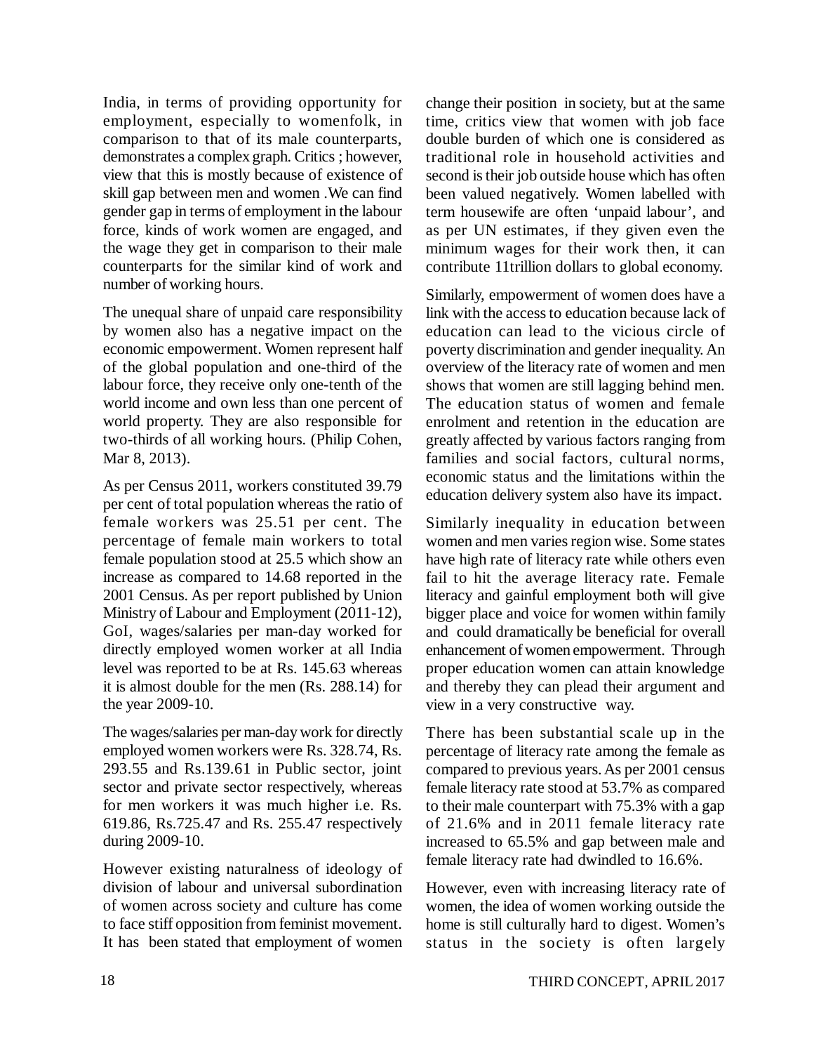India, in terms of providing opportunity for employment, especially to womenfolk, in comparison to that of its male counterparts, demonstrates a complex graph. Critics ; however, view that this is mostly because of existence of skill gap between men and women .We can find gender gap in terms of employment in the labour force, kinds of work women are engaged, and the wage they get in comparison to their male counterparts for the similar kind of work and number of working hours.

The unequal share of unpaid care responsibility by women also has a negative impact on the economic empowerment. Women represent half of the global population and one-third of the labour force, they receive only one-tenth of the world income and own less than one percent of world property. They are also responsible for two-thirds of all working hours. (Philip Cohen, Mar 8, 2013).

As per Census 2011, workers constituted 39.79 per cent of total population whereas the ratio of female workers was 25.51 per cent. The percentage of female main workers to total female population stood at 25.5 which show an increase as compared to 14.68 reported in the 2001 Census. As per report published by Union Ministry of Labour and Employment (2011-12), GoI, wages/salaries per man-day worked for directly employed women worker at all India level was reported to be at Rs. 145.63 whereas it is almost double for the men (Rs. 288.14) for the year 2009-10.

The wages/salaries per man-day work for directly employed women workers were Rs. 328.74, Rs. 293.55 and Rs.139.61 in Public sector, joint sector and private sector respectively, whereas for men workers it was much higher i.e. Rs. 619.86, Rs.725.47 and Rs. 255.47 respectively during 2009-10.

However existing naturalness of ideology of division of labour and universal subordination of women across society and culture has come to face stiff opposition from feminist movement. It has been stated that employment of women change their position in society, but at the same time, critics view that women with job face double burden of which one is considered as traditional role in household activities and second is their job outside house which has often been valued negatively. Women labelled with term housewife are often 'unpaid labour', and as per UN estimates, if they given even the minimum wages for their work then, it can contribute 11trillion dollars to global economy.

Similarly, empowerment of women does have a link with the access to education because lack of education can lead to the vicious circle of poverty discrimination and gender inequality. An overview of the literacy rate of women and men shows that women are still lagging behind men. The education status of women and female enrolment and retention in the education are greatly affected by various factors ranging from families and social factors, cultural norms, economic status and the limitations within the education delivery system also have its impact.

Similarly inequality in education between women and men varies region wise. Some states have high rate of literacy rate while others even fail to hit the average literacy rate. Female literacy and gainful employment both will give bigger place and voice for women within family and could dramatically be beneficial for overall enhancement of women empowerment. Through proper education women can attain knowledge and thereby they can plead their argument and view in a very constructive way.

There has been substantial scale up in the percentage of literacy rate among the female as compared to previous years. As per 2001 census female literacy rate stood at 53.7% as compared to their male counterpart with 75.3% with a gap of 21.6% and in 2011 female literacy rate increased to 65.5% and gap between male and female literacy rate had dwindled to 16.6%.

However, even with increasing literacy rate of women, the idea of women working outside the home is still culturally hard to digest. Women's status in the society is often largely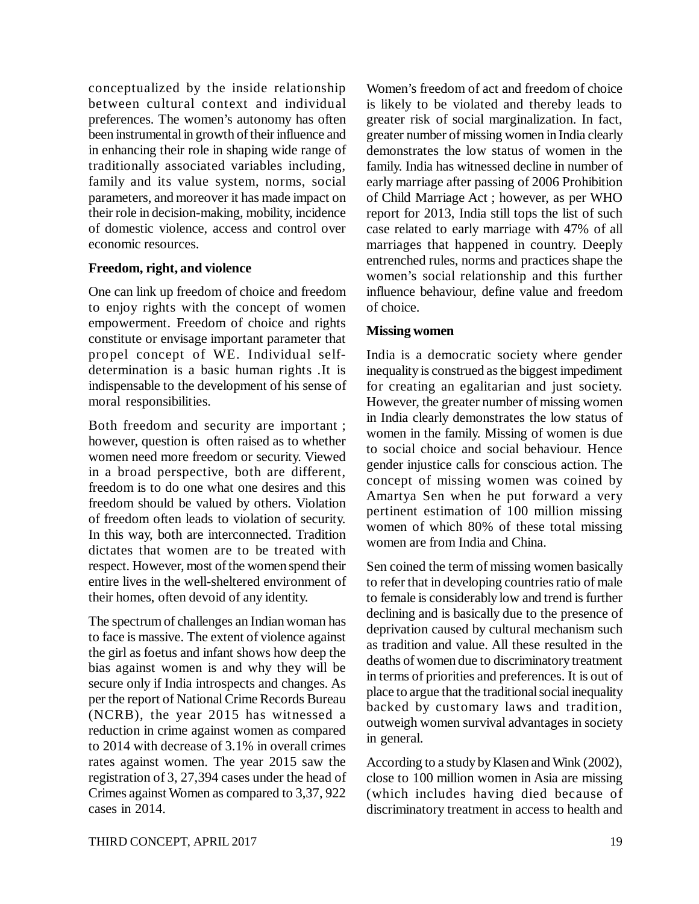conceptualized by the inside relationship between cultural context and individual preferences. The women's autonomy has often been instrumental in growth of their influence and in enhancing their role in shaping wide range of traditionally associated variables including, family and its value system, norms, social parameters, and moreover it has made impact on their role in decision-making, mobility, incidence of domestic violence, access and control over economic resources.

### Freedom, right, and violence

One can link up freedom of choice and freedom to enjoy rights with the concept of women empowerment. Freedom of choice and rights constitute or envisage important parameter that propel concept of WE. Individual self-determination is a basic human rights .It is indispensable to the development of his sense of moral responsibilities.

Both freedom and security are important ; however, question is often raised as to whether women need more freedom or security. Viewed in a broad perspective, both are different, freedom is to do one what one desires and this freedom should be valued by others. Violation of freedom often leads to violation of security. In this way, both are interconnected. Tradition dictates that women are to be treated with respect. However, most of the women spend their entire lives in the well-sheltered environment of their homes, often devoid of any identity.

The spectrum of challenges an Indian woman has to face is massive. The extent of violence against the girl as foetus and infant shows how deep the bias against women is and why they will be secure only if India introspects and changes. As per the report of National Crime Records Bureau (NCRB), the year 2015 has witnessed a reduction in crime against women as compared to 2014 with decrease of 3.1% in overall crimes rates against women. The year 2015 saw the registration of 3, 27,394 cases under the head of Crimes against Women as compared to 3,37, 922 cases in 2014.

Women's freedom of act and freedom of choice is likely to be violated and thereby leads to greater risk of social marginalization. In fact, greater number of missing women in India clearly demonstrates the low status of women in the family. India has witnessed decline in number of early marriage after passing of 2006 Prohibition of Child Marriage Act ; however, as per WHO report for 2013, India still tops the list of such case related to early marriage with 47% of all marriages that happened in country. Deeply entrenched rules, norms and practices shape the women's social relationship and this further influence behaviour, define value and freedom of choice.

### Missing women

India is a democratic society where gender inequality is construed as the biggest impediment for creating an egalitarian and just society. However, the greater number of missing women in India clearly demonstrates the low status of women in the family. Missing of women is due to social choice and social behaviour. Hence gender injustice calls for conscious action. The concept of missing women was coined by Amartya Sen when he put forward a very pertinent estimation of 100 million missing women of which 80% of these total missing women are from India and China.

Sen coined the term of missing women basically to refer that in developing countries ratio of male to female is considerably low and trend is further declining and is basically due to the presence of deprivation caused by cultural mechanism such as tradition and value. All these resulted in the deaths of women due to discriminatory treatment in terms of priorities and preferences. It is out of place to argue that the traditional social inequality backed by customary laws and tradition, outweigh women survival advantages in society in general.

According to a study by Klasen and Wink (2002), close to 100 million women in Asia are missing (which includes having died because of discriminatory treatment in access to health and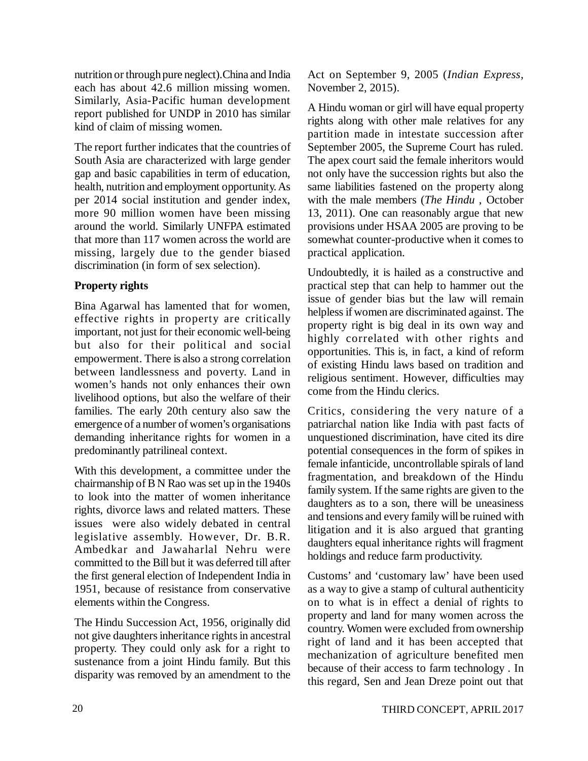nutrition or through pure neglect).China and India each has about 42.6 million missing women. Similarly, Asia-Pacific human development report published for UNDP in 2010 has similar kind of claim of missing women.

The report further indicates that the countries of South Asia are characterized with large gender gap and basic capabilities in term of education, health, nutrition and employment opportunity. As per 2014 social institution and gender index, more 90 million women have been missing around the world. Similarly UNFPA estimated that more than 117 women across the world are missing, largely due to the gender biased discrimination (in form of sex selection).

**Property rights**

Bina Agarwal has lamented that for women, effective rights in property are critically important, not just for their economic well-being but also for their political and social empowerment. There is also a strong correlation between landlessness and poverty. Land in women's hands not only enhances their own livelihood options, but also the welfare of their families. The early 20th century also saw the emergence of a number of women's organisations demanding inheritance rights for women in a predominantly patrilineal context.

With this development, a committee under the chairmanship of B N Rao was set up in the 1940s to look into the matter of women inheritance rights, divorce laws and related matters. These issues were also widely debated in central legislative assembly. However, Dr. B.R. Ambedkar and Jawaharlal Nehru were committed to the Bill but it was deferred till after the first general election of Independent India in 1951, because of resistance from conservative elements within the Congress.

The Hindu Succession Act, 1956, originally did not give daughters inheritance rights in ancestral property. They could only ask for a right to sustenance from a joint Hindu family. But this disparity was removed by an amendment to the Act on September 9, 2005 (*Indian Express*, November 2, 2015).

A Hindu woman or girl will have equal property rights along with other male relatives for any partition made in intestate succession after September 2005, the Supreme Court has ruled. The apex court said the female inheritors would not only have the succession rights but also the same liabilities fastened on the property along with the male members (*The Hindu* , October 13, 2011). One can reasonably argue that new provisions under HSAA 2005 are proving to be somewhat counter-productive when it comes to practical application.

Undoubtedly, it is hailed as a constructive and practical step that can help to hammer out the issue of gender bias but the law will remain helpless if women are discriminated against. The property right is big deal in its own way and highly correlated with other rights and opportunities. This is, in fact, a kind of reform of existing Hindu laws based on tradition and religious sentiment. However, difficulties may come from the Hindu clerics.

Critics, considering the very nature of a patriarchal nation like India with past facts of unquestioned discrimination, have cited its dire potential consequences in the form of spikes in female infanticide, uncontrollable spirals of land fragmentation, and breakdown of the Hindu family system. If the same rights are given to the daughters as to a son, there will be uneasiness and tensions and every family will be ruined with litigation and it is also argued that granting daughters equal inheritance rights will fragment holdings and reduce farm productivity.

Customs' and 'customary law' have been used as a way to give a stamp of cultural authenticity on to what is in effect a denial of rights to property and land for many women across the country. Women were excluded from ownership right of land and it has been accepted that mechanization of agriculture benefited men because of their access to farm technology . In this regard, Sen and Jean Dreze point out that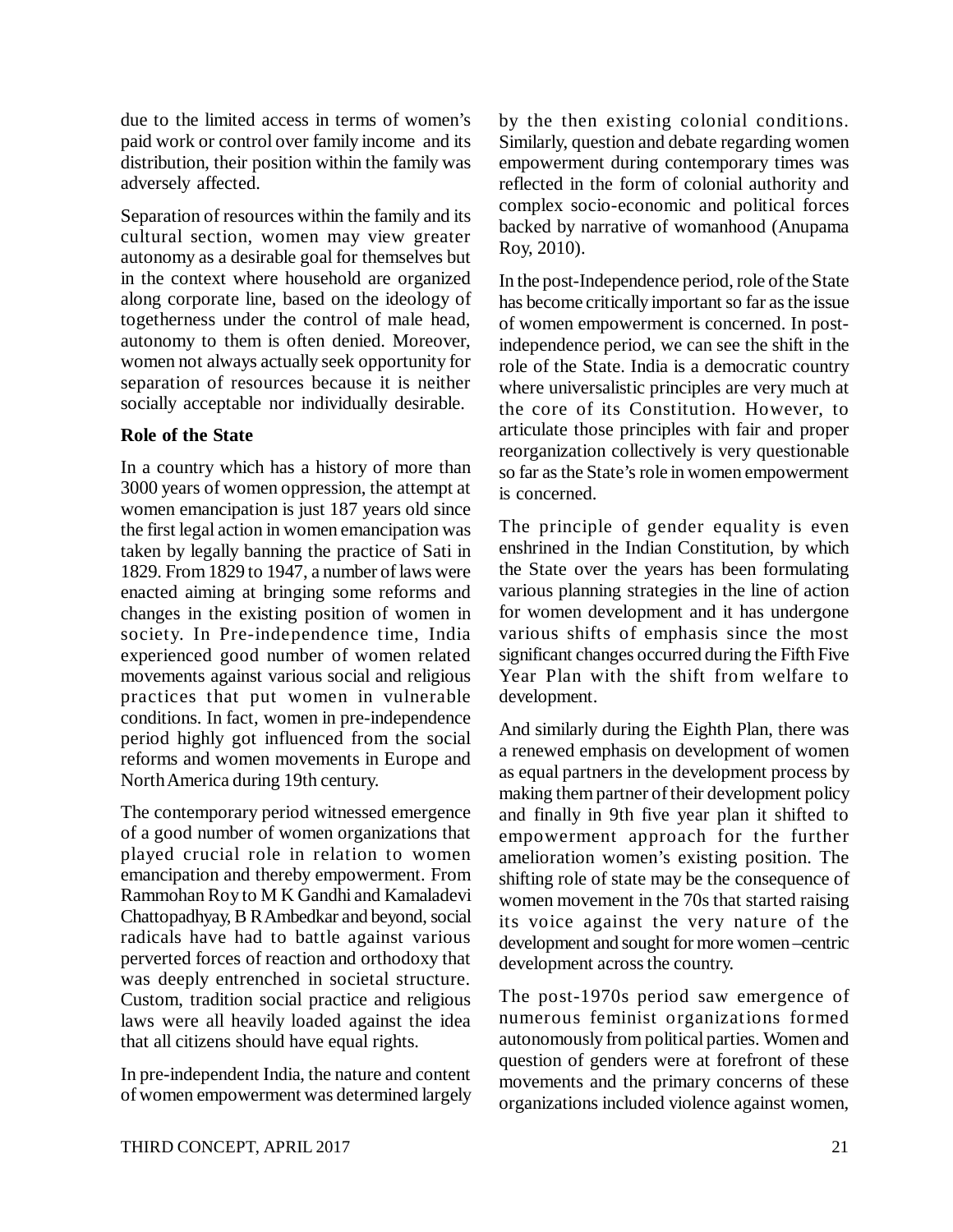due to the limited access in terms of women's paid work or control over family income and its distribution, their position within the family was adversely affected.

Separation of resources within the family and its cultural section, women may view greater autonomy as a desirable goal for themselves but in the context where household are organized along corporate line, based on the ideology of togetherness under the control of male head, autonomy to them is often denied. Moreover, women not always actually seek opportunity for separation of resources because it is neither socially acceptable nor individually desirable.

**Role of the State**

In a country which has a history of more than 3000 years of women oppression, the attempt at women emancipation is just 187 years old since the first legal action in women emancipation was taken by legally banning the practice of Sati in 1829. From 1829 to 1947, a number of laws were enacted aiming at bringing some reforms and changes in the existing position of women in society. In Pre-independence time, India experienced good number of women related movements against various social and religious practices that put women in vulnerable conditions. In fact, women in pre-independence period highly got influenced from the social reforms and women movements in Europe and North America during 19th century.

The contemporary period witnessed emergence of a good number of women organizations that played crucial role in relation to women emancipation and thereby empowerment. From Rammohan Roy to M K Gandhi and Kamaladevi Chattopadhyay, B R Ambedkar and beyond, social radicals have had to battle against various perverted forces of reaction and orthodoxy that was deeply entrenched in societal structure. Custom, tradition social practice and religious laws were all heavily loaded against the idea that all citizens should have equal rights.

In pre-independent India, the nature and content of women empowerment was determined largely by the then existing colonial conditions. Similarly, question and debate regarding women empowerment during contemporary times was reflected in the form of colonial authority and complex socio-economic and political forces backed by narrative of womanhood (Anupama Roy, 2010).

In the post-Independence period, role of the State has become critically important so far as the issue of women empowerment is concerned. In post-independence period, we can see the shift in the role of the State. India is a democratic country where universalistic principles are very much at the core of its Constitution. However, to articulate those principles with fair and proper reorganization collectively is very questionable so far as the State's role in women empowerment is concerned.

The principle of gender equality is even enshrined in the Indian Constitution, by which the State over the years has been formulating various planning strategies in the line of action for women development and it has undergone various shifts of emphasis since the most significant changes occurred during the Fifth Five Year Plan with the shift from welfare to development.

And similarly during the Eighth Plan, there was a renewed emphasis on development of women as equal partners in the development process by making them partner of their development policy and finally in 9th five year plan it shifted to empowerment approach for the further amelioration women's existing position. The shifting role of state may be the consequence of women movement in the 70s that started raising its voice against the very nature of the development and sought for more women –centric development across the country.

The post-1970s period saw emergence of numerous feminist organizations formed autonomously from political parties. Women and question of genders were at forefront of these movements and the primary concerns of these organizations included violence against women,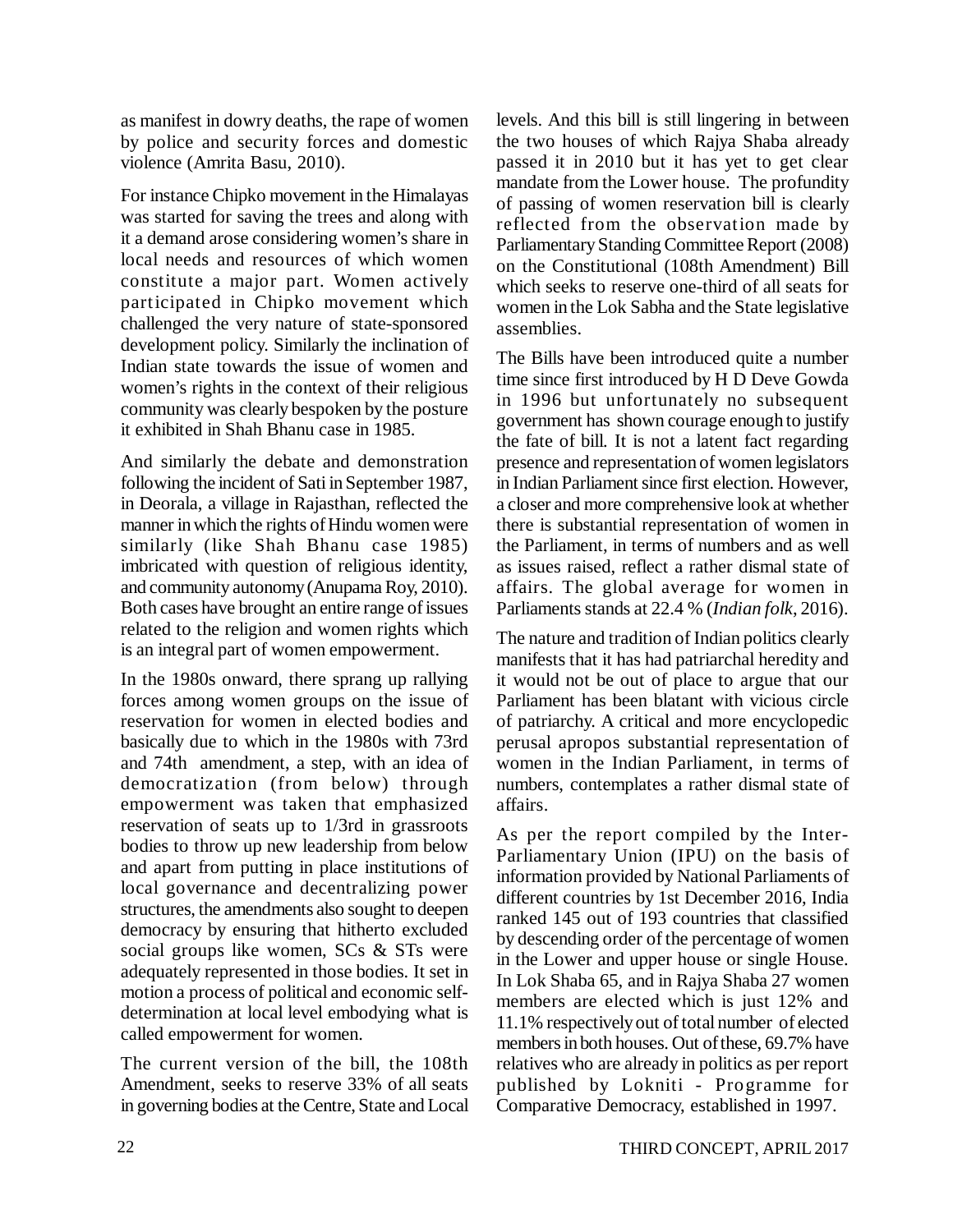as manifest in dowry deaths, the rape of women by police and security forces and domestic violence (Amrita Basu, 2010).

For instance Chipko movement in the Himalayas was started for saving the trees and along with it a demand arose considering women's share in local needs and resources of which women constitute a major part. Women actively participated in Chipko movement which challenged the very nature of state-sponsored development policy. Similarly the inclination of Indian state towards the issue of women and women's rights in the context of their religious community was clearly bespoken by the posture it exhibited in Shah Bhanu case in 1985.

And similarly the debate and demonstration following the incident of Sati in September 1987, in Deorala, a village in Rajasthan, reflected the manner in which the rights of Hindu women were similarly (like Shah Bhanu case 1985) imbricated with question of religious identity, and community autonomy (Anupama Roy, 2010). Both cases have brought an entire range of issues related to the religion and women rights which is an integral part of women empowerment.

In the 1980s onward, there sprang up rallying forces among women groups on the issue of reservation for women in elected bodies and basically due to which in the 1980s with 73rd and 74th amendment, a step, with an idea of democratization (from below) through empowerment was taken that emphasized reservation of seats up to 1/3rd in grassroots bodies to throw up new leadership from below and apart from putting in place institutions of local governance and decentralizing power structures, the amendments also sought to deepen democracy by ensuring that hitherto excluded social groups like women, SCs & STs were adequately represented in those bodies. It set in motion a process of political and economic self-determination at local level embodying what is called empowerment for women.

The current version of the bill, the 108th Amendment, seeks to reserve 33% of all seats in governing bodies at the Centre, State and Local levels. And this bill is still lingering in between the two houses of which Rajya Shaba already passed it in 2010 but it has yet to get clear mandate from the Lower house. The profundity of passing of women reservation bill is clearly reflected from the observation made by Parliamentary Standing Committee Report (2008) on the Constitutional (108th Amendment) Bill which seeks to reserve one-third of all seats for women in the Lok Sabha and the State legislative assemblies.

The Bills have been introduced quite a number time since first introduced by H D Deve Gowda in 1996 but unfortunately no subsequent government has shown courage enough to justify the fate of bill. It is not a latent fact regarding presence and representation of women legislators in Indian Parliament since first election. However, a closer and more comprehensive look at whether there is substantial representation of women in the Parliament, in terms of numbers and as well as issues raised, reflect a rather dismal state of affairs. The global average for women in Parliaments stands at 22.4 % (*Indian folk*, 2016).

The nature and tradition of Indian politics clearly manifests that it has had patriarchal heredity and it would not be out of place to argue that our Parliament has been blatant with vicious circle of patriarchy. A critical and more encyclopedic perusal apropos substantial representation of women in the Indian Parliament, in terms of numbers, contemplates a rather dismal state of affairs.

As per the report compiled by the Inter-Parliamentary Union (IPU) on the basis of information provided by National Parliaments of different countries by 1st December 2016, India ranked 145 out of 193 countries that classified by descending order of the percentage of women in the Lower and upper house or single House. In Lok Shaba 65, and in Rajya Shaba 27 women members are elected which is just 12% and 11.1% respectively out of total number of elected members in both houses. Out of these, 69.7% have relatives who are already in politics as per report published by Lokniti - Programme for Comparative Democracy, established in 1997.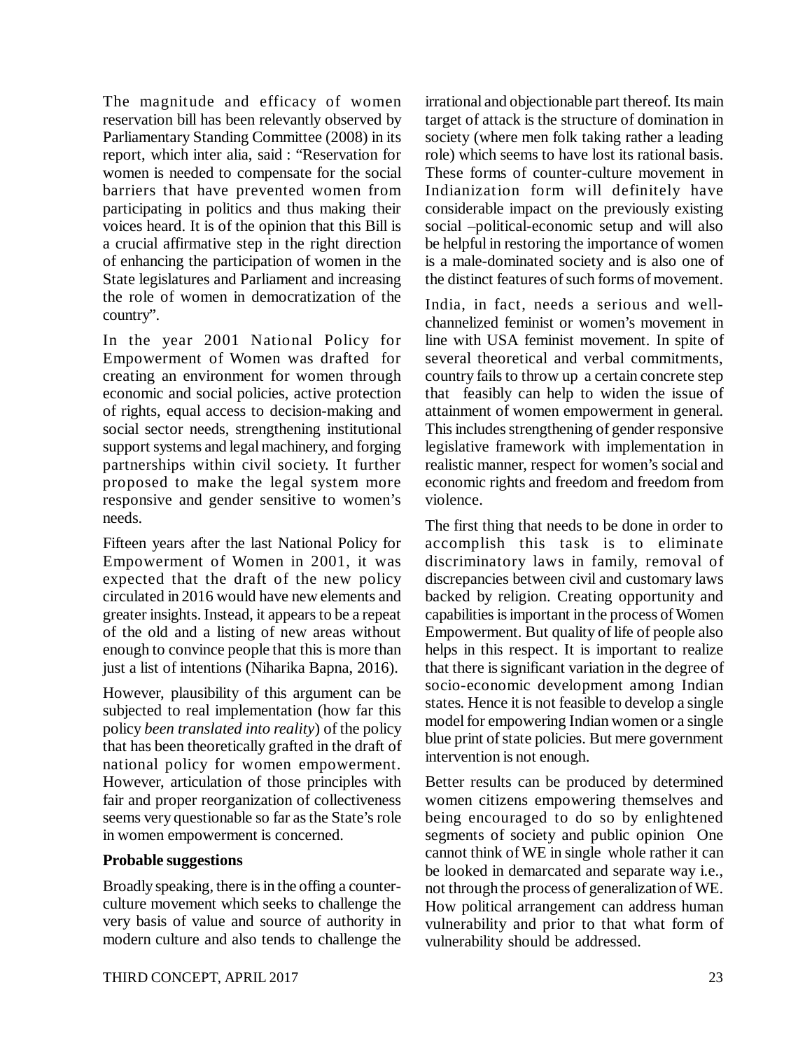The magnitude and efficacy of women reservation bill has been relevantly observed by Parliamentary Standing Committee (2008) in its report, which inter alia, said : "Reservation for women is needed to compensate for the social barriers that have prevented women from participating in politics and thus making their voices heard. It is of the opinion that this Bill is a crucial affirmative step in the right direction of enhancing the participation of women in the State legislatures and Parliament and increasing the role of women in democratization of the country".

In the year 2001 National Policy for Empowerment of Women was drafted for creating an environment for women through economic and social policies, active protection of rights, equal access to decision-making and social sector needs, strengthening institutional support systems and legal machinery, and forging partnerships within civil society. It further proposed to make the legal system more responsive and gender sensitive to women's needs.

Fifteen years after the last National Policy for Empowerment of Women in 2001, it was expected that the draft of the new policy circulated in 2016 would have new elements and greater insights. Instead, it appears to be a repeat of the old and a listing of new areas without enough to convince people that this is more than just a list of intentions (Niharika Bapna, 2016).

However, plausibility of this argument can be subjected to real implementation (how far this policy *been translated into reality*) of the policy that has been theoretically grafted in the draft of national policy for women empowerment. However, articulation of those principles with fair and proper reorganization of collectiveness seems very questionable so far as the State's role in women empowerment is concerned.

**Probable suggestions**

Broadly speaking, there is in the offing a counter-culture movement which seeks to challenge the very basis of value and source of authority in modern culture and also tends to challenge the irrational and objectionable part thereof. Its main target of attack is the structure of domination in society (where men folk taking rather a leading role) which seems to have lost its rational basis. These forms of counter-culture movement in Indianization form will definitely have considerable impact on the previously existing social –political-economic setup and will also be helpful in restoring the importance of women is a male-dominated society and is also one of the distinct features of such forms of movement.

India, in fact, needs a serious and well-channelized feminist or women's movement in line with USA feminist movement. In spite of several theoretical and verbal commitments, country fails to throw up a certain concrete step that feasibly can help to widen the issue of attainment of women empowerment in general. This includes strengthening of gender responsive legislative framework with implementation in realistic manner, respect for women's social and economic rights and freedom and freedom from violence.

The first thing that needs to be done in order to accomplish this task is to eliminate discriminatory laws in family, removal of discrepancies between civil and customary laws backed by religion. Creating opportunity and capabilities is important in the process of Women Empowerment. But quality of life of people also helps in this respect. It is important to realize that there is significant variation in the degree of socio-economic development among Indian states. Hence it is not feasible to develop a single model for empowering Indian women or a single blue print of state policies. But mere government intervention is not enough.

Better results can be produced by determined women citizens empowering themselves and being encouraged to do so by enlightened segments of society and public opinion One cannot think of WE in single whole rather it can be looked in demarcated and separate way i.e., not through the process of generalization of WE. How political arrangement can address human vulnerability and prior to that what form of vulnerability should be addressed.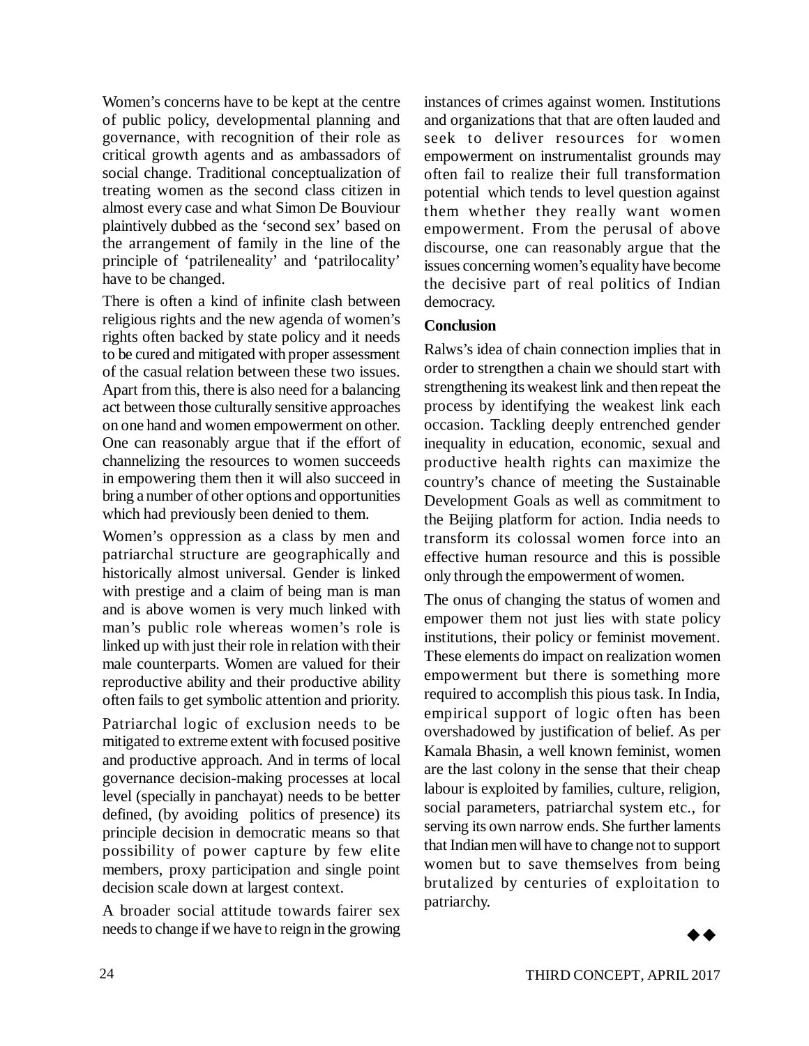Women's concerns have to be kept at the centre of public policy, developmental planning and governance, with recognition of their role as critical growth agents and as ambassadors of social change. Traditional conceptualization of treating women as the second class citizen in almost every case and what Simon De Bouviour plaintively dubbed as the 'second sex' based on the arrangement of family in the line of the principle of 'patrileneality' and 'patrilocality' have to be changed.

There is often a kind of infinite clash between religious rights and the new agenda of women's rights often backed by state policy and it needs to be cured and mitigated with proper assessment of the casual relation between these two issues. Apart from this, there is also need for a balancing act between those culturally sensitive approaches on one hand and women empowerment on other. One can reasonably argue that if the effort of channelizing the resources to women succeeds in empowering them then it will also succeed in bring a number of other options and opportunities which had previously been denied to them.

Women's oppression as a class by men and patriarchal structure are geographically and historically almost universal. Gender is linked with prestige and a claim of being man is man and is above women is very much linked with man's public role whereas women's role is linked up with just their role in relation with their male counterparts. Women are valued for their reproductive ability and their productive ability often fails to get symbolic attention and priority.

Patriarchal logic of exclusion needs to be mitigated to extreme extent with focused positive and productive approach. And in terms of local governance decision-making processes at local level (specially in panchayat) needs to be better defined, (by avoiding politics of presence) its principle decision in democratic means so that possibility of power capture by few elite members, proxy participation and single point decision scale down at largest context.

A broader social attitude towards fairer sex needs to change if we have to reign in the growing instances of crimes against women. Institutions and organizations that that are often lauded and seek to deliver resources for women empowerment on instrumentalist grounds may often fail to realize their full transformation potential which tends to level question against them whether they really want women empowerment. From the perusal of above discourse, one can reasonably argue that the issues concerning women's equality have become the decisive part of real politics of Indian democracy.

**Conclusion**

Ralws's idea of chain connection implies that in order to strengthen a chain we should start with strengthening its weakest link and then repeat the process by identifying the weakest link each occasion. Tackling deeply entrenched gender inequality in education, economic, sexual and productive health rights can maximize the country's chance of meeting the Sustainable Development Goals as well as commitment to the Beijing platform for action. India needs to transform its colossal women force into an effective human resource and this is possible only through the empowerment of women.

The onus of changing the status of women and empower them not just lies with state policy institutions, their policy or feminist movement. These elements do impact on realization women empowerment but there is something more required to accomplish this pious task. In India, empirical support of logic often has been overshadowed by justification of belief. As per Kamala Bhasin, a well known feminist, women are the last colony in the sense that their cheap labour is exploited by families, culture, religion, social parameters, patriarchal system etc., for serving its own narrow ends. She further laments that Indian men will have to change not to support women but to save themselves from being brutalized by centuries of exploitation to patriarchy.

◆◆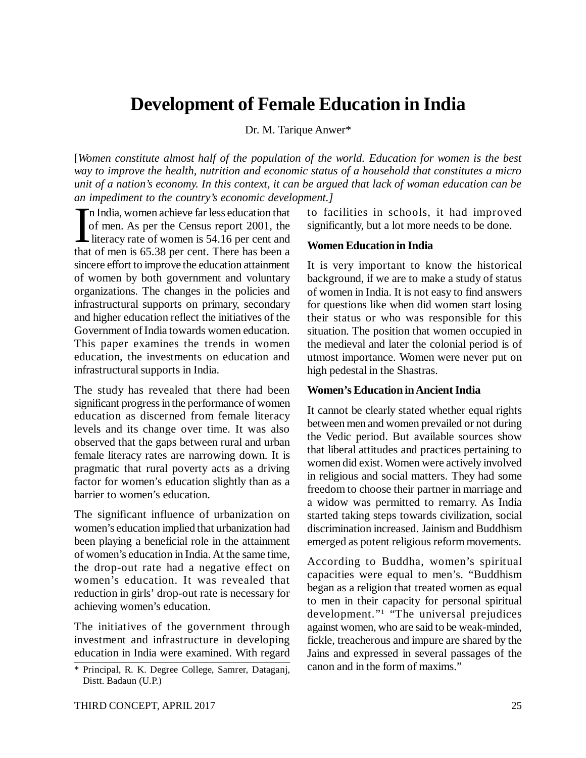# Development of Female Education in India

Dr. M. Tarique Anwer*

[*Women constitute almost half of the population of the world. Education for women is the best way to improve the health, nutrition and economic status of a household that constitutes a micro unit of a nation's economy. In this context, it can be argued that lack of woman education can be an impediment to the country's economic development.*]

In India, women achieve far less education that of men. As per the Census report 2001, the literacy rate of women is 54.16 per cent and that of men is 65.38 per cent. There has been a sincere effort to improve the education attainment of women by both government and voluntary organizations. The changes in the policies and infrastructural supports on primary, secondary and higher education reflect the initiatives of the Government of India towards women education. This paper examines the trends in women education, the investments on education and infrastructural supports in India.

The study has revealed that there had been significant progress in the performance of women education as discerned from female literacy levels and its change over time. It was also observed that the gaps between rural and urban female literacy rates are narrowing down. It is pragmatic that rural poverty acts as a driving factor for women's education slightly than as a barrier to women's education.

The significant influence of urbanization on women's education implied that urbanization had been playing a beneficial role in the attainment of women's education in India. At the same time, the drop-out rate had a negative effect on women's education. It was revealed that reduction in girls' drop-out rate is necessary for achieving women's education.

The initiatives of the government through investment and infrastructure in developing education in India were examined. With regard to facilities in schools, it had improved significantly, but a lot more needs to be done.

**Women Education in India**

It is very important to know the historical background, if we are to make a study of status of women in India. It is not easy to find answers for questions like when did women start losing their status or who was responsible for this situation. The position that women occupied in the medieval and later the colonial period is of utmost importance. Women were never put on high pedestal in the Shastras.

**Women's Education in Ancient India**

It cannot be clearly stated whether equal rights between men and women prevailed or not during the Vedic period. But available sources show that liberal attitudes and practices pertaining to women did exist. Women were actively involved in religious and social matters. They had some freedom to choose their partner in marriage and a widow was permitted to remarry. As India started taking steps towards civilization, social discrimination increased. Jainism and Buddhism emerged as potent religious reform movements.

According to Buddha, women's spiritual capacities were equal to men's. "Buddhism began as a religion that treated women as equal to men in their capacity for personal spiritual development."[1] "The universal prejudices against women, who are said to be weak-minded, fickle, treacherous and impure are shared by the Jains and expressed in several passages of the canon and in the form of maxims."

\* Principal, R. K. Degree College, Samrer, Dataganj, Distt. Badaun (U.P.)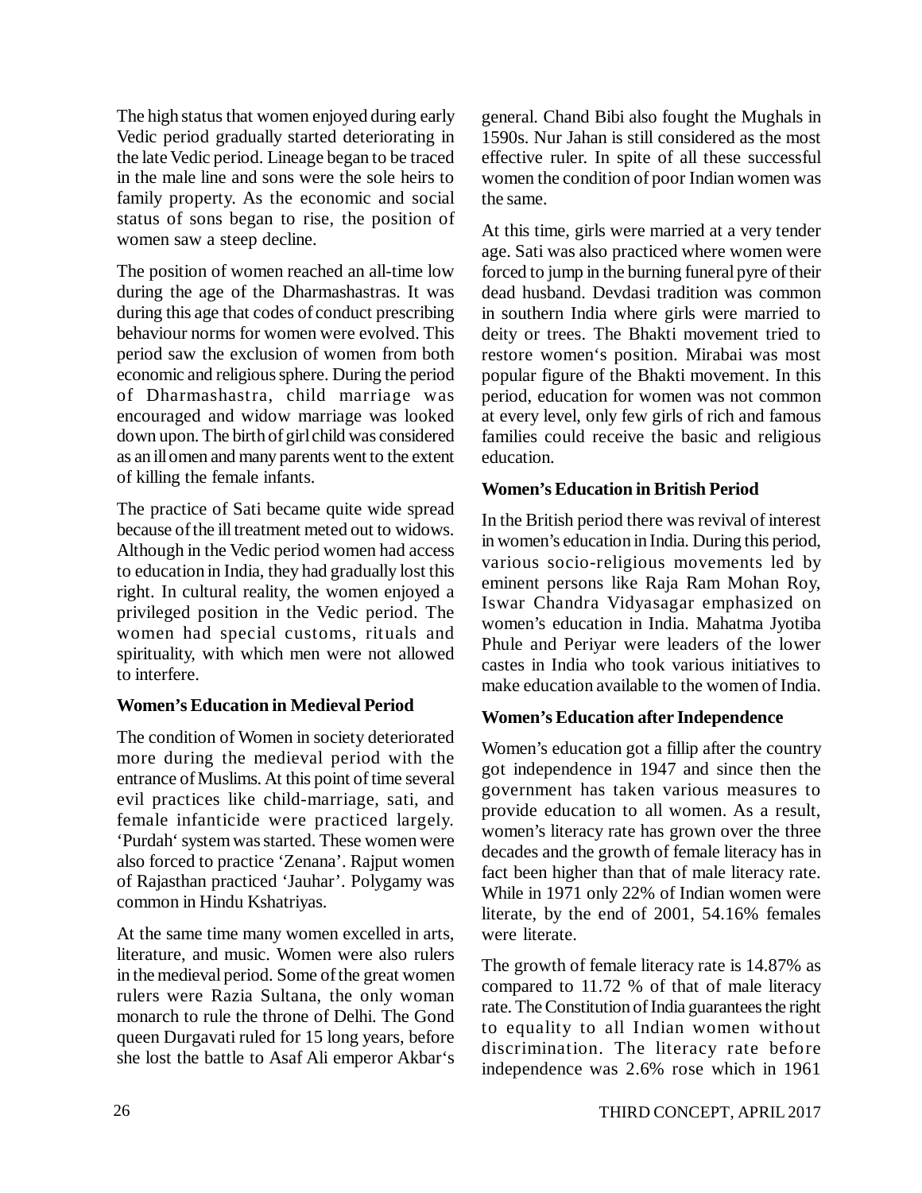The high status that women enjoyed during early Vedic period gradually started deteriorating in the late Vedic period. Lineage began to be traced in the male line and sons were the sole heirs to family property. As the economic and social status of sons began to rise, the position of women saw a steep decline.

The position of women reached an all-time low during the age of the Dharmashastras. It was during this age that codes of conduct prescribing behaviour norms for women were evolved. This period saw the exclusion of women from both economic and religious sphere. During the period of Dharmashastra, child marriage was encouraged and widow marriage was looked down upon. The birth of girl child was considered as an ill omen and many parents went to the extent of killing the female infants.

The practice of Sati became quite wide spread because of the ill treatment meted out to widows. Although in the Vedic period women had access to education in India, they had gradually lost this right. In cultural reality, the women enjoyed a privileged position in the Vedic period. The women had special customs, rituals and spirituality, with which men were not allowed to interfere.

**Women's Education in Medieval Period**

The condition of Women in society deteriorated more during the medieval period with the entrance of Muslims. At this point of time several evil practices like child-marriage, sati, and female infanticide were practiced largely. 'Purdah' system was started. These women were also forced to practice 'Zenana'. Rajput women of Rajasthan practiced 'Jauhar'. Polygamy was common in Hindu Kshatriyas.

At the same time many women excelled in arts, literature, and music. Women were also rulers in the medieval period. Some of the great women rulers were Razia Sultana, the only woman monarch to rule the throne of Delhi. The Gond queen Durgavati ruled for 15 long years, before she lost the battle to Asaf Ali emperor Akbar's general. Chand Bibi also fought the Mughals in 1590s. Nur Jahan is still considered as the most effective ruler. In spite of all these successful women the condition of poor Indian women was the same.

At this time, girls were married at a very tender age. Sati was also practiced where women were forced to jump in the burning funeral pyre of their dead husband. Devdasi tradition was common in southern India where girls were married to deity or trees. The Bhakti movement tried to restore women's position. Mirabai was most popular figure of the Bhakti movement. In this period, education for women was not common at every level, only few girls of rich and famous families could receive the basic and religious education.

**Women's Education in British Period**

In the British period there was revival of interest in women's education in India. During this period, various socio-religious movements led by eminent persons like Raja Ram Mohan Roy, Iswar Chandra Vidyasagar emphasized on women's education in India. Mahatma Jyotiba Phule and Periyar were leaders of the lower castes in India who took various initiatives to make education available to the women of India.

**Women's Education after Independence**

Women's education got a fillip after the country got independence in 1947 and since then the government has taken various measures to provide education to all women. As a result, women's literacy rate has grown over the three decades and the growth of female literacy has in fact been higher than that of male literacy rate. While in 1971 only 22% of Indian women were literate, by the end of 2001, 54.16% females were literate.

The growth of female literacy rate is 14.87% as compared to 11.72 % of that of male literacy rate. The Constitution of India guarantees the right to equality to all Indian women without discrimination. The literacy rate before independence was 2.6% rose which in 1961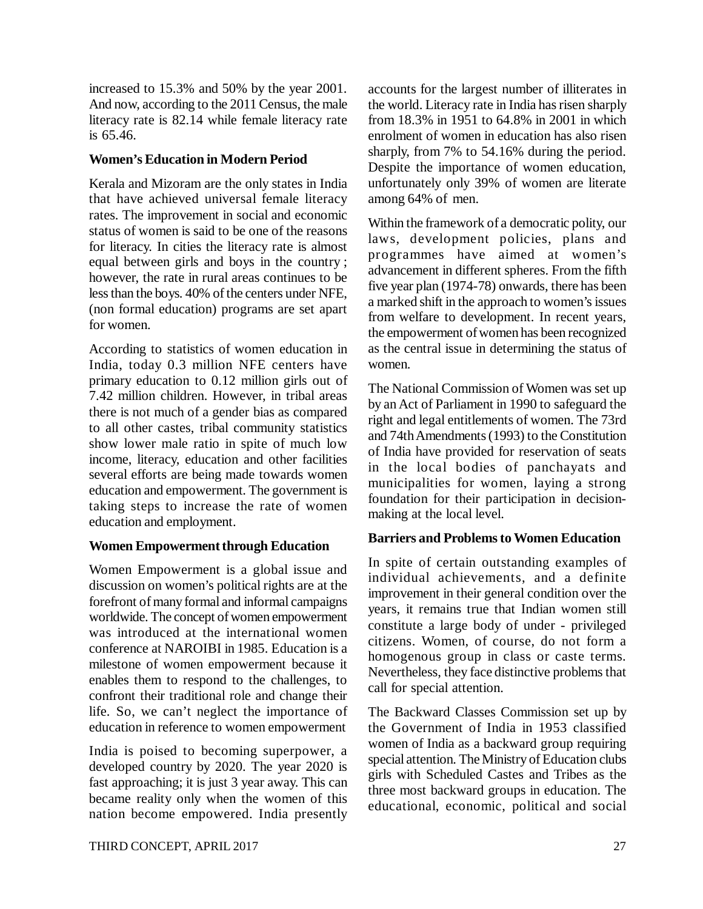increased to 15.3% and 50% by the year 2001. And now, according to the 2011 Census, the male literacy rate is 82.14 while female literacy rate is 65.46.

### Women's Education in Modern Period

Kerala and Mizoram are the only states in India that have achieved universal female literacy rates. The improvement in social and economic status of women is said to be one of the reasons for literacy. In cities the literacy rate is almost equal between girls and boys in the country ; however, the rate in rural areas continues to be less than the boys. 40% of the centers under NFE, (non formal education) programs are set apart for women.

According to statistics of women education in India, today 0.3 million NFE centers have primary education to 0.12 million girls out of 7.42 million children. However, in tribal areas there is not much of a gender bias as compared to all other castes, tribal community statistics show lower male ratio in spite of much low income, literacy, education and other facilities several efforts are being made towards women education and empowerment. The government is taking steps to increase the rate of women education and employment.

### Women Empowerment through Education

Women Empowerment is a global issue and discussion on women's political rights are at the forefront of many formal and informal campaigns worldwide. The concept of women empowerment was introduced at the international women conference at NAROIBI in 1985. Education is a milestone of women empowerment because it enables them to respond to the challenges, to confront their traditional role and change their life. So, we can't neglect the importance of education in reference to women empowerment

India is poised to becoming superpower, a developed country by 2020. The year 2020 is fast approaching; it is just 3 year away. This can became reality only when the women of this nation become empowered. India presently accounts for the largest number of illiterates in the world. Literacy rate in India has risen sharply from 18.3% in 1951 to 64.8% in 2001 in which enrolment of women in education has also risen sharply, from 7% to 54.16% during the period. Despite the importance of women education, unfortunately only 39% of women are literate among 64% of men.

Within the framework of a democratic polity, our laws, development policies, plans and programmes have aimed at women's advancement in different spheres. From the fifth five year plan (1974-78) onwards, there has been a marked shift in the approach to women's issues from welfare to development. In recent years, the empowerment of women has been recognized as the central issue in determining the status of women.

The National Commission of Women was set up by an Act of Parliament in 1990 to safeguard the right and legal entitlements of women. The 73rd and 74th Amendments (1993) to the Constitution of India have provided for reservation of seats in the local bodies of panchayats and municipalities for women, laying a strong foundation for their participation in decision-making at the local level.

### Barriers and Problems to Women Education

In spite of certain outstanding examples of individual achievements, and a definite improvement in their general condition over the years, it remains true that Indian women still constitute a large body of under - privileged citizens. Women, of course, do not form a homogenous group in class or caste terms. Nevertheless, they face distinctive problems that call for special attention.

The Backward Classes Commission set up by the Government of India in 1953 classified women of India as a backward group requiring special attention. The Ministry of Education clubs girls with Scheduled Castes and Tribes as the three most backward groups in education. The educational, economic, political and social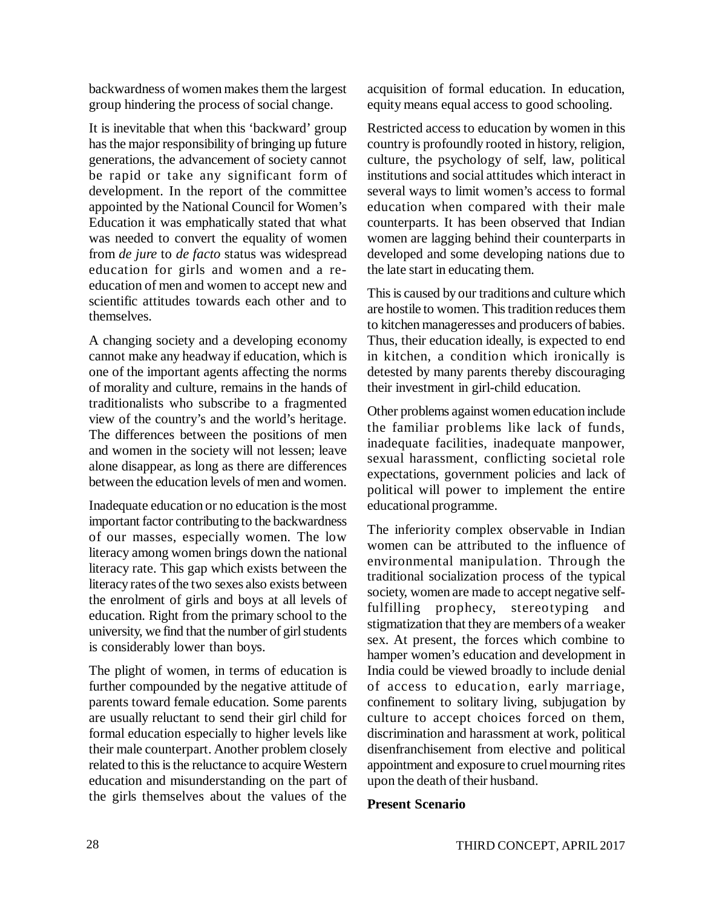backwardness of women makes them the largest group hindering the process of social change.

It is inevitable that when this 'backward' group has the major responsibility of bringing up future generations, the advancement of society cannot be rapid or take any significant form of development. In the report of the committee appointed by the National Council for Women's Education it was emphatically stated that what was needed to convert the equality of women from *de jure* to *de facto* status was widespread education for girls and women and a re-education of men and women to accept new and scientific attitudes towards each other and to themselves.

A changing society and a developing economy cannot make any headway if education, which is one of the important agents affecting the norms of morality and culture, remains in the hands of traditionalists who subscribe to a fragmented view of the country's and the world's heritage. The differences between the positions of men and women in the society will not lessen; leave alone disappear, as long as there are differences between the education levels of men and women.

Inadequate education or no education is the most important factor contributing to the backwardness of our masses, especially women. The low literacy among women brings down the national literacy rate. This gap which exists between the literacy rates of the two sexes also exists between the enrolment of girls and boys at all levels of education. Right from the primary school to the university, we find that the number of girl students is considerably lower than boys.

The plight of women, in terms of education is further compounded by the negative attitude of parents toward female education. Some parents are usually reluctant to send their girl child for formal education especially to higher levels like their male counterpart. Another problem closely related to this is the reluctance to acquire Western education and misunderstanding on the part of the girls themselves about the values of the acquisition of formal education. In education, equity means equal access to good schooling.

Restricted access to education by women in this country is profoundly rooted in history, religion, culture, the psychology of self, law, political institutions and social attitudes which interact in several ways to limit women's access to formal education when compared with their male counterparts. It has been observed that Indian women are lagging behind their counterparts in developed and some developing nations due to the late start in educating them.

This is caused by our traditions and culture which are hostile to women. This tradition reduces them to kitchen manageresses and producers of babies. Thus, their education ideally, is expected to end in kitchen, a condition which ironically is detested by many parents thereby discouraging their investment in girl-child education.

Other problems against women education include the familiar problems like lack of funds, inadequate facilities, inadequate manpower, sexual harassment, conflicting societal role expectations, government policies and lack of political will power to implement the entire educational programme.

The inferiority complex observable in Indian women can be attributed to the influence of environmental manipulation. Through the traditional socialization process of the typical society, women are made to accept negative self-fulfilling prophecy, stereotyping and stigmatization that they are members of a weaker sex. At present, the forces which combine to hamper women's education and development in India could be viewed broadly to include denial of access to education, early marriage, confinement to solitary living, subjugation by culture to accept choices forced on them, discrimination and harassment at work, political disenfranchisement from elective and political appointment and exposure to cruel mourning rites upon the death of their husband.

**Present Scenario**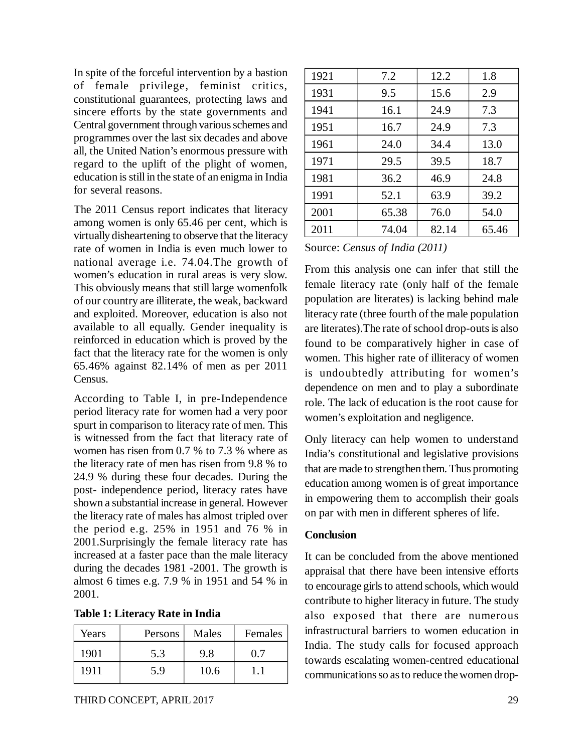In spite of the forceful intervention by a bastion of female privilege, feminist critics, constitutional guarantees, protecting laws and sincere efforts by the state governments and Central government through various schemes and programmes over the last six decades and above all, the United Nation's enormous pressure with regard to the uplift of the plight of women, education is still in the state of an enigma in India for several reasons.

The 2011 Census report indicates that literacy among women is only 65.46 per cent, which is virtually disheartening to observe that the literacy rate of women in India is even much lower to national average i.e. 74.04.The growth of women's education in rural areas is very slow. This obviously means that still large womenfolk of our country are illiterate, the weak, backward and exploited. Moreover, education is also not available to all equally. Gender inequality is reinforced in education which is proved by the fact that the literacy rate for the women is only 65.46% against 82.14% of men as per 2011 Census.

According to Table I, in pre-Independence period literacy rate for women had a very poor spurt in comparison to literacy rate of men. This is witnessed from the fact that literacy rate of women has risen from 0.7 % to 7.3 % where as the literacy rate of men has risen from 9.8 % to 24.9 % during these four decades. During the post- independence period, literacy rates have shown a substantial increase in general. However the literacy rate of males has almost tripled over the period e.g. 25% in 1951 and 76 % in 2001.Surprisingly the female literacy rate has increased at a faster pace than the male literacy during the decades 1981 -2001. The growth is almost 6 times e.g. 7.9 % in 1951 and 54 % in 2001.

**Table 1: Literacy Rate in India**

| Years | Persons | Males | Females |
|---|---|---|---|
| 1901 | 5.3 | 9.8 | 0.7 |
| 1911 | 5.9 | 10.6 | 1.1 |
| 1921 | 7.2 | 12.2 | 1.8 |
| 1931 | 9.5 | 15.6 | 2.9 |
| 1941 | 16.1 | 24.9 | 7.3 |
| 1951 | 16.7 | 24.9 | 7.3 |
| 1961 | 24.0 | 34.4 | 13.0 |
| 1971 | 29.5 | 39.5 | 18.7 |
| 1981 | 36.2 | 46.9 | 24.8 |
| 1991 | 52.1 | 63.9 | 39.2 |
| 2001 | 65.38 | 76.0 | 54.0 |
| 2011 | 74.04 | 82.14 | 65.46 |

Source: *Census of India (2011)*

From this analysis one can infer that still the female literacy rate (only half of the female population are literates) is lacking behind male literacy rate (three fourth of the male population are literates).The rate of school drop-outs is also found to be comparatively higher in case of women. This higher rate of illiteracy of women is undoubtedly attributing for women's dependence on men and to play a subordinate role. The lack of education is the root cause for women's exploitation and negligence.

Only literacy can help women to understand India's constitutional and legislative provisions that are made to strengthen them. Thus promoting education among women is of great importance in empowering them to accomplish their goals on par with men in different spheres of life.

**Conclusion**

It can be concluded from the above mentioned appraisal that there have been intensive efforts to encourage girls to attend schools, which would contribute to higher literacy in future. The study also exposed that there are numerous infrastructural barriers to women education in India. The study calls for focused approach towards escalating women-centred educational communications so as to reduce the women drop-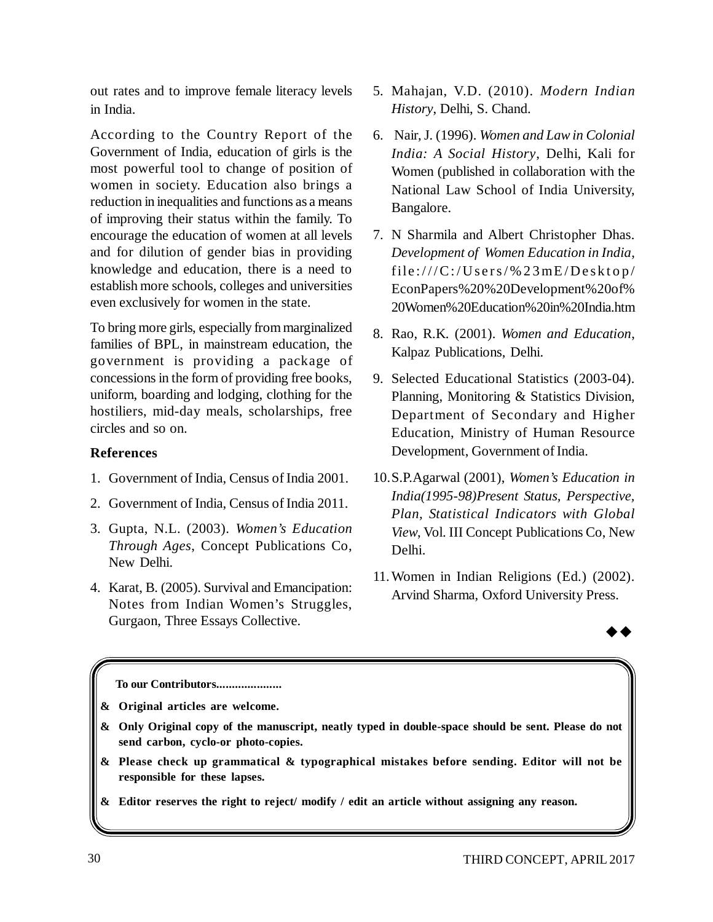out rates and to improve female literacy levels in India.

According to the Country Report of the Government of India, education of girls is the most powerful tool to change of position of women in society. Education also brings a reduction in inequalities and functions as a means of improving their status within the family. To encourage the education of women at all levels and for dilution of gender bias in providing knowledge and education, there is a need to establish more schools, colleges and universities even exclusively for women in the state.

To bring more girls, especially from marginalized families of BPL, in mainstream education, the government is providing a package of concessions in the form of providing free books, uniform, boarding and lodging, clothing for the hostiliers, mid-day meals, scholarships, free circles and so on.

### References

1. Government of India, Census of India 2001.
2. Government of India, Census of India 2011.
3. Gupta, N.L. (2003). *Women's Education Through Ages*, Concept Publications Co, New Delhi.
4. Karat, B. (2005). Survival and Emancipation: Notes from Indian Women's Struggles, Gurgaon, Three Essays Collective.
5. Mahajan, V.D. (2010). *Modern Indian History*, Delhi, S. Chand.
6. Nair, J. (1996). *Women and Law in Colonial India: A Social History*, Delhi, Kali for Women (published in collaboration with the National Law School of India University, Bangalore.
7. N Sharmila and Albert Christopher Dhas. *Development of Women Education in India*, file:///C:/Users/%23mE/Desktop/EconPapers%20%20Development%20of%20Women%20Education%20in%20India.htm
8. Rao, R.K. (2001). *Women and Education*, Kalpaz Publications, Delhi.
9. Selected Educational Statistics (2003-04). Planning, Monitoring & Statistics Division, Department of Secondary and Higher Education, Ministry of Human Resource Development, Government of India.
10. S.P.Agarwal (2001), *Women's Education in India(1995-98)Present Status, Perspective, Plan, Statistical Indicators with Global View*, Vol. III Concept Publications Co, New Delhi.
11. Women in Indian Religions (Ed.) (2002). Arvind Sharma, Oxford University Press.

◆◆

**To our Contributors.....................**

- **Original articles are welcome.**
- **Only Original copy of the manuscript, neatly typed in double-space should be sent. Please do not send carbon, cyclo-or photo-copies.**
- **Please check up grammatical & typographical mistakes before sending. Editor will not be responsible for these lapses.**
- **Editor reserves the right to reject/ modify / edit an article without assigning any reason.**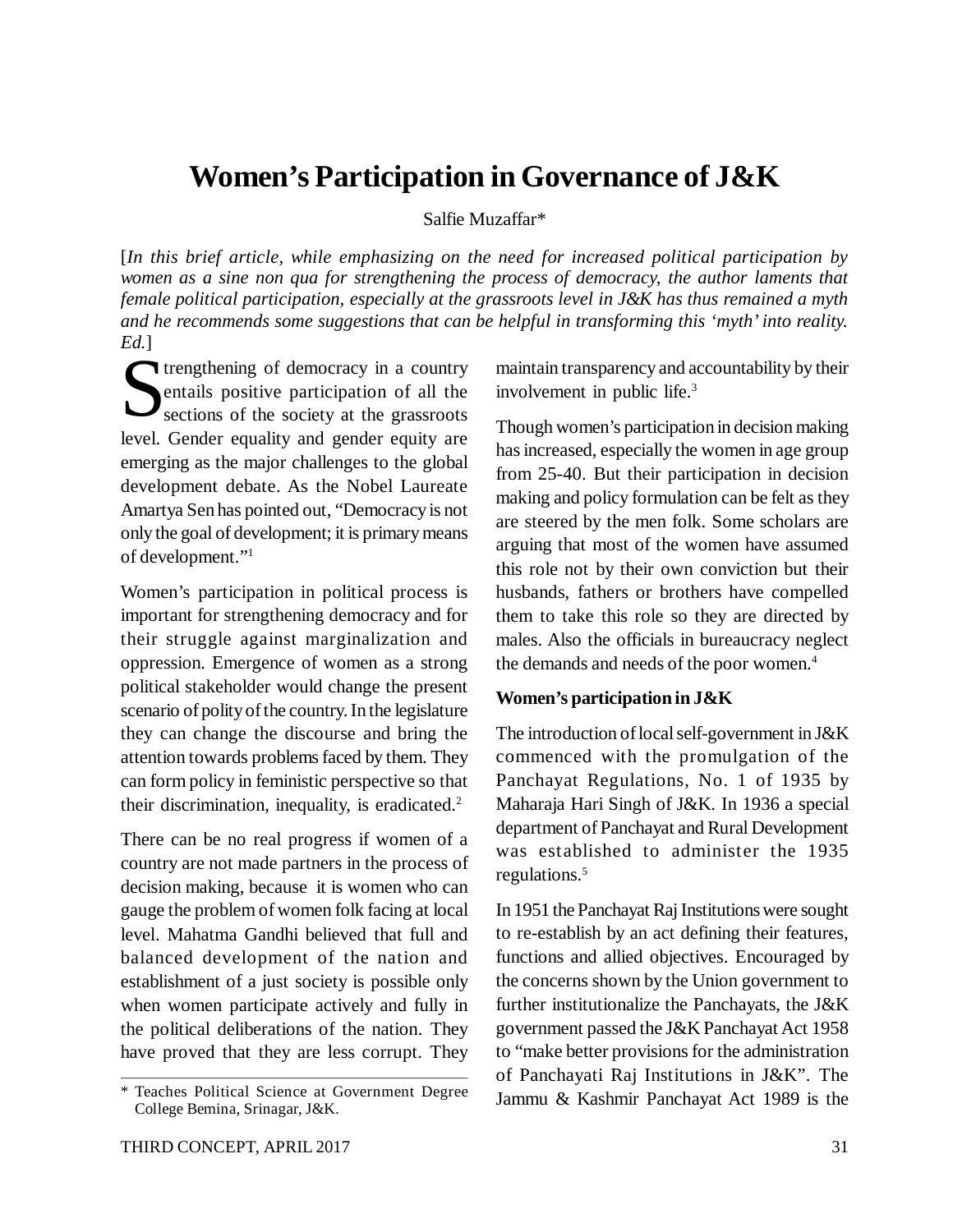# Women's Participation in Governance of J&K

Salfie Muzaffar*

[*In this brief article, while emphasizing on the need for increased political participation by women as a sine non qua for strengthening the process of democracy, the author laments that female political participation, especially at the grassroots level in J&K has thus remained a myth and he recommends some suggestions that can be helpful in transforming this 'myth' into reality. Ed.*]

Strengthening of democracy in a country entails positive participation of all the sections of the society at the grassroots level. Gender equality and gender equity are emerging as the major challenges to the global development debate. As the Nobel Laureate Amartya Sen has pointed out, "Democracy is not only the goal of development; it is primary means of development."[1]

Women's participation in political process is important for strengthening democracy and for their struggle against marginalization and oppression. Emergence of women as a strong political stakeholder would change the present scenario of polity of the country. In the legislature they can change the discourse and bring the attention towards problems faced by them. They can form policy in feministic perspective so that their discrimination, inequality, is eradicated.[2]

There can be no real progress if women of a country are not made partners in the process of decision making, because it is women who can gauge the problem of women folk facing at local level. Mahatma Gandhi believed that full and balanced development of the nation and establishment of a just society is possible only when women participate actively and fully in the political deliberations of the nation. They have proved that they are less corrupt. They maintain transparency and accountability by their involvement in public life.[3]

Though women's participation in decision making has increased, especially the women in age group from 25-40. But their participation in decision making and policy formulation can be felt as they are steered by the men folk. Some scholars are arguing that most of the women have assumed this role not by their own conviction but their husbands, fathers or brothers have compelled them to take this role so they are directed by males. Also the officials in bureaucracy neglect the demands and needs of the poor women.[4]

### Women's participation in J&K

The introduction of local self-government in J&K commenced with the promulgation of the Panchayat Regulations, No. 1 of 1935 by Maharaja Hari Singh of J&K. In 1936 a special department of Panchayat and Rural Development was established to administer the 1935 regulations.[5]

In 1951 the Panchayat Raj Institutions were sought to re-establish by an act defining their features, functions and allied objectives. Encouraged by the concerns shown by the Union government to further institutionalize the Panchayats, the J&K government passed the J&K Panchayat Act 1958 to "make better provisions for the administration of Panchayati Raj Institutions in J&K". The Jammu & Kashmir Panchayat Act 1989 is the

* Teaches Political Science at Government Degree College Bemina, Srinagar, J&K.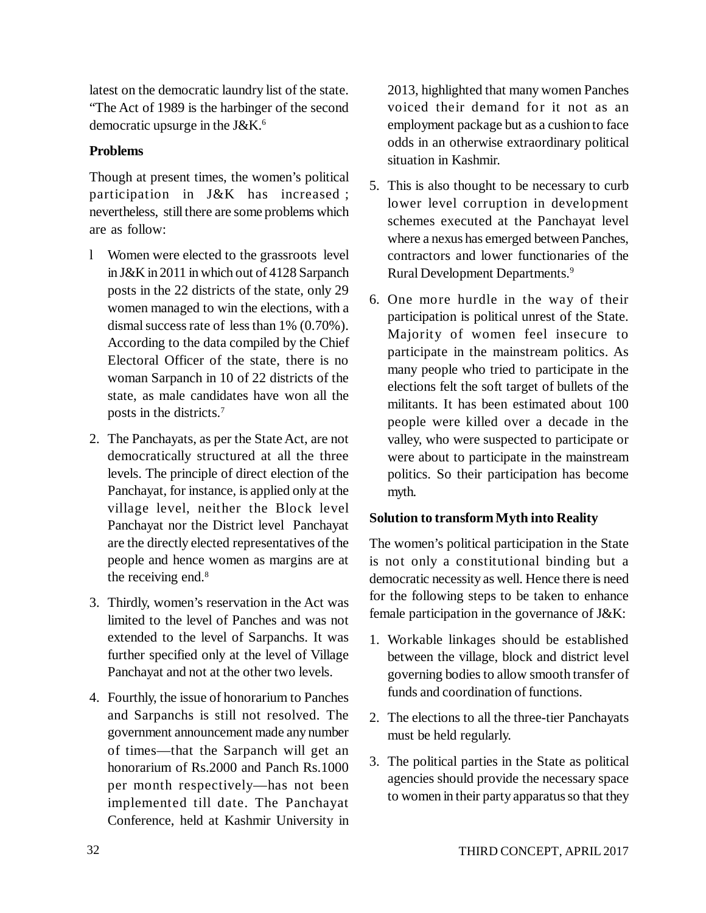latest on the democratic laundry list of the state. "The Act of 1989 is the harbinger of the second democratic upsurge in the J&K.[6]

**Problems**

Though at present times, the women's political participation in J&K has increased ; nevertheless, still there are some problems which are as follow:

- Women were elected to the grassroots level in J&K in 2011 in which out of 4128 Sarpanch posts in the 22 districts of the state, only 29 women managed to win the elections, with a dismal success rate of less than 1% (0.70%). According to the data compiled by the Chief Electoral Officer of the state, there is no woman Sarpanch in 10 of 22 districts of the state, as male candidates have won all the posts in the districts.[7]

2. The Panchayats, as per the State Act, are not democratically structured at all the three levels. The principle of direct election of the Panchayat, for instance, is applied only at the village level, neither the Block level Panchayat nor the District level Panchayat are the directly elected representatives of the people and hence women as margins are at the receiving end.[8]

3. Thirdly, women's reservation in the Act was limited to the level of Panches and was not extended to the level of Sarpanchs. It was further specified only at the level of Village Panchayat and not at the other two levels.

4. Fourthly, the issue of honorarium to Panches and Sarpanchs is still not resolved. The government announcement made any number of times—that the Sarpanch will get an honorarium of Rs.2000 and Panch Rs.1000 per month respectively—has not been implemented till date. The Panchayat Conference, held at Kashmir University in 2013, highlighted that many women Panches voiced their demand for it not as an employment package but as a cushion to face odds in an otherwise extraordinary political situation in Kashmir.

5. This is also thought to be necessary to curb lower level corruption in development schemes executed at the Panchayat level where a nexus has emerged between Panches, contractors and lower functionaries of the Rural Development Departments.[9]

6. One more hurdle in the way of their participation is political unrest of the State. Majority of women feel insecure to participate in the mainstream politics. As many people who tried to participate in the elections felt the soft target of bullets of the militants. It has been estimated about 100 people were killed over a decade in the valley, who were suspected to participate or were about to participate in the mainstream politics. So their participation has become myth.

**Solution to transform Myth into Reality**

The women's political participation in the State is not only a constitutional binding but a democratic necessity as well. Hence there is need for the following steps to be taken to enhance female participation in the governance of J&K:

1. Workable linkages should be established between the village, block and district level governing bodies to allow smooth transfer of funds and coordination of functions.

2. The elections to all the three-tier Panchayats must be held regularly.

3. The political parties in the State as political agencies should provide the necessary space to women in their party apparatus so that they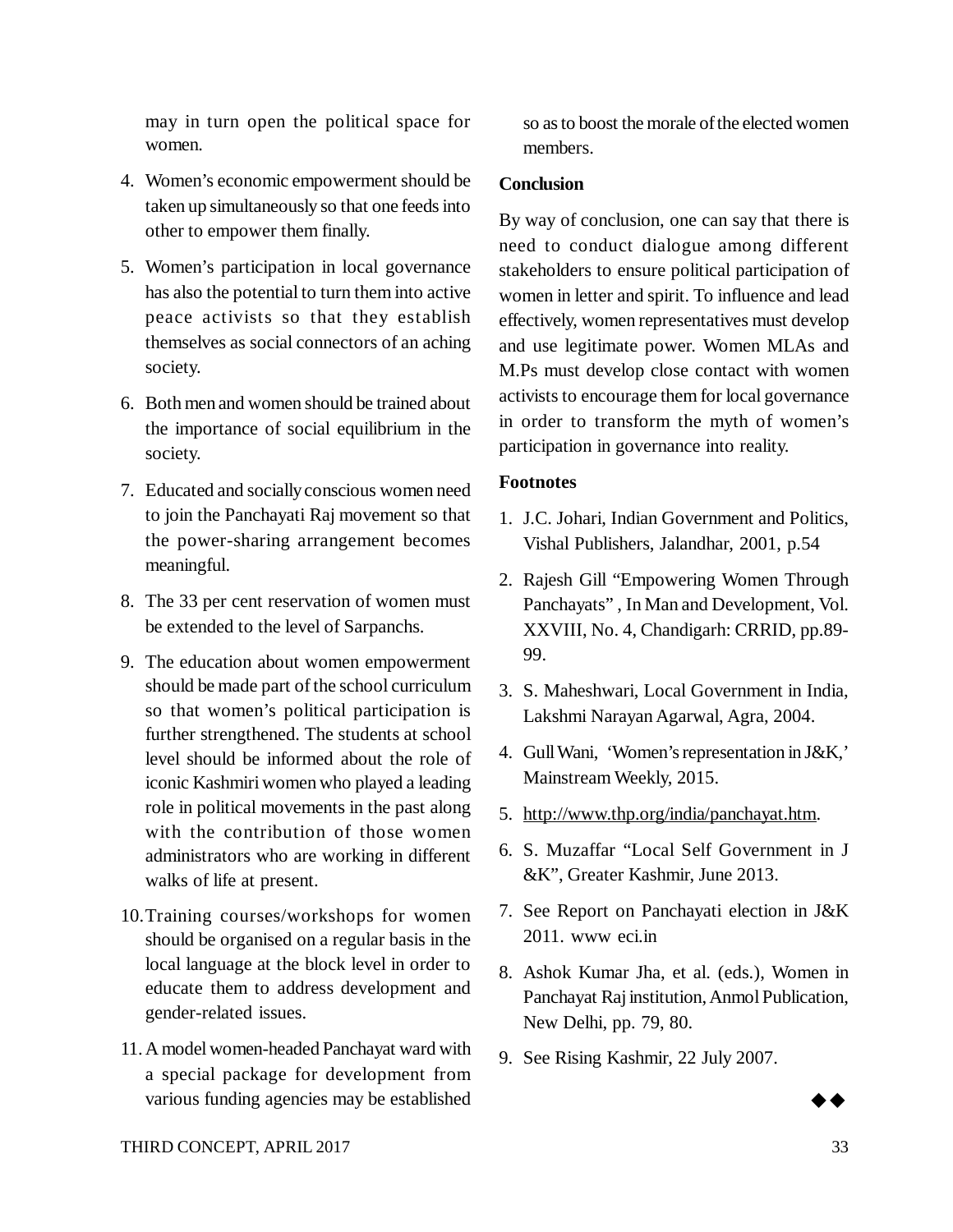may in turn open the political space for women.

4. Women's economic empowerment should be taken up simultaneously so that one feeds into other to empower them finally.

5. Women's participation in local governance has also the potential to turn them into active peace activists so that they establish themselves as social connectors of an aching society.

6. Both men and women should be trained about the importance of social equilibrium in the society.

7. Educated and socially conscious women need to join the Panchayati Raj movement so that the power-sharing arrangement becomes meaningful.

8. The 33 per cent reservation of women must be extended to the level of Sarpanchs.

9. The education about women empowerment should be made part of the school curriculum so that women's political participation is further strengthened. The students at school level should be informed about the role of iconic Kashmiri women who played a leading role in political movements in the past along with the contribution of those women administrators who are working in different walks of life at present.

10. Training courses/workshops for women should be organised on a regular basis in the local language at the block level in order to educate them to address development and gender-related issues.

11. A model women-headed Panchayat ward with a special package for development from various funding agencies may be established so as to boost the morale of the elected women members.

**Conclusion**

By way of conclusion, one can say that there is need to conduct dialogue among different stakeholders to ensure political participation of women in letter and spirit. To influence and lead effectively, women representatives must develop and use legitimate power. Women MLAs and M.Ps must develop close contact with women activists to encourage them for local governance in order to transform the myth of women's participation in governance into reality.

**Footnotes**

1. J.C. Johari, Indian Government and Politics, Vishal Publishers, Jalandhar, 2001, p.54
2. Rajesh Gill "Empowering Women Through Panchayats" , In Man and Development, Vol. XXVIII, No. 4, Chandigarh: CRRID, pp.89-99.
3. S. Maheshwari, Local Government in India, Lakshmi Narayan Agarwal, Agra, 2004.
4. Gull Wani, 'Women's representation in J&K,' Mainstream Weekly, 2015.
5. http://www.thp.org/india/panchayat.htm.
6. S. Muzaffar "Local Self Government in J &K", Greater Kashmir, June 2013.
7. See Report on Panchayati election in J&K 2011. www eci.in
8. Ashok Kumar Jha, et al. (eds.), Women in Panchayat Raj institution, Anmol Publication, New Delhi, pp. 79, 80.
9. See Rising Kashmir, 22 July 2007.

◆◆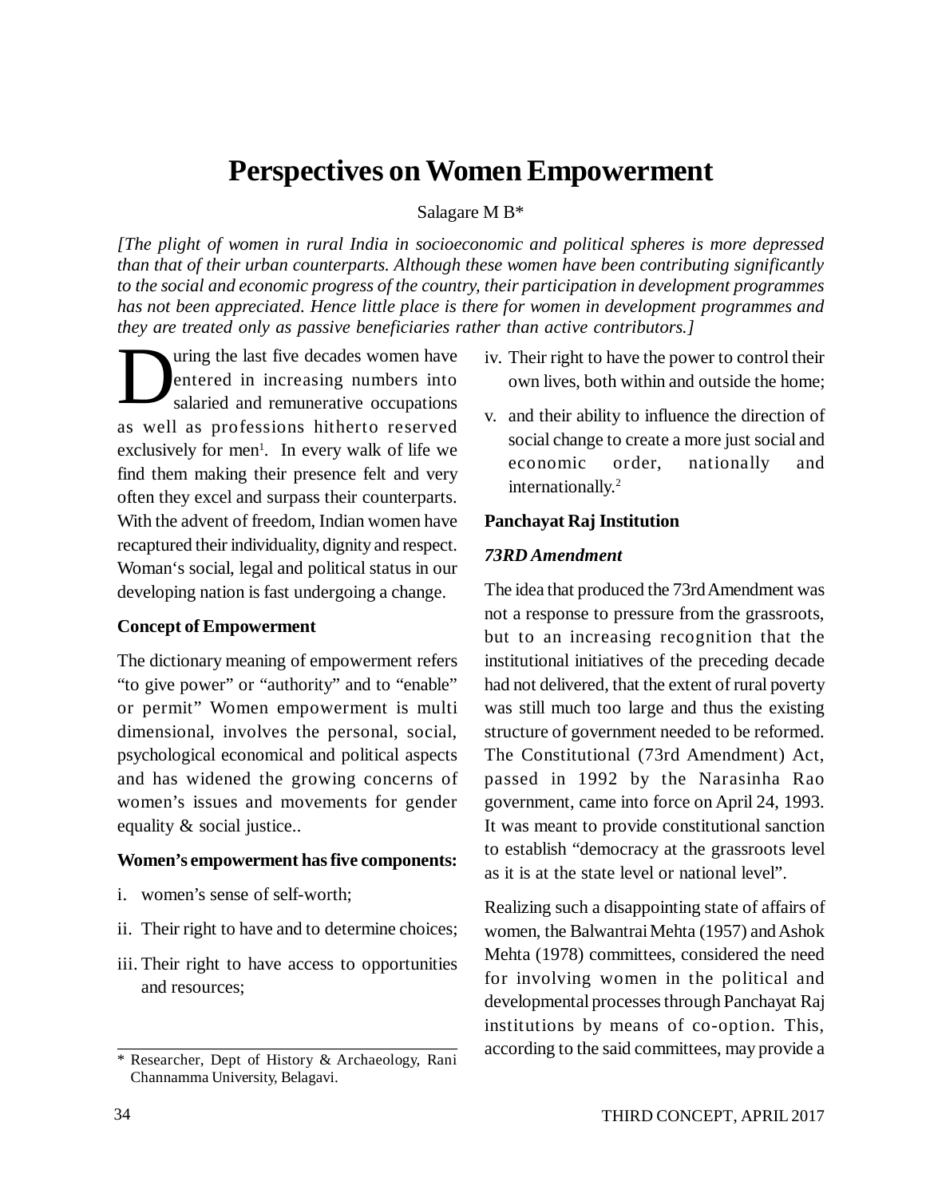# Perspectives on Women Empowerment

Salagare M B*

*[The plight of women in rural India in socioeconomic and political spheres is more depressed than that of their urban counterparts. Although these women have been contributing significantly to the social and economic progress of the country, their participation in development programmes has not been appreciated. Hence little place is there for women in development programmes and they are treated only as passive beneficiaries rather than active contributors.]*

During the last five decades women have entered in increasing numbers into salaried and remunerative occupations as well as professions hitherto reserved exclusively for men[1]. In every walk of life we find them making their presence felt and very often they excel and surpass their counterparts. With the advent of freedom, Indian women have recaptured their individuality, dignity and respect. Woman's social, legal and political status in our developing nation is fast undergoing a change.

**Concept of Empowerment**

The dictionary meaning of empowerment refers "to give power" or "authority" and to "enable" or permit" Women empowerment is multi dimensional, involves the personal, social, psychological economical and political aspects and has widened the growing concerns of women's issues and movements for gender equality & social justice..

**Women's empowerment has five components:**

i. women's sense of self-worth;

ii. Their right to have and to determine choices;

iii. Their right to have access to opportunities and resources;

iv. Their right to have the power to control their own lives, both within and outside the home;

v. and their ability to influence the direction of social change to create a more just social and economic order, nationally and internationally.[2]

**Panchayat Raj Institution**

***73RD Amendment***

The idea that produced the 73rd Amendment was not a response to pressure from the grassroots, but to an increasing recognition that the institutional initiatives of the preceding decade had not delivered, that the extent of rural poverty was still much too large and thus the existing structure of government needed to be reformed. The Constitutional (73rd Amendment) Act, passed in 1992 by the Narasinha Rao government, came into force on April 24, 1993. It was meant to provide constitutional sanction to establish "democracy at the grassroots level as it is at the state level or national level".

Realizing such a disappointing state of affairs of women, the Balwantrai Mehta (1957) and Ashok Mehta (1978) committees, considered the need for involving women in the political and developmental processes through Panchayat Raj institutions by means of co-option. This, according to the said committees, may provide a

\* Researcher, Dept of History & Archaeology, Rani Channamma University, Belagavi.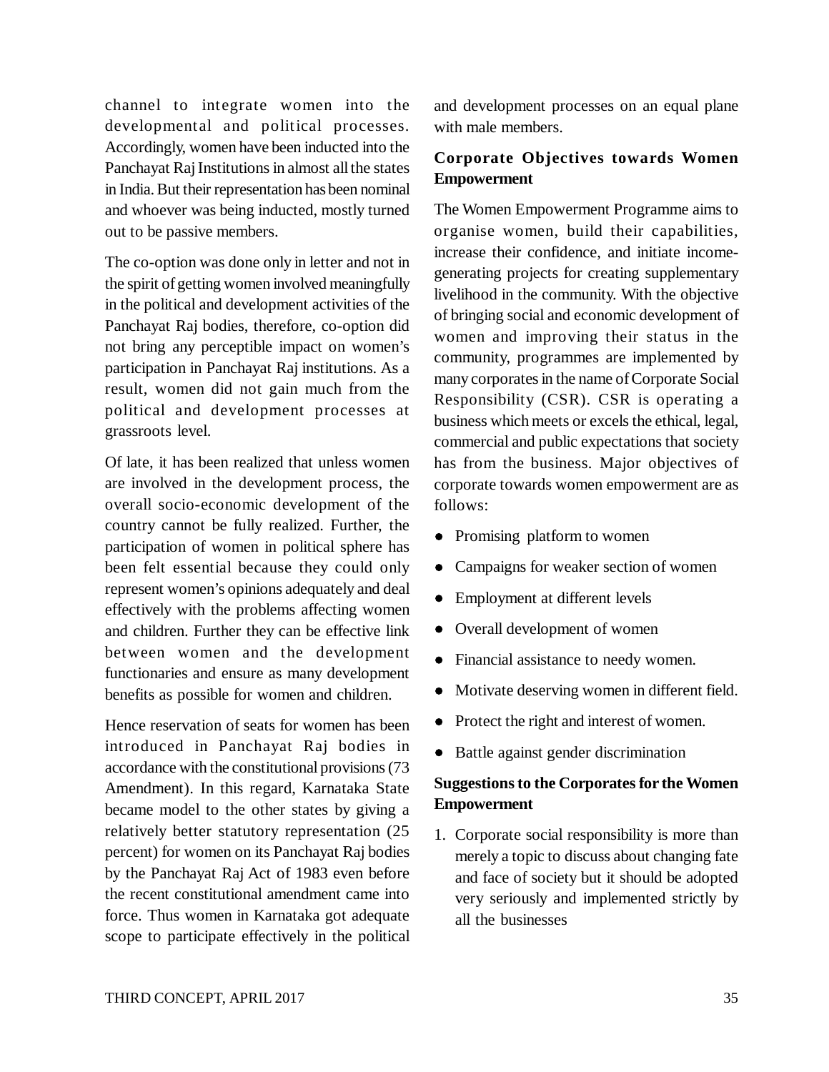channel to integrate women into the developmental and political processes. Accordingly, women have been inducted into the Panchayat Raj Institutions in almost all the states in India. But their representation has been nominal and whoever was being inducted, mostly turned out to be passive members.

The co-option was done only in letter and not in the spirit of getting women involved meaningfully in the political and development activities of the Panchayat Raj bodies, therefore, co-option did not bring any perceptible impact on women's participation in Panchayat Raj institutions. As a result, women did not gain much from the political and development processes at grassroots level.

Of late, it has been realized that unless women are involved in the development process, the overall socio-economic development of the country cannot be fully realized. Further, the participation of women in political sphere has been felt essential because they could only represent women's opinions adequately and deal effectively with the problems affecting women and children. Further they can be effective link between women and the development functionaries and ensure as many development benefits as possible for women and children.

Hence reservation of seats for women has been introduced in Panchayat Raj bodies in accordance with the constitutional provisions (73 Amendment). In this regard, Karnataka State became model to the other states by giving a relatively better statutory representation (25 percent) for women on its Panchayat Raj bodies by the Panchayat Raj Act of 1983 even before the recent constitutional amendment came into force. Thus women in Karnataka got adequate scope to participate effectively in the political and development processes on an equal plane with male members.

## Corporate Objectives towards Women Empowerment

The Women Empowerment Programme aims to organise women, build their capabilities, increase their confidence, and initiate income-generating projects for creating supplementary livelihood in the community. With the objective of bringing social and economic development of women and improving their status in the community, programmes are implemented by many corporates in the name of Corporate Social Responsibility (CSR). CSR is operating a business which meets or excels the ethical, legal, commercial and public expectations that society has from the business. Major objectives of corporate towards women empowerment are as follows:

- Promising platform to women
- Campaigns for weaker section of women
- Employment at different levels
- Overall development of women
- Financial assistance to needy women.
- Motivate deserving women in different field.
- Protect the right and interest of women.
- Battle against gender discrimination

## Suggestions to the Corporates for the Women Empowerment

1. Corporate social responsibility is more than merely a topic to discuss about changing fate and face of society but it should be adopted very seriously and implemented strictly by all the businesses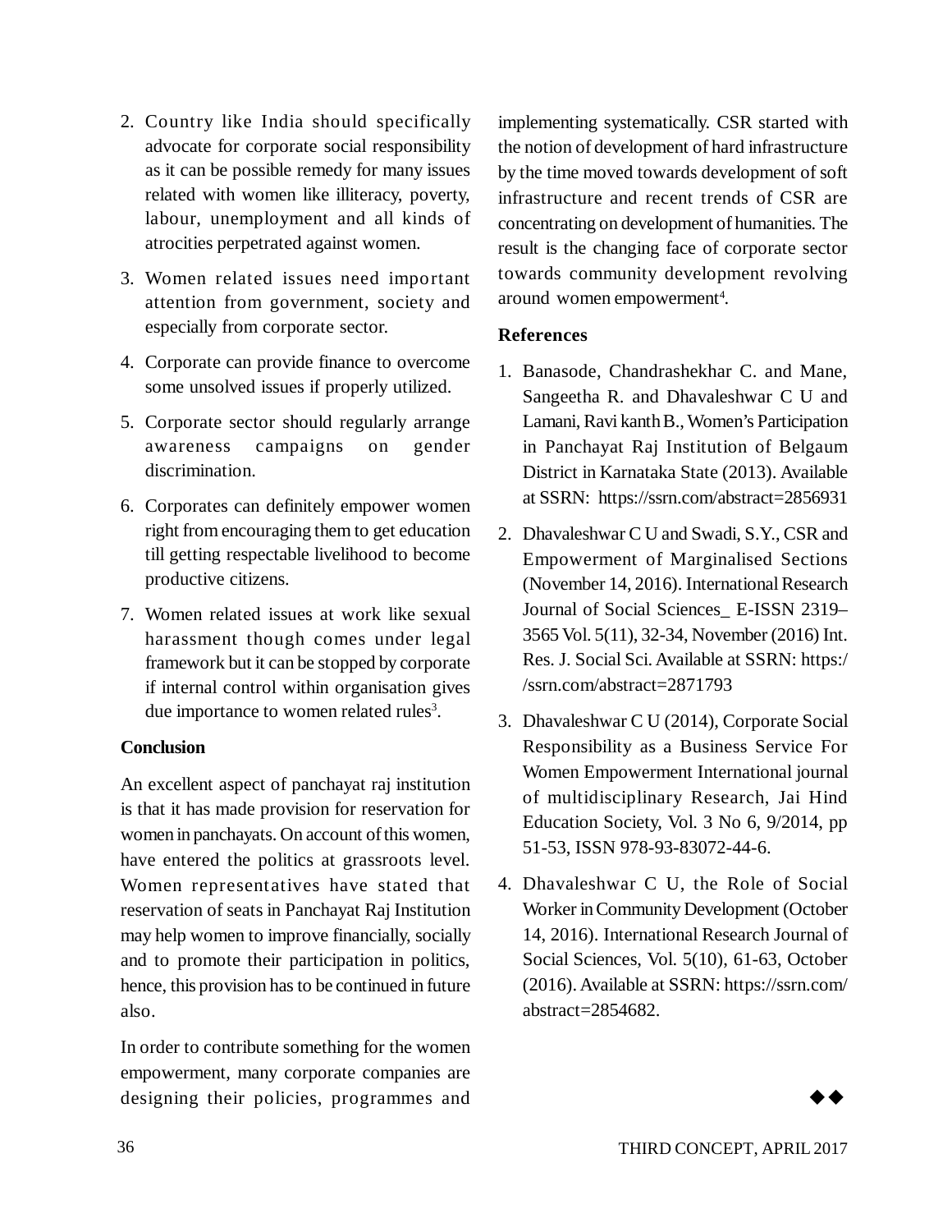2. Country like India should specifically advocate for corporate social responsibility as it can be possible remedy for many issues related with women like illiteracy, poverty, labour, unemployment and all kinds of atrocities perpetrated against women.
3. Women related issues need important attention from government, society and especially from corporate sector.
4. Corporate can provide finance to overcome some unsolved issues if properly utilized.
5. Corporate sector should regularly arrange awareness campaigns on gender discrimination.
6. Corporates can definitely empower women right from encouraging them to get education till getting respectable livelihood to become productive citizens.
7. Women related issues at work like sexual harassment though comes under legal framework but it can be stopped by corporate if internal control within organisation gives due importance to women related rules[3].

## Conclusion

An excellent aspect of panchayat raj institution is that it has made provision for reservation for women in panchayats. On account of this women, have entered the politics at grassroots level. Women representatives have stated that reservation of seats in Panchayat Raj Institution may help women to improve financially, socially and to promote their participation in politics, hence, this provision has to be continued in future also.

In order to contribute something for the women empowerment, many corporate companies are designing their policies, programmes and implementing systematically. CSR started with the notion of development of hard infrastructure by the time moved towards development of soft infrastructure and recent trends of CSR are concentrating on development of humanities. The result is the changing face of corporate sector towards community development revolving around women empowerment[4].

## References

1. Banasode, Chandrashekhar C. and Mane, Sangeetha R. and Dhavaleshwar C U and Lamani, Ravi kanth B., Women's Participation in Panchayat Raj Institution of Belgaum District in Karnataka State (2013). Available at SSRN: https://ssrn.com/abstract=2856931
2. Dhavaleshwar C U and Swadi, S.Y., CSR and Empowerment of Marginalised Sections (November 14, 2016). International Research Journal of Social Sciences_ E-ISSN 2319–3565 Vol. 5(11), 32-34, November (2016) Int. Res. J. Social Sci. Available at SSRN: https://ssrn.com/abstract=2871793
3. Dhavaleshwar C U (2014), Corporate Social Responsibility as a Business Service For Women Empowerment International journal of multidisciplinary Research, Jai Hind Education Society, Vol. 3 No 6, 9/2014, pp 51-53, ISSN 978-93-83072-44-6.
4. Dhavaleshwar C U, the Role of Social Worker in Community Development (October 14, 2016). International Research Journal of Social Sciences, Vol. 5(10), 61-63, October (2016). Available at SSRN: https://ssrn.com/abstract=2854682.

◆◆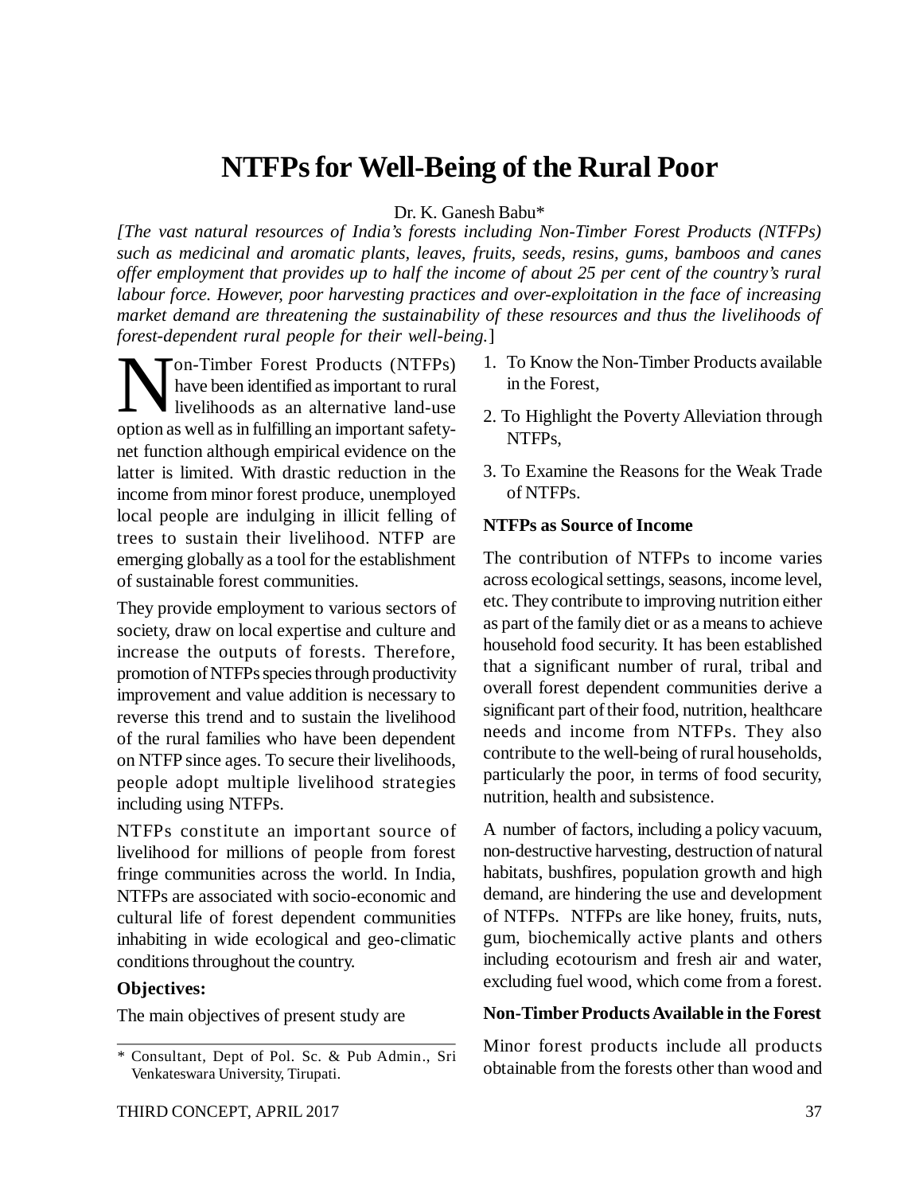# NTFPs for Well-Being of the Rural Poor

Dr. K. Ganesh Babu*

*[The vast natural resources of India's forests including Non-Timber Forest Products (NTFPs) such as medicinal and aromatic plants, leaves, fruits, seeds, resins, gums, bamboos and canes offer employment that provides up to half the income of about 25 per cent of the country's rural labour force. However, poor harvesting practices and over-exploitation in the face of increasing market demand are threatening the sustainability of these resources and thus the livelihoods of forest-dependent rural people for their well-being.]*

Non-Timber Forest Products (NTFPs) have been identified as important to rural livelihoods as an alternative land-use option as well as in fulfilling an important safety-net function although empirical evidence on the latter is limited. With drastic reduction in the income from minor forest produce, unemployed local people are indulging in illicit felling of trees to sustain their livelihood. NTFP are emerging globally as a tool for the establishment of sustainable forest communities.

They provide employment to various sectors of society, draw on local expertise and culture and increase the outputs of forests. Therefore, promotion of NTFPs species through productivity improvement and value addition is necessary to reverse this trend and to sustain the livelihood of the rural families who have been dependent on NTFP since ages. To secure their livelihoods, people adopt multiple livelihood strategies including using NTFPs.

NTFPs constitute an important source of livelihood for millions of people from forest fringe communities across the world. In India, NTFPs are associated with socio-economic and cultural life of forest dependent communities inhabiting in wide ecological and geo-climatic conditions throughout the country.

**Objectives:**

The main objectives of present study are

1. To Know the Non-Timber Products available in the Forest,
2. To Highlight the Poverty Alleviation through NTFPs,
3. To Examine the Reasons for the Weak Trade of NTFPs.

**NTFPs as Source of Income**

The contribution of NTFPs to income varies across ecological settings, seasons, income level, etc. They contribute to improving nutrition either as part of the family diet or as a means to achieve household food security. It has been established that a significant number of rural, tribal and overall forest dependent communities derive a significant part of their food, nutrition, healthcare needs and income from NTFPs. They also contribute to the well-being of rural households, particularly the poor, in terms of food security, nutrition, health and subsistence.

A number of factors, including a policy vacuum, non-destructive harvesting, destruction of natural habitats, bushfires, population growth and high demand, are hindering the use and development of NTFPs. NTFPs are like honey, fruits, nuts, gum, biochemically active plants and others including ecotourism and fresh air and water, excluding fuel wood, which come from a forest.

**Non-Timber Products Available in the Forest**

Minor forest products include all products obtainable from the forests other than wood and

\* Consultant, Dept of Pol. Sc. & Pub Admin., Sri Venkateswara University, Tirupati.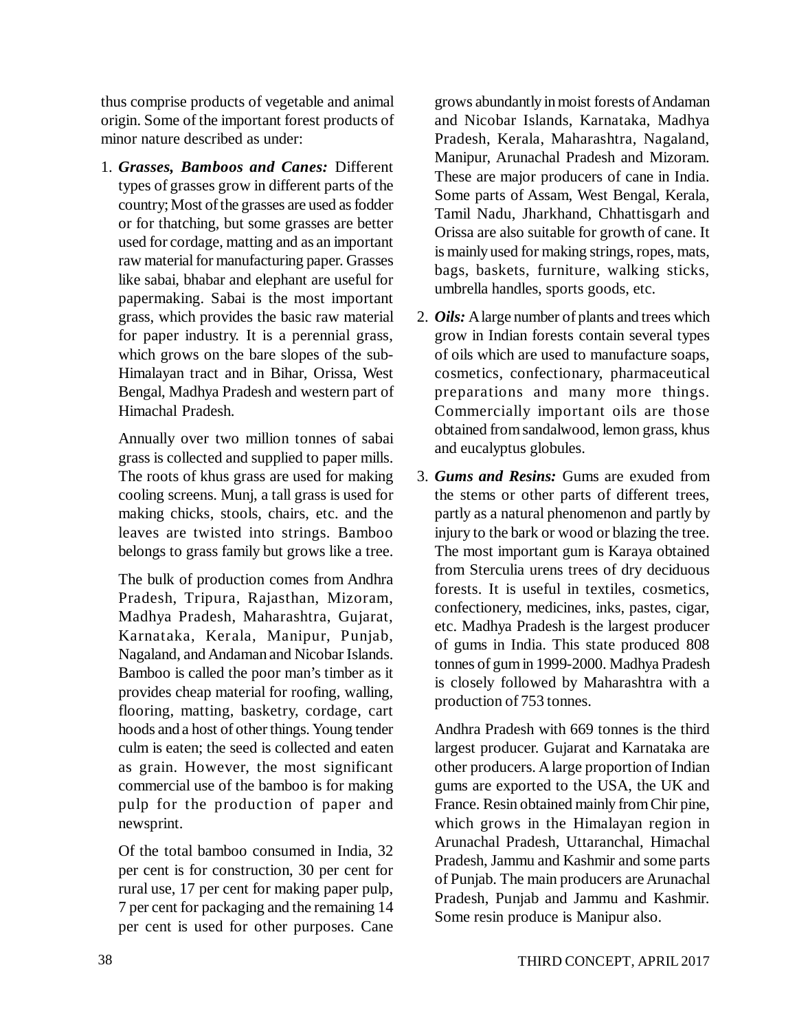thus comprise products of vegetable and animal origin. Some of the important forest products of minor nature described as under:

1. ***Grasses, Bamboos and Canes:*** Different types of grasses grow in different parts of the country; Most of the grasses are used as fodder or for thatching, but some grasses are better used for cordage, matting and as an important raw material for manufacturing paper. Grasses like sabai, bhabar and elephant are useful for papermaking. Sabai is the most important grass, which provides the basic raw material for paper industry. It is a perennial grass, which grows on the bare slopes of the sub-Himalayan tract and in Bihar, Orissa, West Bengal, Madhya Pradesh and western part of Himachal Pradesh.

   Annually over two million tonnes of sabai grass is collected and supplied to paper mills. The roots of khus grass are used for making cooling screens. Munj, a tall grass is used for making chicks, stools, chairs, etc. and the leaves are twisted into strings. Bamboo belongs to grass family but grows like a tree.

   The bulk of production comes from Andhra Pradesh, Tripura, Rajasthan, Mizoram, Madhya Pradesh, Maharashtra, Gujarat, Karnataka, Kerala, Manipur, Punjab, Nagaland, and Andaman and Nicobar Islands. Bamboo is called the poor man's timber as it provides cheap material for roofing, walling, flooring, matting, basketry, cordage, cart hoods and a host of other things. Young tender culm is eaten; the seed is collected and eaten as grain. However, the most significant commercial use of the bamboo is for making pulp for the production of paper and newsprint.

   Of the total bamboo consumed in India, 32 per cent is for construction, 30 per cent for rural use, 17 per cent for making paper pulp, 7 per cent for packaging and the remaining 14 per cent is used for other purposes. Cane grows abundantly in moist forests of Andaman and Nicobar Islands, Karnataka, Madhya Pradesh, Kerala, Maharashtra, Nagaland, Manipur, Arunachal Pradesh and Mizoram. These are major producers of cane in India. Some parts of Assam, West Bengal, Kerala, Tamil Nadu, Jharkhand, Chhattisgarh and Orissa are also suitable for growth of cane. It is mainly used for making strings, ropes, mats, bags, baskets, furniture, walking sticks, umbrella handles, sports goods, etc.

2. ***Oils:*** A large number of plants and trees which grow in Indian forests contain several types of oils which are used to manufacture soaps, cosmetics, confectionary, pharmaceutical preparations and many more things. Commercially important oils are those obtained from sandalwood, lemon grass, khus and eucalyptus globules.

3. ***Gums and Resins:*** Gums are exuded from the stems or other parts of different trees, partly as a natural phenomenon and partly by injury to the bark or wood or blazing the tree. The most important gum is Karaya obtained from Sterculia urens trees of dry deciduous forests. It is useful in textiles, cosmetics, confectionery, medicines, inks, pastes, cigar, etc. Madhya Pradesh is the largest producer of gums in India. This state produced 808 tonnes of gum in 1999-2000. Madhya Pradesh is closely followed by Maharashtra with a production of 753 tonnes.

   Andhra Pradesh with 669 tonnes is the third largest producer. Gujarat and Karnataka are other producers. A large proportion of Indian gums are exported to the USA, the UK and France. Resin obtained mainly from Chir pine, which grows in the Himalayan region in Arunachal Pradesh, Uttaranchal, Himachal Pradesh, Jammu and Kashmir and some parts of Punjab. The main producers are Arunachal Pradesh, Punjab and Jammu and Kashmir. Some resin produce is Manipur also.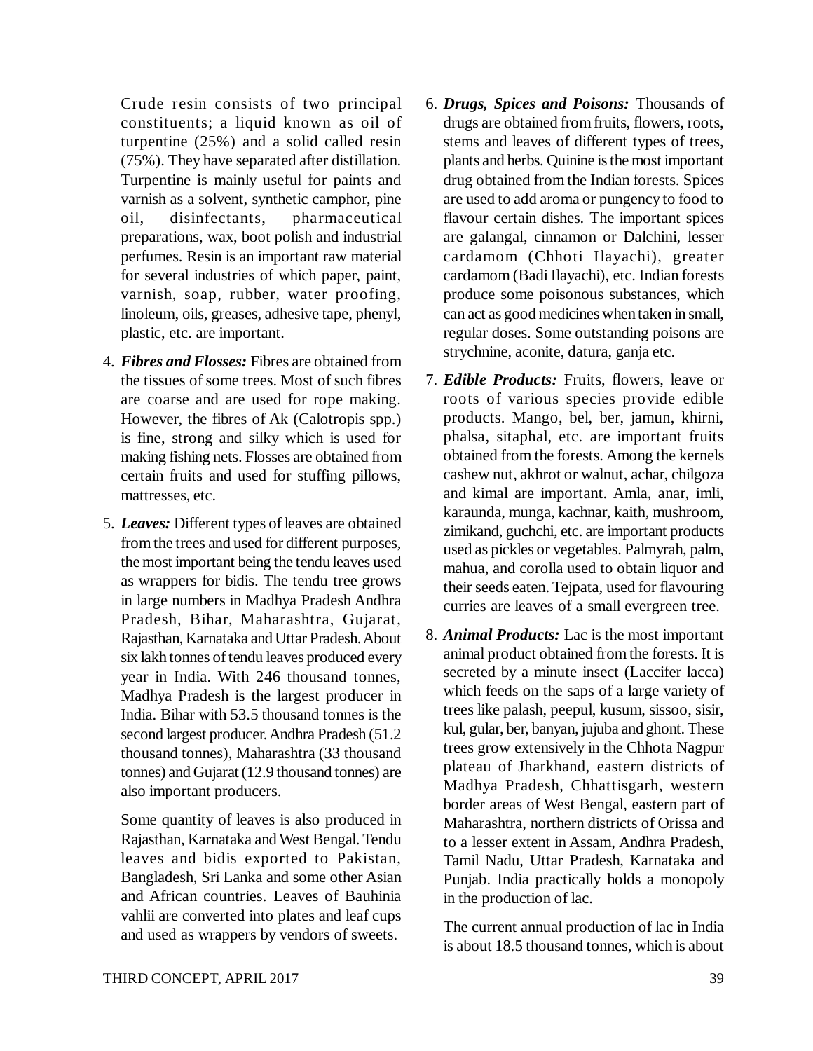Crude resin consists of two principal constituents; a liquid known as oil of turpentine (25%) and a solid called resin (75%). They have separated after distillation. Turpentine is mainly useful for paints and varnish as a solvent, synthetic camphor, pine oil, disinfectants, pharmaceutical preparations, wax, boot polish and industrial perfumes. Resin is an important raw material for several industries of which paper, paint, varnish, soap, rubber, water proofing, linoleum, oils, greases, adhesive tape, phenyl, plastic, etc. are important.

4. ***Fibres and Flosses:*** Fibres are obtained from the tissues of some trees. Most of such fibres are coarse and are used for rope making. However, the fibres of Ak (Calotropis spp.) is fine, strong and silky which is used for making fishing nets. Flosses are obtained from certain fruits and used for stuffing pillows, mattresses, etc.

5. ***Leaves:*** Different types of leaves are obtained from the trees and used for different purposes, the most important being the tendu leaves used as wrappers for bidis. The tendu tree grows in large numbers in Madhya Pradesh Andhra Pradesh, Bihar, Maharashtra, Gujarat, Rajasthan, Karnataka and Uttar Pradesh. About six lakh tonnes of tendu leaves produced every year in India. With 246 thousand tonnes, Madhya Pradesh is the largest producer in India. Bihar with 53.5 thousand tonnes is the second largest producer. Andhra Pradesh (51.2 thousand tonnes), Maharashtra (33 thousand tonnes) and Gujarat (12.9 thousand tonnes) are also important producers.

   Some quantity of leaves is also produced in Rajasthan, Karnataka and West Bengal. Tendu leaves and bidis exported to Pakistan, Bangladesh, Sri Lanka and some other Asian and African countries. Leaves of Bauhinia vahlii are converted into plates and leaf cups and used as wrappers by vendors of sweets.

6. ***Drugs, Spices and Poisons:*** Thousands of drugs are obtained from fruits, flowers, roots, stems and leaves of different types of trees, plants and herbs. Quinine is the most important drug obtained from the Indian forests. Spices are used to add aroma or pungency to food to flavour certain dishes. The important spices are galangal, cinnamon or Dalchini, lesser cardamom (Chhoti Ilayachi), greater cardamom (Badi Ilayachi), etc. Indian forests produce some poisonous substances, which can act as good medicines when taken in small, regular doses. Some outstanding poisons are strychnine, aconite, datura, ganja etc.

7. ***Edible Products:*** Fruits, flowers, leave or roots of various species provide edible products. Mango, bel, ber, jamun, khirni, phalsa, sitaphal, etc. are important fruits obtained from the forests. Among the kernels cashew nut, akhrot or walnut, achar, chilgoza and kimal are important. Amla, anar, imli, karaunda, munga, kachnar, kaith, mushroom, zimikand, guchchi, etc. are important products used as pickles or vegetables. Palmyrah, palm, mahua, and corolla used to obtain liquor and their seeds eaten. Tejpata, used for flavouring curries are leaves of a small evergreen tree.

8. ***Animal Products:*** Lac is the most important animal product obtained from the forests. It is secreted by a minute insect (Laccifer lacca) which feeds on the saps of a large variety of trees like palash, peepul, kusum, sissoo, sisir, kul, gular, ber, banyan, jujuba and ghont. These trees grow extensively in the Chhota Nagpur plateau of Jharkhand, eastern districts of Madhya Pradesh, Chhattisgarh, western border areas of West Bengal, eastern part of Maharashtra, northern districts of Orissa and to a lesser extent in Assam, Andhra Pradesh, Tamil Nadu, Uttar Pradesh, Karnataka and Punjab. India practically holds a monopoly in the production of lac.

   The current annual production of lac in India is about 18.5 thousand tonnes, which is about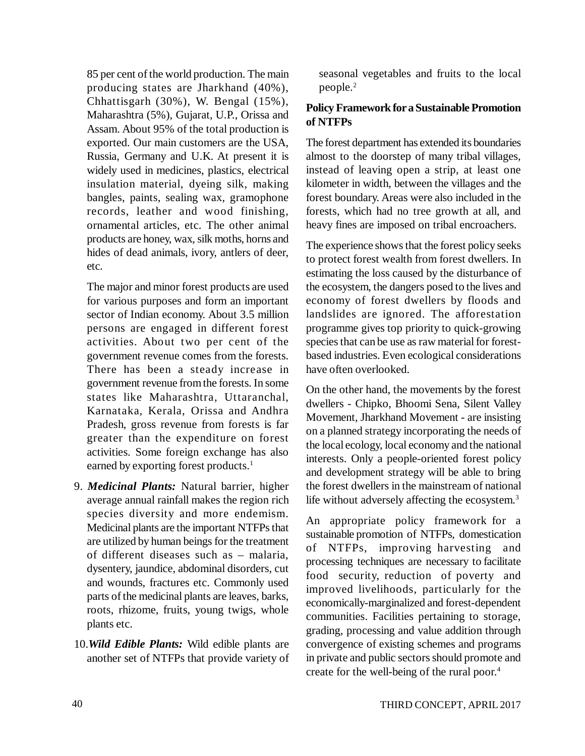85 per cent of the world production. The main producing states are Jharkhand (40%), Chhattisgarh (30%), W. Bengal (15%), Maharashtra (5%), Gujarat, U.P., Orissa and Assam. About 95% of the total production is exported. Our main customers are the USA, Russia, Germany and U.K. At present it is widely used in medicines, plastics, electrical insulation material, dyeing silk, making bangles, paints, sealing wax, gramophone records, leather and wood finishing, ornamental articles, etc. The other animal products are honey, wax, silk moths, horns and hides of dead animals, ivory, antlers of deer, etc.

The major and minor forest products are used for various purposes and form an important sector of Indian economy. About 3.5 million persons are engaged in different forest activities. About two per cent of the government revenue comes from the forests. There has been a steady increase in government revenue from the forests. In some states like Maharashtra, Uttaranchal, Karnataka, Kerala, Orissa and Andhra Pradesh, gross revenue from forests is far greater than the expenditure on forest activities. Some foreign exchange has also earned by exporting forest products.[1]

9. ***Medicinal Plants:*** Natural barrier, higher average annual rainfall makes the region rich species diversity and more endemism. Medicinal plants are the important NTFPs that are utilized by human beings for the treatment of different diseases such as – malaria, dysentery, jaundice, abdominal disorders, cut and wounds, fractures etc. Commonly used parts of the medicinal plants are leaves, barks, roots, rhizome, fruits, young twigs, whole plants etc.

10. ***Wild Edible Plants:*** Wild edible plants are another set of NTFPs that provide variety of seasonal vegetables and fruits to the local people.[2]

**Policy Framework for a Sustainable Promotion of NTFPs**

The forest department has extended its boundaries almost to the doorstep of many tribal villages, instead of leaving open a strip, at least one kilometer in width, between the villages and the forest boundary. Areas were also included in the forests, which had no tree growth at all, and heavy fines are imposed on tribal encroachers.

The experience shows that the forest policy seeks to protect forest wealth from forest dwellers. In estimating the loss caused by the disturbance of the ecosystem, the dangers posed to the lives and economy of forest dwellers by floods and landslides are ignored. The afforestation programme gives top priority to quick-growing species that can be use as raw material for forest-based industries. Even ecological considerations have often overlooked.

On the other hand, the movements by the forest dwellers - Chipko, Bhoomi Sena, Silent Valley Movement, Jharkhand Movement - are insisting on a planned strategy incorporating the needs of the local ecology, local economy and the national interests. Only a people-oriented forest policy and development strategy will be able to bring the forest dwellers in the mainstream of national life without adversely affecting the ecosystem.[3]

An appropriate policy framework for a sustainable promotion of NTFPs, domestication of NTFPs, improving harvesting and processing techniques are necessary to facilitate food security, reduction of poverty and improved livelihoods, particularly for the economically-marginalized and forest-dependent communities. Facilities pertaining to storage, grading, processing and value addition through convergence of existing schemes and programs in private and public sectors should promote and create for the well-being of the rural poor.[4]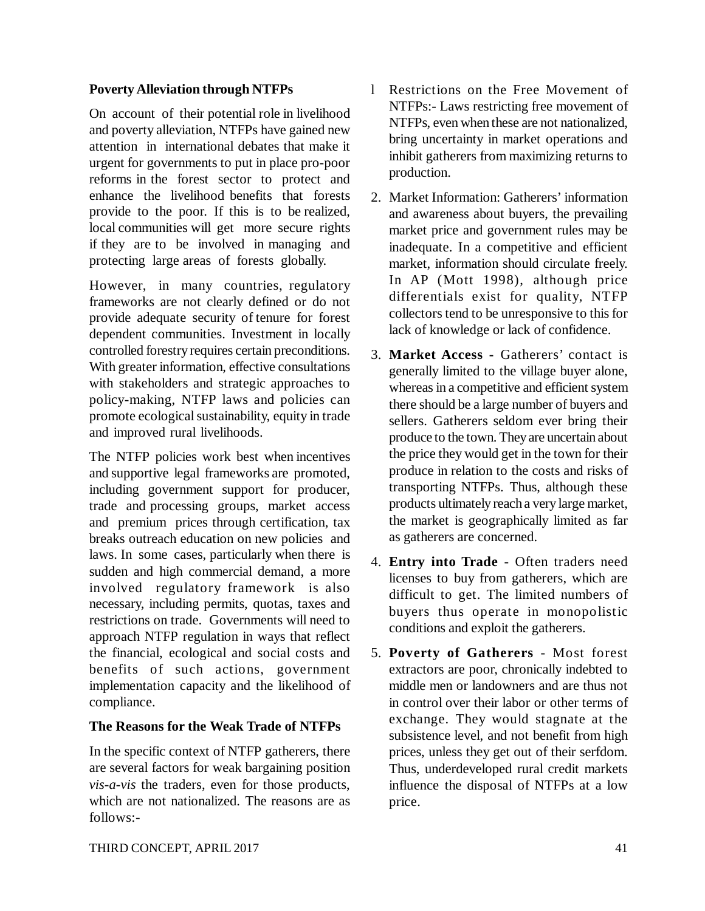**Poverty Alleviation through NTFPs**

On account of their potential role in livelihood and poverty alleviation, NTFPs have gained new attention in international debates that make it urgent for governments to put in place pro-poor reforms in the forest sector to protect and enhance the livelihood benefits that forests provide to the poor. If this is to be realized, local communities will get more secure rights if they are to be involved in managing and protecting large areas of forests globally.

However, in many countries, regulatory frameworks are not clearly defined or do not provide adequate security of tenure for forest dependent communities. Investment in locally controlled forestry requires certain preconditions. With greater information, effective consultations with stakeholders and strategic approaches to policy-making, NTFP laws and policies can promote ecological sustainability, equity in trade and improved rural livelihoods.

The NTFP policies work best when incentives and supportive legal frameworks are promoted, including government support for producer, trade and processing groups, market access and premium prices through certification, tax breaks outreach education on new policies and laws. In some cases, particularly when there is sudden and high commercial demand, a more involved regulatory framework is also necessary, including permits, quotas, taxes and restrictions on trade. Governments will need to approach NTFP regulation in ways that reflect the financial, ecological and social costs and benefits of such actions, government implementation capacity and the likelihood of compliance.

**The Reasons for the Weak Trade of NTFPs**

In the specific context of NTFP gatherers, there are several factors for weak bargaining position *vis-a-vis* the traders, even for those products, which are not nationalized. The reasons are as follows:-

- Restrictions on the Free Movement of NTFPs:- Laws restricting free movement of NTFPs, even when these are not nationalized, bring uncertainty in market operations and inhibit gatherers from maximizing returns to production.

2. Market Information: Gatherers' information and awareness about buyers, the prevailing market price and government rules may be inadequate. In a competitive and efficient market, information should circulate freely. In AP (Mott 1998), although price differentials exist for quality, NTFP collectors tend to be unresponsive to this for lack of knowledge or lack of confidence.

3. **Market Access -** Gatherers' contact is generally limited to the village buyer alone, whereas in a competitive and efficient system there should be a large number of buyers and sellers. Gatherers seldom ever bring their produce to the town. They are uncertain about the price they would get in the town for their produce in relation to the costs and risks of transporting NTFPs. Thus, although these products ultimately reach a very large market, the market is geographically limited as far as gatherers are concerned.

4. **Entry into Trade** - Often traders need licenses to buy from gatherers, which are difficult to get. The limited numbers of buyers thus operate in monopolistic conditions and exploit the gatherers.

5. **Poverty of Gatherers** - Most forest extractors are poor, chronically indebted to middle men or landowners and are thus not in control over their labor or other terms of exchange. They would stagnate at the subsistence level, and not benefit from high prices, unless they get out of their serfdom. Thus, underdeveloped rural credit markets influence the disposal of NTFPs at a low price.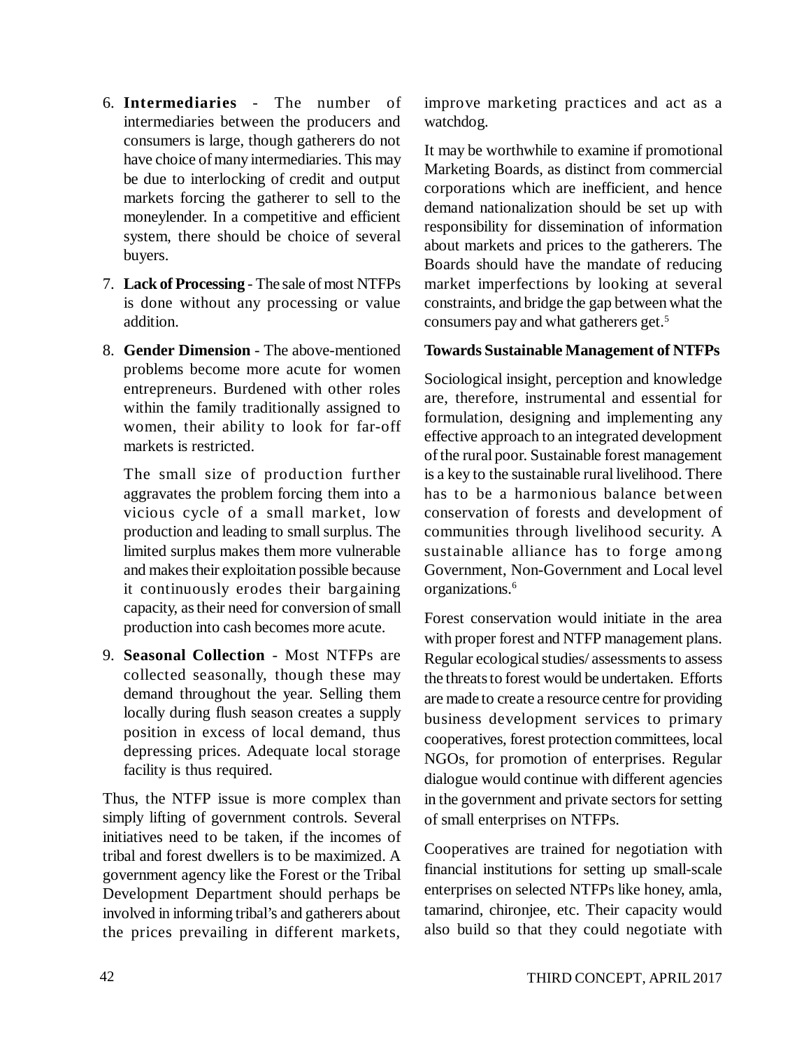6. **Intermediaries** - The number of intermediaries between the producers and consumers is large, though gatherers do not have choice of many intermediaries. This may be due to interlocking of credit and output markets forcing the gatherer to sell to the moneylender. In a competitive and efficient system, there should be choice of several buyers.

7. **Lack of Processing** - The sale of most NTFPs is done without any processing or value addition.

8. **Gender Dimension** - The above-mentioned problems become more acute for women entrepreneurs. Burdened with other roles within the family traditionally assigned to women, their ability to look for far-off markets is restricted.

   The small size of production further aggravates the problem forcing them into a vicious cycle of a small market, low production and leading to small surplus. The limited surplus makes them more vulnerable and makes their exploitation possible because it continuously erodes their bargaining capacity, as their need for conversion of small production into cash becomes more acute.

9. **Seasonal Collection** - Most NTFPs are collected seasonally, though these may demand throughout the year. Selling them locally during flush season creates a supply position in excess of local demand, thus depressing prices. Adequate local storage facility is thus required.

Thus, the NTFP issue is more complex than simply lifting of government controls. Several initiatives need to be taken, if the incomes of tribal and forest dwellers is to be maximized. A government agency like the Forest or the Tribal Development Department should perhaps be involved in informing tribal's and gatherers about the prices prevailing in different markets, improve marketing practices and act as a watchdog.

It may be worthwhile to examine if promotional Marketing Boards, as distinct from commercial corporations which are inefficient, and hence demand nationalization should be set up with responsibility for dissemination of information about markets and prices to the gatherers. The Boards should have the mandate of reducing market imperfections by looking at several constraints, and bridge the gap between what the consumers pay and what gatherers get.[5]

**Towards Sustainable Management of NTFPs**

Sociological insight, perception and knowledge are, therefore, instrumental and essential for formulation, designing and implementing any effective approach to an integrated development of the rural poor. Sustainable forest management is a key to the sustainable rural livelihood. There has to be a harmonious balance between conservation of forests and development of communities through livelihood security. A sustainable alliance has to forge among Government, Non-Government and Local level organizations.[6]

Forest conservation would initiate in the area with proper forest and NTFP management plans. Regular ecological studies/ assessments to assess the threats to forest would be undertaken. Efforts are made to create a resource centre for providing business development services to primary cooperatives, forest protection committees, local NGOs, for promotion of enterprises. Regular dialogue would continue with different agencies in the government and private sectors for setting of small enterprises on NTFPs.

Cooperatives are trained for negotiation with financial institutions for setting up small-scale enterprises on selected NTFPs like honey, amla, tamarind, chironjee, etc. Their capacity would also build so that they could negotiate with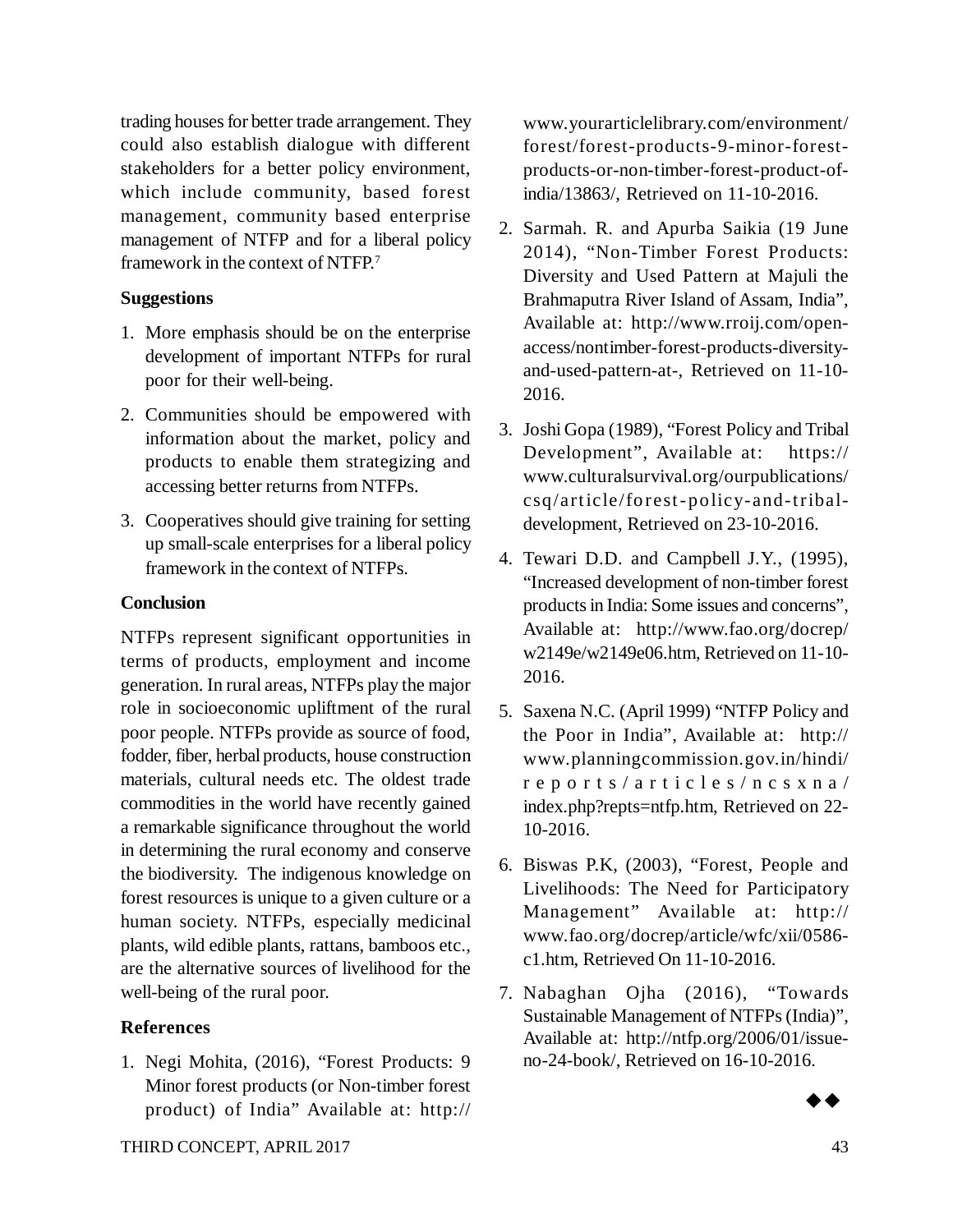trading houses for better trade arrangement. They could also establish dialogue with different stakeholders for a better policy environment, which include community, based forest management, community based enterprise management of NTFP and for a liberal policy framework in the context of NTFP.[7]

**Suggestions**

1. More emphasis should be on the enterprise development of important NTFPs for rural poor for their well-being.
2. Communities should be empowered with information about the market, policy and products to enable them strategizing and accessing better returns from NTFPs.
3. Cooperatives should give training for setting up small-scale enterprises for a liberal policy framework in the context of NTFPs.

**Conclusion**

NTFPs represent significant opportunities in terms of products, employment and income generation. In rural areas, NTFPs play the major role in socioeconomic upliftment of the rural poor people. NTFPs provide as source of food, fodder, fiber, herbal products, house construction materials, cultural needs etc. The oldest trade commodities in the world have recently gained a remarkable significance throughout the world in determining the rural economy and conserve the biodiversity. The indigenous knowledge on forest resources is unique to a given culture or a human society. NTFPs, especially medicinal plants, wild edible plants, rattans, bamboos etc., are the alternative sources of livelihood for the well-being of the rural poor.

**References**

1. Negi Mohita, (2016), "Forest Products: 9 Minor forest products (or Non-timber forest product) of India" Available at: http://www.yourarticlelibrary.com/environment/forest/forest-products-9-minor-forest-products-or-non-timber-forest-product-of-india/13863/, Retrieved on 11-10-2016.
2. Sarmah. R. and Apurba Saikia (19 June 2014), "Non-Timber Forest Products: Diversity and Used Pattern at Majuli the Brahmaputra River Island of Assam, India", Available at: http://www.rroij.com/open-access/nontimber-forest-products-diversity-and-used-pattern-at-, Retrieved on 11-10-2016.
3. Joshi Gopa (1989), "Forest Policy and Tribal Development", Available at: https://www.culturalsurvival.org/ourpublications/csq/article/forest-policy-and-tribal-development, Retrieved on 23-10-2016.
4. Tewari D.D. and Campbell J.Y., (1995), "Increased development of non-timber forest products in India: Some issues and concerns", Available at: http://www.fao.org/docrep/w2149e/w2149e06.htm, Retrieved on 11-10-2016.
5. Saxena N.C. (April 1999) "NTFP Policy and the Poor in India", Available at: http://www.planningcommission.gov.in/hindi/reports/articles/ncsxna/index.php?repts=ntfp.htm, Retrieved on 22-10-2016.
6. Biswas P.K, (2003), "Forest, People and Livelihoods: The Need for Participatory Management" Available at: http://www.fao.org/docrep/article/wfc/xii/0586-c1.htm, Retrieved On 11-10-2016.
7. Nabaghan Ojha (2016), "Towards Sustainable Management of NTFPs (India)", Available at: http://ntfp.org/2006/01/issue-no-24-book/, Retrieved on 16-10-2016.

◆◆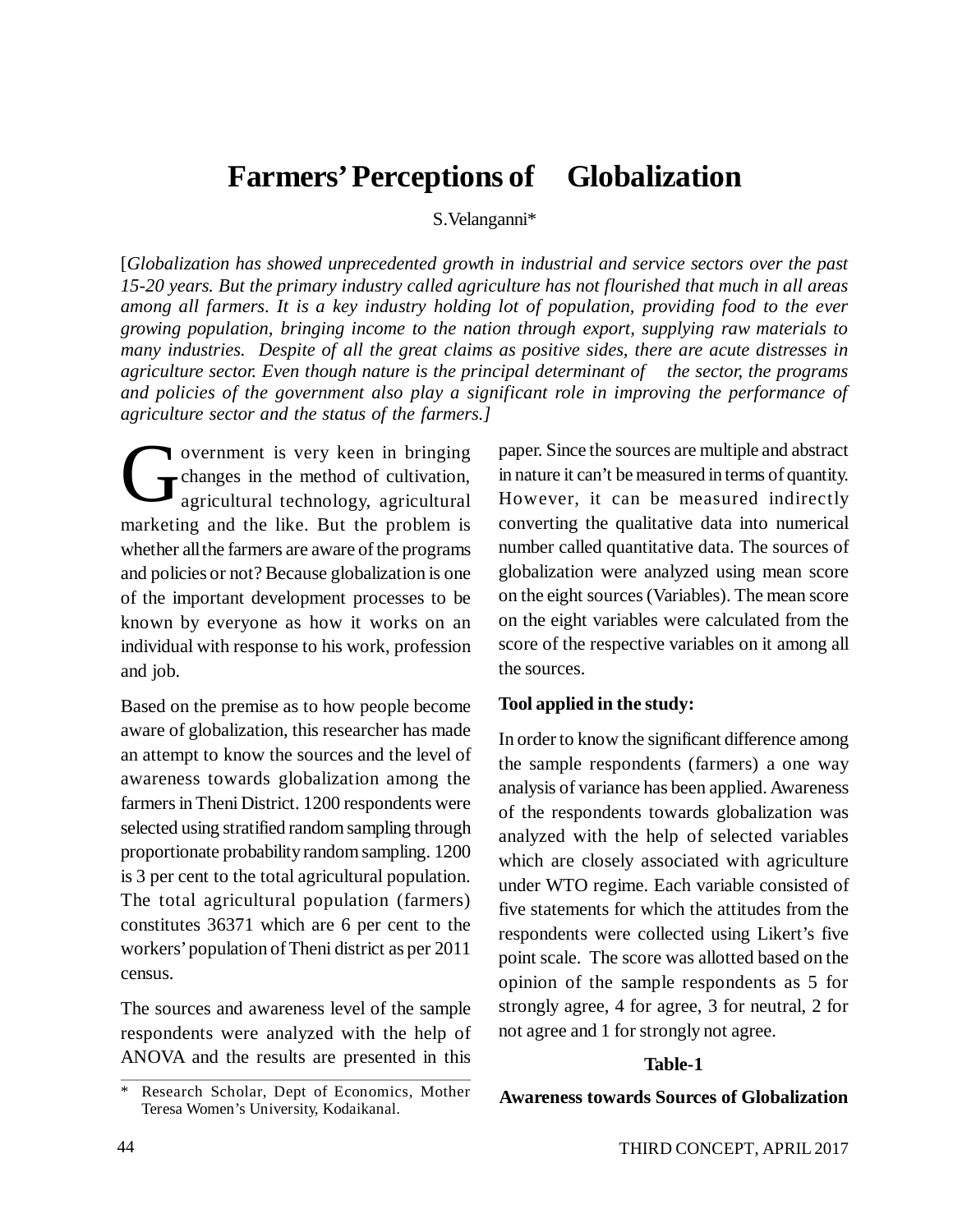# Farmers' Perceptions of Globalization

S.Velanganni*

[*Globalization has showed unprecedented growth in industrial and service sectors over the past 15-20 years. But the primary industry called agriculture has not flourished that much in all areas among all farmers. It is a key industry holding lot of population, providing food to the ever growing population, bringing income to the nation through export, supplying raw materials to many industries. Despite of all the great claims as positive sides, there are acute distresses in agriculture sector. Even though nature is the principal determinant of the sector, the programs and policies of the government also play a significant role in improving the performance of agriculture sector and the status of the farmers.*]

Government is very keen in bringing changes in the method of cultivation, agricultural technology, agricultural marketing and the like. But the problem is whether all the farmers are aware of the programs and policies or not? Because globalization is one of the important development processes to be known by everyone as how it works on an individual with response to his work, profession and job.

Based on the premise as to how people become aware of globalization, this researcher has made an attempt to know the sources and the level of awareness towards globalization among the farmers in Theni District. 1200 respondents were selected using stratified random sampling through proportionate probability random sampling. 1200 is 3 per cent to the total agricultural population. The total agricultural population (farmers) constitutes 36371 which are 6 per cent to the workers' population of Theni district as per 2011 census.

The sources and awareness level of the sample respondents were analyzed with the help of ANOVA and the results are presented in this paper. Since the sources are multiple and abstract in nature it can't be measured in terms of quantity. However, it can be measured indirectly converting the qualitative data into numerical number called quantitative data. The sources of globalization were analyzed using mean score on the eight sources (Variables). The mean score on the eight variables were calculated from the score of the respective variables on it among all the sources.

**Tool applied in the study:**

In order to know the significant difference among the sample respondents (farmers) a one way analysis of variance has been applied. Awareness of the respondents towards globalization was analyzed with the help of selected variables which are closely associated with agriculture under WTO regime. Each variable consisted of five statements for which the attitudes from the respondents were collected using Likert's five point scale. The score was allotted based on the opinion of the sample respondents as 5 for strongly agree, 4 for agree, 3 for neutral, 2 for not agree and 1 for strongly not agree.

**Table-1**

**Awareness towards Sources of Globalization**

---

* Research Scholar, Dept of Economics, Mother Teresa Women's University, Kodaikanal.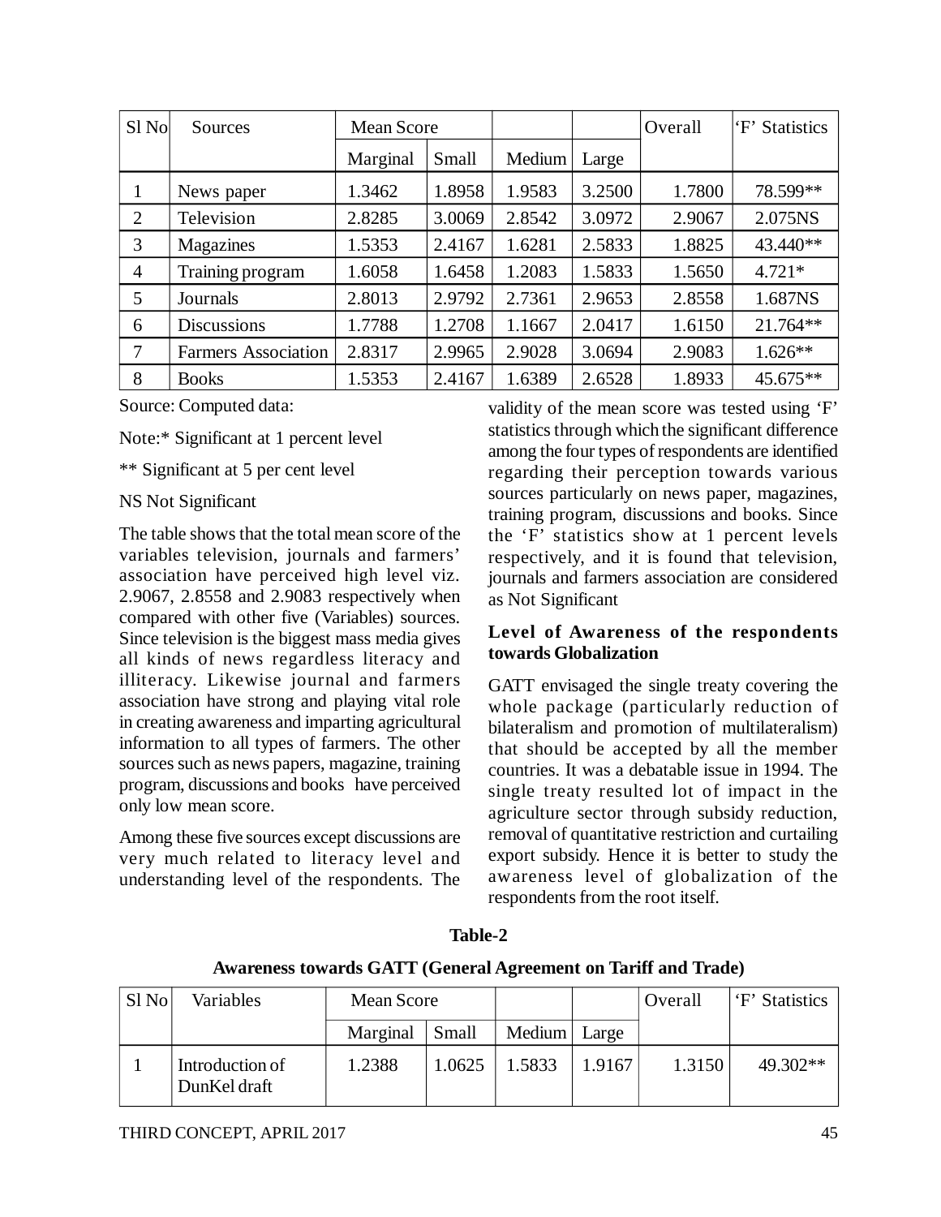| Sl No | Sources | Mean Score | | | | Overall | 'F' Statistics |
|---|---|---|---|---|---|---|---|
| | | Marginal | Small | Medium | Large | | |
| 1 | News paper | 1.3462 | 1.8958 | 1.9583 | 3.2500 | 1.7800 | 78.599** |
| 2 | Television | 2.8285 | 3.0069 | 2.8542 | 3.0972 | 2.9067 | 2.075NS |
| 3 | Magazines | 1.5353 | 2.4167 | 1.6281 | 2.5833 | 1.8825 | 43.440** |
| 4 | Training program | 1.6058 | 1.6458 | 1.2083 | 1.5833 | 1.5650 | 4.721* |
| 5 | Journals | 2.8013 | 2.9792 | 2.7361 | 2.9653 | 2.8558 | 1.687NS |
| 6 | Discussions | 1.7788 | 1.2708 | 1.1667 | 2.0417 | 1.6150 | 21.764** |
| 7 | Farmers Association | 2.8317 | 2.9965 | 2.9028 | 3.0694 | 2.9083 | 1.626** |
| 8 | Books | 1.5353 | 2.4167 | 1.6389 | 2.6528 | 1.8933 | 45.675** |

Source: Computed data:

Note:* Significant at 1 percent level

** Significant at 5 per cent level

NS Not Significant

The table shows that the total mean score of the variables television, journals and farmers' association have perceived high level viz. 2.9067, 2.8558 and 2.9083 respectively when compared with other five (Variables) sources. Since television is the biggest mass media gives all kinds of news regardless literacy and illiteracy. Likewise journal and farmers association have strong and playing vital role in creating awareness and imparting agricultural information to all types of farmers. The other sources such as news papers, magazine, training program, discussions and books have perceived only low mean score.

Among these five sources except discussions are very much related to literacy level and understanding level of the respondents. The validity of the mean score was tested using 'F' statistics through which the significant difference among the four types of respondents are identified regarding their perception towards various sources particularly on news paper, magazines, training program, discussions and books. Since the 'F' statistics show at 1 percent levels respectively, and it is found that television, journals and farmers association are considered as Not Significant

### Level of Awareness of the respondents towards Globalization

GATT envisaged the single treaty covering the whole package (particularly reduction of bilateralism and promotion of multilateralism) that should be accepted by all the member countries. It was a debatable issue in 1994. The single treaty resulted lot of impact in the agriculture sector through subsidy reduction, removal of quantitative restriction and curtailing export subsidy. Hence it is better to study the awareness level of globalization of the respondents from the root itself.

**Table-2**

**Awareness towards GATT (General Agreement on Tariff and Trade)**

| Sl No | Variables | Mean Score | | | | Overall | 'F' Statistics |
|---|---|---|---|---|---|---|---|
| | | Marginal | Small | Medium | Large | | |
| 1 | Introduction of DunKel draft | 1.2388 | 1.0625 | 1.5833 | 1.9167 | 1.3150 | 49.302** |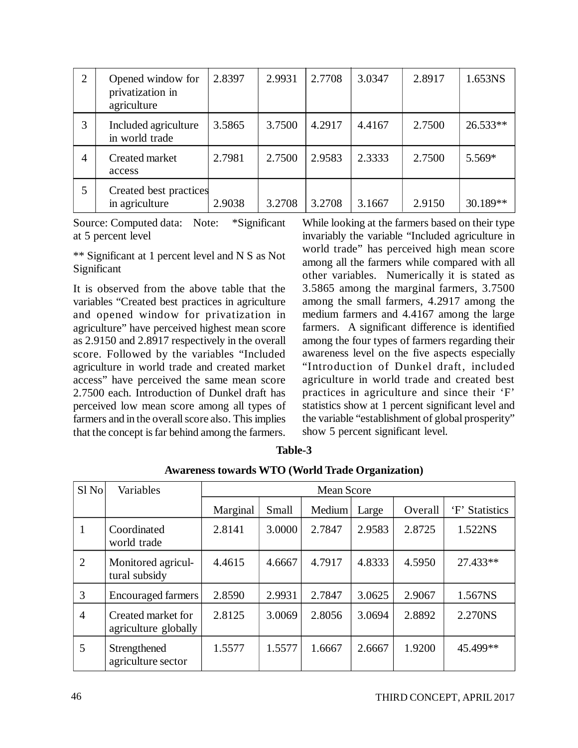| 2 | Opened window for privatization in agriculture | 2.8397 | 2.9931 | 2.7708 | 3.0347 | 2.8917 | 1.653NS |
|---|---|---|---|---|---|---|---|
| 3 | Included agriculture in world trade | 3.5865 | 3.7500 | 4.2917 | 4.4167 | 2.7500 | 26.533** |
| 4 | Created market access | 2.7981 | 2.7500 | 2.9583 | 2.3333 | 2.7500 | 5.569* |
| 5 | Created best practices in agriculture | 2.9038 | 3.2708 | 3.2708 | 3.1667 | 2.9150 | 30.189** |

Source: Computed data: Note: *Significant at 5 percent level

** Significant at 1 percent level and N S as Not Significant

It is observed from the above table that the variables "Created best practices in agriculture and opened window for privatization in agriculture" have perceived highest mean score as 2.9150 and 2.8917 respectively in the overall score. Followed by the variables "Included agriculture in world trade and created market access" have perceived the same mean score 2.7500 each. Introduction of Dunkel draft has perceived low mean score among all types of farmers and in the overall score also. This implies that the concept is far behind among the farmers.

While looking at the farmers based on their type invariably the variable "Included agriculture in world trade" has perceived high mean score among all the farmers while compared with all other variables. Numerically it is stated as 3.5865 among the marginal farmers, 3.7500 among the small farmers, 4.2917 among the medium farmers and 4.4167 among the large farmers. A significant difference is identified among the four types of farmers regarding their awareness level on the five aspects especially "Introduction of Dunkel draft, included agriculture in world trade and created best practices in agriculture and since their 'F' statistics show at 1 percent significant level and the variable "establishment of global prosperity" show 5 percent significant level.

**Table-3**

**Awareness towards WTO (World Trade Organization)**

| Sl No | Variables | Mean Score | | | | | |
|---|---|---|---|---|---|---|---|
| | | Marginal | Small | Medium | Large | Overall | 'F' Statistics |
| 1 | Coordinated world trade | 2.8141 | 3.0000 | 2.7847 | 2.9583 | 2.8725 | 1.522NS |
| 2 | Monitored agricultural subsidy | 4.4615 | 4.6667 | 4.7917 | 4.8333 | 4.5950 | 27.433** |
| 3 | Encouraged farmers | 2.8590 | 2.9931 | 2.7847 | 3.0625 | 2.9067 | 1.567NS |
| 4 | Created market for agriculture globally | 2.8125 | 3.0069 | 2.8056 | 3.0694 | 2.8892 | 2.270NS |
| 5 | Strengthened agriculture sector | 1.5577 | 1.5577 | 1.6667 | 2.6667 | 1.9200 | 45.499** |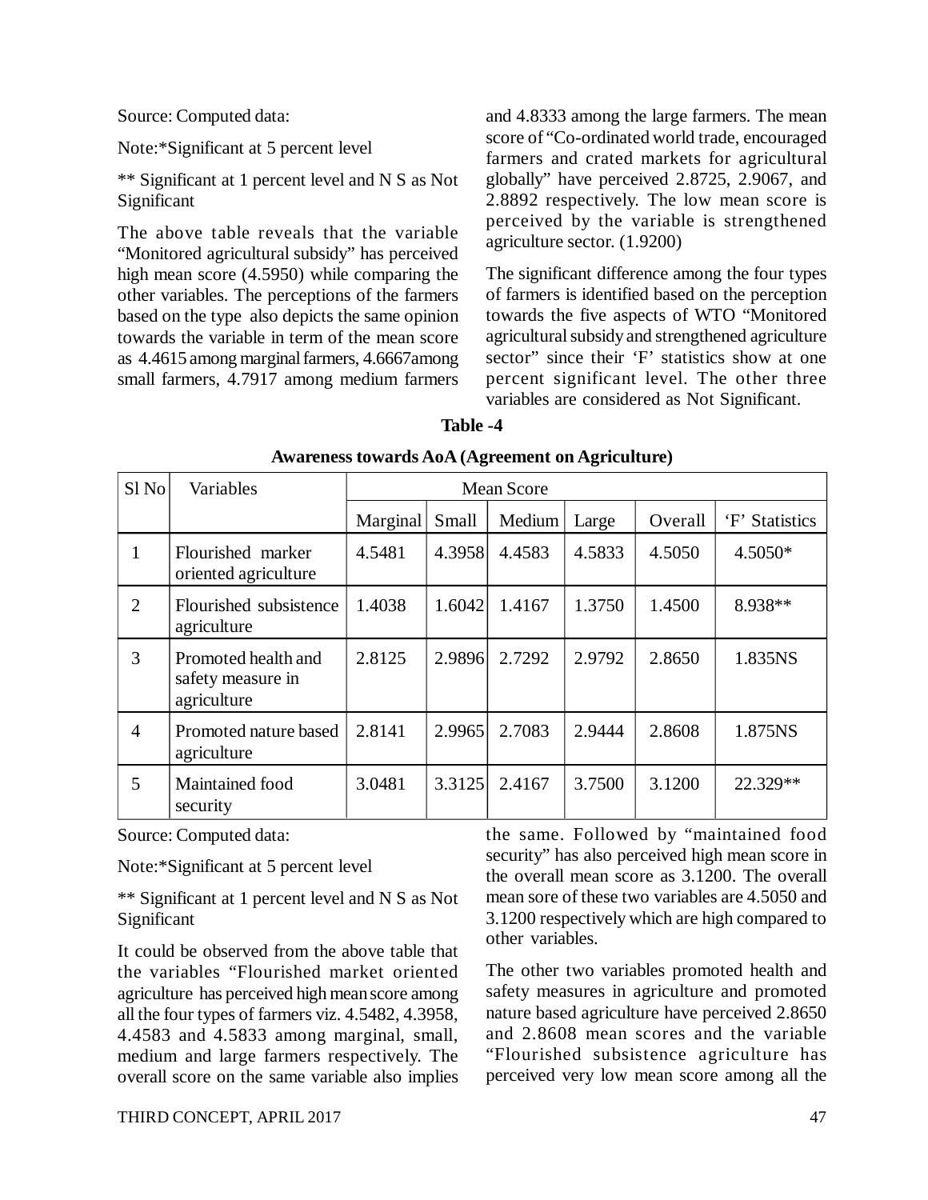Source: Computed data:

Note:*Significant at 5 percent level

** Significant at 1 percent level and N S as Not Significant

The above table reveals that the variable "Monitored agricultural subsidy" has perceived high mean score (4.5950) while comparing the other variables. The perceptions of the farmers based on the type also depicts the same opinion towards the variable in term of the mean score as 4.4615 among marginal farmers, 4.6667among small farmers, 4.7917 among medium farmers and 4.8333 among the large farmers. The mean score of "Co-ordinated world trade, encouraged farmers and crated markets for agricultural globally" have perceived 2.8725, 2.9067, and 2.8892 respectively. The low mean score is perceived by the variable is strengthened agriculture sector. (1.9200)

The significant difference among the four types of farmers is identified based on the perception towards the five aspects of WTO "Monitored agricultural subsidy and strengthened agriculture sector" since their 'F' statistics show at one percent significant level. The other three variables are considered as Not Significant.

**Table -4**

**Awareness towards AoA (Agreement on Agriculture)**

| Sl No | Variables | Mean Score | | | | | |
|---|---|---|---|---|---|---|---|
| | | Marginal | Small | Medium | Large | Overall | 'F' Statistics |
| 1 | Flourished marker oriented agriculture | 4.5481 | 4.3958 | 4.4583 | 4.5833 | 4.5050 | 4.5050* |
| 2 | Flourished subsistence agriculture | 1.4038 | 1.6042 | 1.4167 | 1.3750 | 1.4500 | 8.938** |
| 3 | Promoted health and safety measure in agriculture | 2.8125 | 2.9896 | 2.7292 | 2.9792 | 2.8650 | 1.835NS |
| 4 | Promoted nature based agriculture | 2.8141 | 2.9965 | 2.7083 | 2.9444 | 2.8608 | 1.875NS |
| 5 | Maintained food security | 3.0481 | 3.3125 | 2.4167 | 3.7500 | 3.1200 | 22.329** |

Source: Computed data:

Note:*Significant at 5 percent level

** Significant at 1 percent level and N S as Not Significant

It could be observed from the above table that the variables "Flourished market oriented agriculture has perceived high mean score among all the four types of farmers viz. 4.5482, 4.3958, 4.4583 and 4.5833 among marginal, small, medium and large farmers respectively. The overall score on the same variable also implies the same. Followed by "maintained food security" has also perceived high mean score in the overall mean score as 3.1200. The overall mean sore of these two variables are 4.5050 and 3.1200 respectively which are high compared to other variables.

The other two variables promoted health and safety measures in agriculture and promoted nature based agriculture have perceived 2.8650 and 2.8608 mean scores and the variable "Flourished subsistence agriculture has perceived very low mean score among all the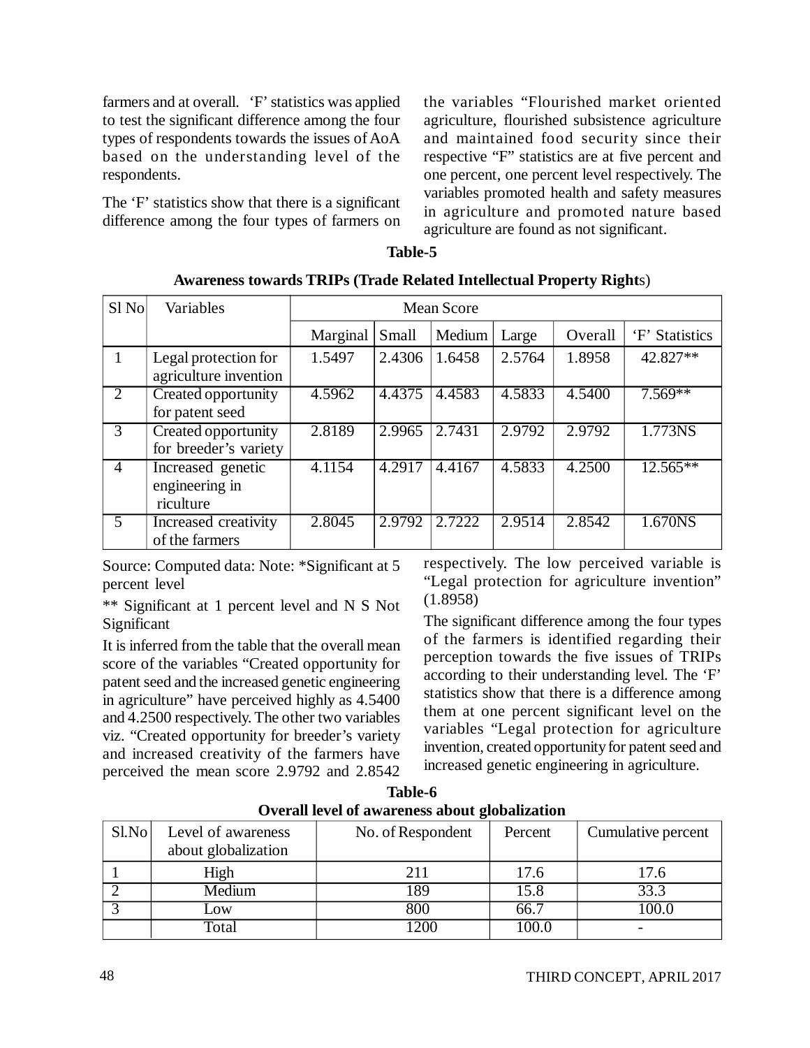farmers and at overall. 'F' statistics was applied to test the significant difference among the four types of respondents towards the issues of AoA based on the understanding level of the respondents.

The 'F' statistics show that there is a significant difference among the four types of farmers on the variables "Flourished market oriented agriculture, flourished subsistence agriculture and maintained food security since their respective "F" statistics are at five percent and one percent, one percent level respectively. The variables promoted health and safety measures in agriculture and promoted nature based agriculture are found as not significant.

**Table-5**

**Awareness towards TRIPs (Trade Related Intellectual Property Rights)**

| Sl No | Variables | Mean Score | | | | | |
|---|---|---|---|---|---|---|---|
| | | Marginal | Small | Medium | Large | Overall | 'F' Statistics |
| 1 | Legal protection for agriculture invention | 1.5497 | 2.4306 | 1.6458 | 2.5764 | 1.8958 | 42.827** |
| 2 | Created opportunity for patent seed | 4.5962 | 4.4375 | 4.4583 | 4.5833 | 4.5400 | 7.569** |
| 3 | Created opportunity for breeder's variety | 2.8189 | 2.9965 | 2.7431 | 2.9792 | 2.9792 | 1.773NS |
| 4 | Increased genetic engineering in riculture | 4.1154 | 4.2917 | 4.4167 | 4.5833 | 4.2500 | 12.565** |
| 5 | Increased creativity of the farmers | 2.8045 | 2.9792 | 2.7222 | 2.9514 | 2.8542 | 1.670NS |

Source: Computed data: Note: *Significant at 5 percent level

** Significant at 1 percent level and N S Not Significant

It is inferred from the table that the overall mean score of the variables "Created opportunity for patent seed and the increased genetic engineering in agriculture" have perceived highly as 4.5400 and 4.2500 respectively. The other two variables viz. "Created opportunity for breeder's variety and increased creativity of the farmers have perceived the mean score 2.9792 and 2.8542 respectively. The low perceived variable is "Legal protection for agriculture invention" (1.8958)

The significant difference among the four types of the farmers is identified regarding their perception towards the five issues of TRIPs according to their understanding level. The 'F' statistics show that there is a difference among them at one percent significant level on the variables "Legal protection for agriculture invention, created opportunity for patent seed and increased genetic engineering in agriculture.

**Table-6**

**Overall level of awareness about globalization**

| Sl.No | Level of awareness about globalization | No. of Respondent | Percent | Cumulative percent |
|---|---|---|---|---|
| 1 | High | 211 | 17.6 | 17.6 |
| 2 | Medium | 189 | 15.8 | 33.3 |
| 3 | Low | 800 | 66.7 | 100.0 |
| | Total | 1200 | 100.0 | - |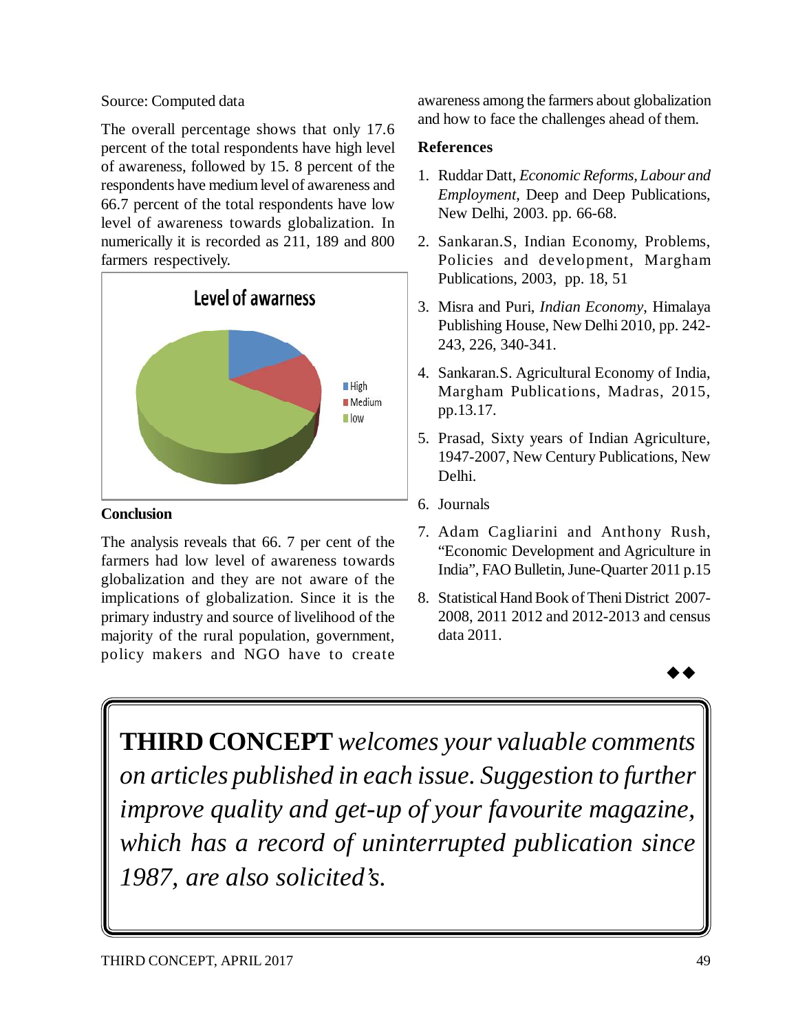Source: Computed data

The overall percentage shows that only 17.6 percent of the total respondents have high level of awareness, followed by 15. 8 percent of the respondents have medium level of awareness and 66.7 percent of the total respondents have low level of awareness towards globalization. In numerically it is recorded as 211, 189 and 800 farmers respectively.

Level of awarness

High
Medium
low

## Conclusion

The analysis reveals that 66. 7 per cent of the farmers had low level of awareness towards globalization and they are not aware of the implications of globalization. Since it is the primary industry and source of livelihood of the majority of the rural population, government, policy makers and NGO have to create awareness among the farmers about globalization and how to face the challenges ahead of them.

## References

1. Ruddar Datt, *Economic Reforms, Labour and Employment*, Deep and Deep Publications, New Delhi, 2003. pp. 66-68.
2. Sankaran.S, Indian Economy, Problems, Policies and development, Margham Publications, 2003, pp. 18, 51
3. Misra and Puri, *Indian Economy*, Himalaya Publishing House, New Delhi 2010, pp. 242-243, 226, 340-341.
4. Sankaran.S. Agricultural Economy of India, Margham Publications, Madras, 2015, pp.13.17.
5. Prasad, Sixty years of Indian Agriculture, 1947-2007, New Century Publications, New Delhi.
6. Journals
7. Adam Cagliarini and Anthony Rush, "Economic Development and Agriculture in India", FAO Bulletin, June-Quarter 2011 p.15
8. Statistical Hand Book of Theni District 2007-2008, 2011 2012 and 2012-2013 and census data 2011.

◆◆

**THIRD CONCEPT** *welcomes your valuable comments on articles published in each issue. Suggestion to further improve quality and get-up of your favourite magazine, which has a record of uninterrupted publication since 1987, are also solicited's.*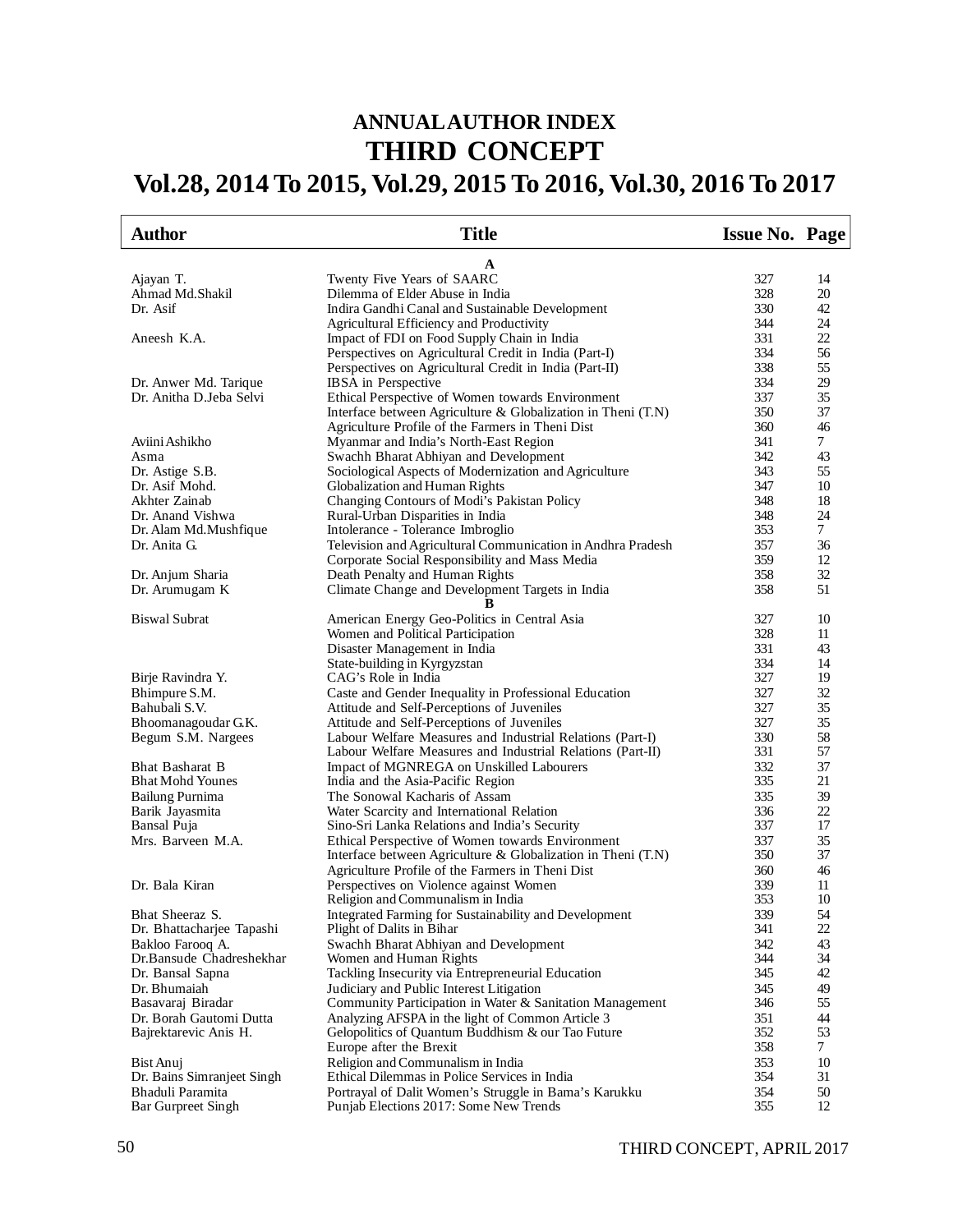# ANNUAL AUTHOR INDEX
# THIRD CONCEPT
## Vol.28, 2014 To 2015, Vol.29, 2015 To 2016, Vol.30, 2016 To 2017

| Author | Title | Issue No. | Page |
|---|---|---|---|
| | **A** | | |
| Ajayan T. | Twenty Five Years of SAARC | 327 | 14 |
| Ahmad Md.Shakil | Dilemma of Elder Abuse in India | 328 | 20 |
| Dr. Asif | Indira Gandhi Canal and Sustainable Development | 330 | 42 |
| | Agricultural Efficiency and Productivity | 344 | 24 |
| Aneesh K.A. | Impact of FDI on Food Supply Chain in India | 331 | 22 |
| | Perspectives on Agricultural Credit in India (Part-I) | 334 | 56 |
| | Perspectives on Agricultural Credit in India (Part-II) | 338 | 55 |
| Dr. Anwer Md. Tarique | IBSA in Perspective | 334 | 29 |
| Dr. Anitha D.Jeba Selvi | Ethical Perspective of Women towards Environment | 337 | 35 |
| | Interface between Agriculture & Globalization in Theni (T.N) | 350 | 37 |
| | Agriculture Profile of the Farmers in Theni Dist | 360 | 46 |
| Aviini Ashikho | Myanmar and India's North-East Region | 341 | 7 |
| Asma | Swachh Bharat Abhiyan and Development | 342 | 43 |
| Dr. Astige S.B. | Sociological Aspects of Modernization and Agriculture | 343 | 55 |
| Dr. Asif Mohd. | Globalization and Human Rights | 347 | 10 |
| Akhter Zainab | Changing Contours of Modi's Pakistan Policy | 348 | 18 |
| Dr. Anand Vishwa | Rural-Urban Disparities in India | 348 | 24 |
| Dr. Alam Md.Mushfique | Intolerance - Tolerance Imbroglio | 353 | 7 |
| Dr. Anita G. | Television and Agricultural Communication in Andhra Pradesh | 357 | 36 |
| | Corporate Social Responsibility and Mass Media | 359 | 12 |
| Dr. Anjum Sharia | Death Penalty and Human Rights | 358 | 32 |
| Dr. Arumugam K | Climate Change and Development Targets in India | 358 | 51 |
| | **B** | | |
| Biswal Subrat | American Energy Geo-Politics in Central Asia | 327 | 10 |
| | Women and Political Participation | 328 | 11 |
| | Disaster Management in India | 331 | 43 |
| | State-building in Kyrgyzstan | 334 | 14 |
| Birje Ravindra Y. | CAG's Role in India | 327 | 19 |
| Bhimpure S.M. | Caste and Gender Inequality in Professional Education | 327 | 32 |
| Bahubali S.V. | Attitude and Self-Perceptions of Juveniles | 327 | 35 |
| Bhoomanagoudar G.K. | Attitude and Self-Perceptions of Juveniles | 327 | 35 |
| Begum S.M. Nargees | Labour Welfare Measures and Industrial Relations (Part-I) | 330 | 58 |
| | Labour Welfare Measures and Industrial Relations (Part-II) | 331 | 57 |
| Bhat Basharat B | Impact of MGNREGA on Unskilled Labourers | 332 | 37 |
| Bhat Mohd Younes | India and the Asia-Pacific Region | 335 | 21 |
| Bailung Purnima | The Sonowal Kacharis of Assam | 335 | 39 |
| Barik Jayasmita | Water Scarcity and International Relation | 336 | 22 |
| Bansal Puja | Sino-Sri Lanka Relations and India's Security | 337 | 17 |
| Mrs. Barveen M.A. | Ethical Perspective of Women towards Environment | 337 | 35 |
| | Interface between Agriculture & Globalization in Theni (T.N) | 350 | 37 |
| | Agriculture Profile of the Farmers in Theni Dist | 360 | 46 |
| Dr. Bala Kiran | Perspectives on Violence against Women | 339 | 11 |
| | Religion and Communalism in India | 353 | 10 |
| Bhat Sheeraz S. | Integrated Farming for Sustainability and Development | 339 | 54 |
| Dr. Bhattacharjee Tapashi | Plight of Dalits in Bihar | 341 | 22 |
| Bakloo Farooq A. | Swachh Bharat Abhiyan and Development | 342 | 43 |
| Dr.Bansude Chadreshekhar | Women and Human Rights | 344 | 34 |
| Dr. Bansal Sapna | Tackling Insecurity via Entrepreneurial Education | 345 | 42 |
| Dr. Bhumaiah | Judiciary and Public Interest Litigation | 345 | 49 |
| Basavaraj Biradar | Community Participation in Water & Sanitation Management | 346 | 55 |
| Dr. Borah Gautomi Dutta | Analyzing AFSPA in the light of Common Article 3 | 351 | 44 |
| Bajrektarevic Anis H. | Gelopolitics of Quantum Buddhism & our Tao Future | 352 | 53 |
| | Europe after the Brexit | 358 | 7 |
| Bist Anuj | Religion and Communalism in India | 353 | 10 |
| Dr. Bains Simranjeet Singh | Ethical Dilemmas in Police Services in India | 354 | 31 |
| Bhaduli Paramita | Portrayal of Dalit Women's Struggle in Bama's Karukku | 354 | 50 |
| Bar Gurpreet Singh | Punjab Elections 2017: Some New Trends | 355 | 12 |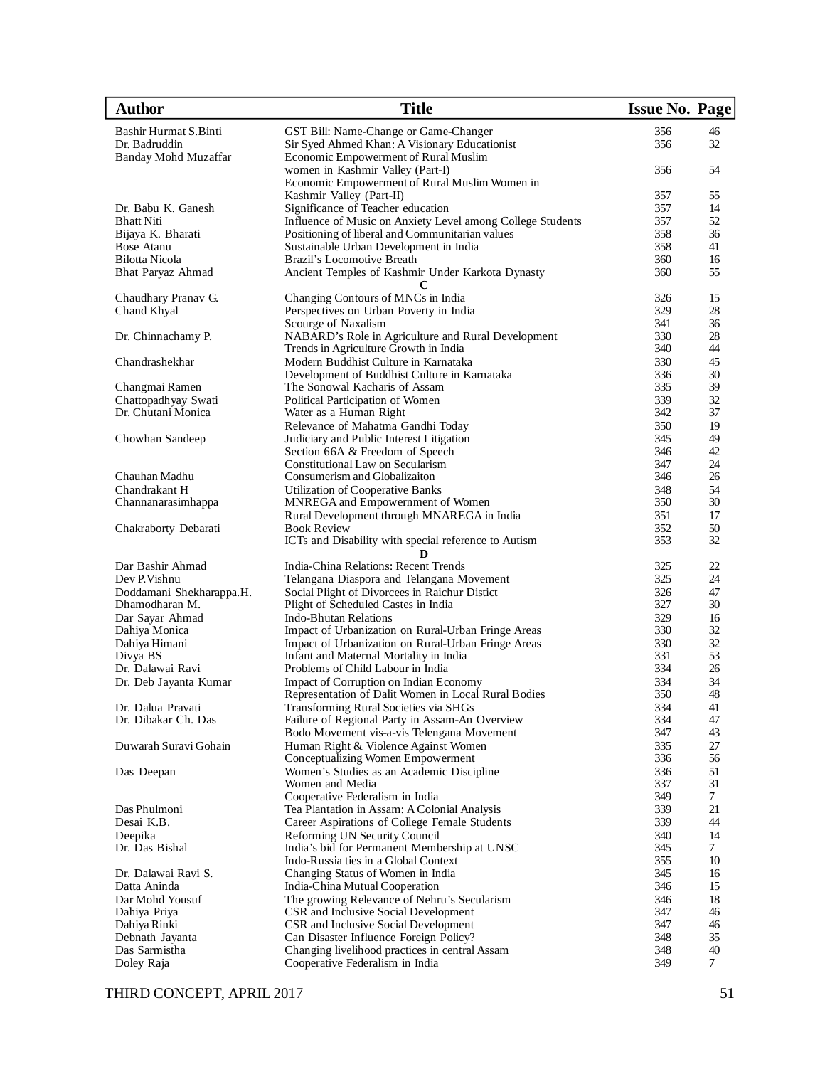| Author | Title | Issue No. | Page |
|---|---|---|---|
| Bashir Hurmat S.Binti | GST Bill: Name-Change or Game-Changer | 356 | 46 |
| Dr. Badruddin | Sir Syed Ahmed Khan: A Visionary Educationist | 356 | 32 |
| Banday Mohd Muzaffar | Economic Empowerment of Rural Muslim women in Kashmir Valley (Part-I) | 356 | 54 |
| | Economic Empowerment of Rural Muslim Women in Kashmir Valley (Part-II) | 357 | 55 |
| Dr. Babu K. Ganesh | Significance of Teacher education | 357 | 14 |
| Bhatt Niti | Influence of Music on Anxiety Level among College Students | 357 | 52 |
| Bijaya K. Bharati | Positioning of liberal and Communitarian values | 358 | 36 |
| Bose Atanu | Sustainable Urban Development in India | 358 | 41 |
| Bilotta Nicola | Brazil's Locomotive Breath | 360 | 16 |
| Bhat Paryaz Ahmad | Ancient Temples of Kashmir Under Karkota Dynasty | 360 | 55 |
| | **C** | | |
| Chaudhary Pranav G. | Changing Contours of MNCs in India | 326 | 15 |
| Chand Khyal | Perspectives on Urban Poverty in India | 329 | 28 |
| | Scourge of Naxalism | 341 | 36 |
| Dr. Chinnachamy P. | NABARD's Role in Agriculture and Rural Development | 330 | 28 |
| | Trends in Agriculture Growth in India | 340 | 44 |
| Chandrashekhar | Modern Buddhist Culture in Karnataka | 330 | 45 |
| | Development of Buddhist Culture in Karnataka | 336 | 30 |
| Changmai Ramen | The Sonowal Kacharis of Assam | 335 | 39 |
| Chattopadhyay Swati | Political Participation of Women | 339 | 32 |
| Dr. Chutani Monica | Water as a Human Right | 342 | 37 |
| | Relevance of Mahatma Gandhi Today | 350 | 19 |
| Chowhan Sandeep | Judiciary and Public Interest Litigation | 345 | 49 |
| | Section 66A & Freedom of Speech | 346 | 42 |
| | Constitutional Law on Secularism | 347 | 24 |
| Chauhan Madhu | Consumerism and Globalizaiton | 346 | 26 |
| Chandrakant H | Utilization of Cooperative Banks | 348 | 54 |
| Channanarasimhappa | MNREGA and Empowernment of Women | 350 | 30 |
| | Rural Development through MNAREGA in India | 351 | 17 |
| Chakraborty Debarati | Book Review | 352 | 50 |
| | ICTs and Disability with special reference to Autism | 353 | 32 |
| | **D** | | |
| Dar Bashir Ahmad | India-China Relations: Recent Trends | 325 | 22 |
| Dev P.Vishnu | Telangana Diaspora and Telangana Movement | 325 | 24 |
| Doddamani Shekharappa.H. | Social Plight of Divorcees in Raichur Distict | 326 | 47 |
| Dhamodharan M. | Plight of Scheduled Castes in India | 327 | 30 |
| Dar Sayar Ahmad | Indo-Bhutan Relations | 329 | 16 |
| Dahiya Monica | Impact of Urbanization on Rural-Urban Fringe Areas | 330 | 32 |
| Dahiya Himani | Impact of Urbanization on Rural-Urban Fringe Areas | 330 | 32 |
| Divya BS | Infant and Maternal Mortality in India | 331 | 53 |
| Dr. Dalawai Ravi | Problems of Child Labour in India | 334 | 26 |
| Dr. Deb Jayanta Kumar | Impact of Corruption on Indian Economy | 334 | 34 |
| | Representation of Dalit Women in Local Rural Bodies | 350 | 48 |
| Dr. Dalua Pravati | Transforming Rural Societies via SHGs | 334 | 41 |
| Dr. Dibakar Ch. Das | Failure of Regional Party in Assam-An Overview | 334 | 47 |
| | Bodo Movement vis-a-vis Telengana Movement | 347 | 43 |
| Duwarah Suravi Gohain | Human Right & Violence Against Women | 335 | 27 |
| | Conceptualizing Women Empowerment | 336 | 56 |
| Das Deepan | Women's Studies as an Academic Discipline | 336 | 51 |
| | Women and Media | 337 | 31 |
| | Cooperative Federalism in India | 349 | 7 |
| Das Phulmoni | Tea Plantation in Assam: A Colonial Analysis | 339 | 21 |
| Desai K.B. | Career Aspirations of College Female Students | 339 | 44 |
| Deepika | Reforming UN Security Council | 340 | 14 |
| Dr. Das Bishal | India's bid for Permanent Membership at UNSC | 345 | 7 |
| | Indo-Russia ties in a Global Context | 355 | 10 |
| Dr. Dalawai Ravi S. | Changing Status of Women in India | 345 | 16 |
| Datta Aninda | India-China Mutual Cooperation | 346 | 15 |
| Dar Mohd Yousuf | The growing Relevance of Nehru's Secularism | 346 | 18 |
| Dahiya Priya | CSR and Inclusive Social Development | 347 | 46 |
| Dahiya Rinki | CSR and Inclusive Social Development | 347 | 46 |
| Debnath Jayanta | Can Disaster Influence Foreign Policy? | 348 | 35 |
| Das Sarmistha | Changing livelihood practices in central Assam | 348 | 40 |
| Doley Raja | Cooperative Federalism in India | 349 | 7 |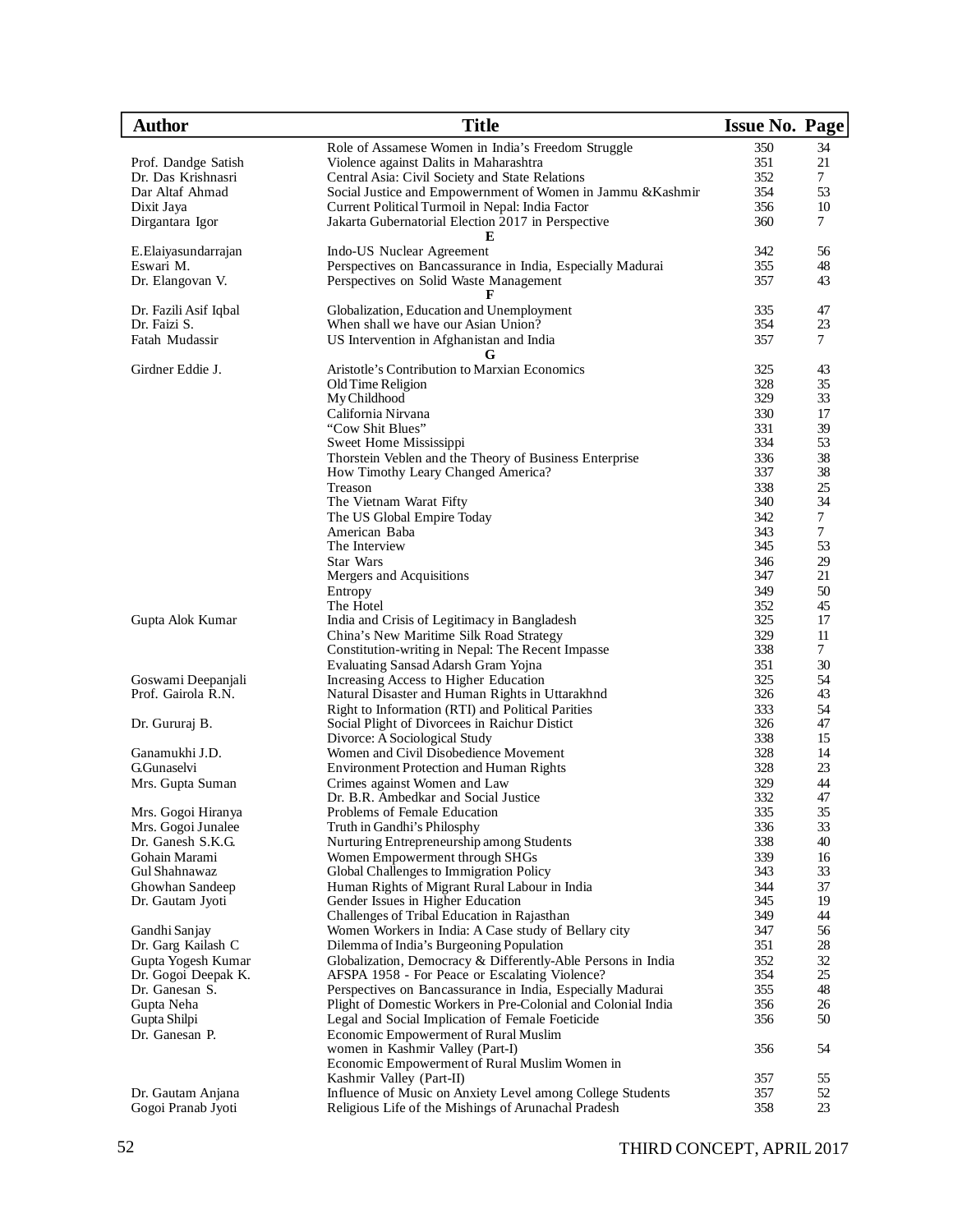| Author | Title | Issue No. | Page |
|---|---|---|---|
| | Role of Assamese Women in India's Freedom Struggle | 350 | 34 |
| Prof. Dandge Satish | Violence against Dalits in Maharashtra | 351 | 21 |
| Dr. Das Krishnasri | Central Asia: Civil Society and State Relations | 352 | 7 |
| Dar Altaf Ahmad | Social Justice and Empowernment of Women in Jammu &Kashmir | 354 | 53 |
| Dixit Jaya | Current Political Turmoil in Nepal: India Factor | 356 | 10 |
| Dirgantara Igor | Jakarta Gubernatorial Election 2017 in Perspective | 360 | 7 |
| | **E** | | |
| E.Elaiyasundarrajan | Indo-US Nuclear Agreement | 342 | 56 |
| Eswari M. | Perspectives on Bancassurance in India, Especially Madurai | 355 | 48 |
| Dr. Elangovan V. | Perspectives on Solid Waste Management | 357 | 43 |
| | **F** | | |
| Dr. Fazili Asif Iqbal | Globalization, Education and Unemployment | 335 | 47 |
| Dr. Faizi S. | When shall we have our Asian Union? | 354 | 23 |
| Fatah Mudassir | US Intervention in Afghanistan and India | 357 | 7 |
| | **G** | | |
| Girdner Eddie J. | Aristotle's Contribution to Marxian Economics | 325 | 43 |
| | Old Time Religion | 328 | 35 |
| | My Childhood | 329 | 33 |
| | California Nirvana | 330 | 17 |
| | "Cow Shit Blues" | 331 | 39 |
| | Sweet Home Mississippi | 334 | 53 |
| | Thorstein Veblen and the Theory of Business Enterprise | 336 | 38 |
| | How Timothy Leary Changed America? | 337 | 38 |
| | Treason | 338 | 25 |
| | The Vietnam Warat Fifty | 340 | 34 |
| | The US Global Empire Today | 342 | 7 |
| | American Baba | 343 | 7 |
| | The Interview | 345 | 53 |
| | Star Wars | 346 | 29 |
| | Mergers and Acquisitions | 347 | 21 |
| | Entropy | 349 | 50 |
| | The Hotel | 352 | 45 |
| Gupta Alok Kumar | India and Crisis of Legitimacy in Bangladesh | 325 | 17 |
| | China's New Maritime Silk Road Strategy | 329 | 11 |
| | Constitution-writing in Nepal: The Recent Impasse | 338 | 7 |
| | Evaluating Sansad Adarsh Gram Yojna | 351 | 30 |
| Goswami Deepanjali | Increasing Access to Higher Education | 325 | 54 |
| Prof. Gairola R.N. | Natural Disaster and Human Rights in Uttarakhnd | 326 | 43 |
| | Right to Information (RTI) and Political Parities | 333 | 54 |
| Dr. Gururaj B. | Social Plight of Divorcees in Raichur Distict | 326 | 47 |
| | Divorce: A Sociological Study | 338 | 15 |
| Ganamukhi J.D. | Women and Civil Disobedience Movement | 328 | 14 |
| G.Gunaselvi | Environment Protection and Human Rights | 328 | 23 |
| Mrs. Gupta Suman | Crimes against Women and Law | 329 | 44 |
| | Dr. B.R. Ambedkar and Social Justice | 332 | 47 |
| Mrs. Gogoi Hiranya | Problems of Female Education | 335 | 35 |
| Mrs. Gogoi Junalee | Truth in Gandhi's Philosphy | 336 | 33 |
| Dr. Ganesh S.K.G. | Nurturing Entrepreneurship among Students | 338 | 40 |
| Gohain Marami | Women Empowerment through SHGs | 339 | 16 |
| Gul Shahnawaz | Global Challenges to Immigration Policy | 343 | 33 |
| Ghowhan Sandeep | Human Rights of Migrant Rural Labour in India | 344 | 37 |
| Dr. Gautam Jyoti | Gender Issues in Higher Education | 345 | 19 |
| | Challenges of Tribal Education in Rajasthan | 349 | 44 |
| Gandhi Sanjay | Women Workers in India: A Case study of Bellary city | 347 | 56 |
| Dr. Garg Kailash C | Dilemma of India's Burgeoning Population | 351 | 28 |
| Gupta Yogesh Kumar | Globalization, Democracy & Differently-Able Persons in India | 352 | 32 |
| Dr. Gogoi Deepak K. | AFSPA 1958 - For Peace or Escalating Violence? | 354 | 25 |
| Dr. Ganesan S. | Perspectives on Bancassurance in India, Especially Madurai | 355 | 48 |
| Gupta Neha | Plight of Domestic Workers in Pre-Colonial and Colonial India | 356 | 26 |
| Gupta Shilpi | Legal and Social Implication of Female Foeticide | 356 | 50 |
| Dr. Ganesan P. | Economic Empowerment of Rural Muslim women in Kashmir Valley (Part-I) | 356 | 54 |
| | Economic Empowerment of Rural Muslim Women in Kashmir Valley (Part-II) | 357 | 55 |
| Dr. Gautam Anjana | Influence of Music on Anxiety Level among College Students | 357 | 52 |
| Gogoi Pranab Jyoti | Religious Life of the Mishings of Arunachal Pradesh | 358 | 23 |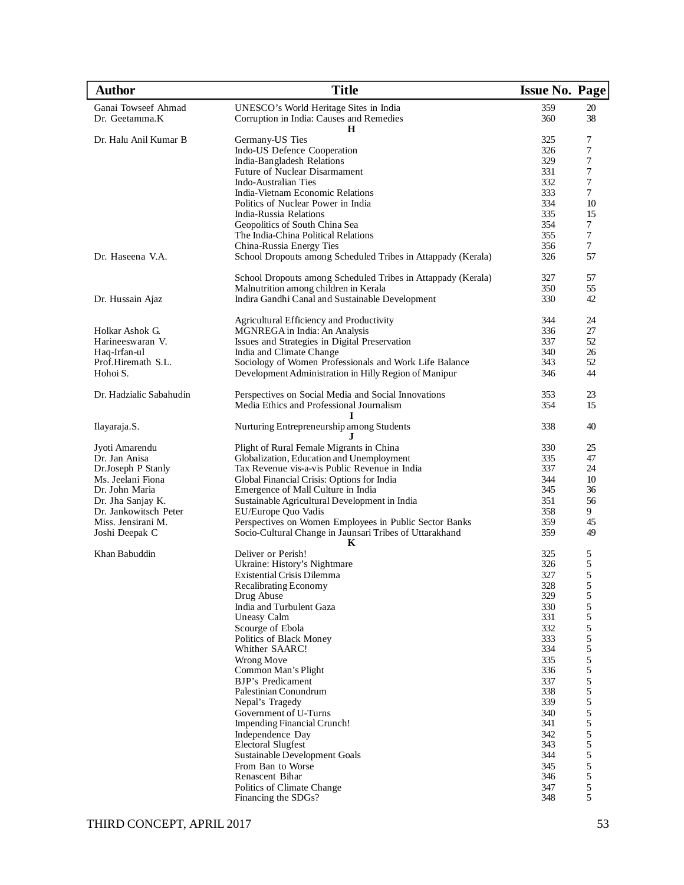| Author | Title | Issue No. | Page |
|---|---|---|---|
| Ganai Towseef Ahmad | UNESCO's World Heritage Sites in India | 359 | 20 |
| Dr. Geetamma.K | Corruption in India: Causes and Remedies | 360 | 38 |
| | **H** | | |
| Dr. Halu Anil Kumar B | Germany-US Ties | 325 | 7 |
| | Indo-US Defence Cooperation | 326 | 7 |
| | India-Bangladesh Relations | 329 | 7 |
| | Future of Nuclear Disarmament | 331 | 7 |
| | Indo-Australian Ties | 332 | 7 |
| | India-Vietnam Economic Relations | 333 | 7 |
| | Politics of Nuclear Power in India | 334 | 10 |
| | India-Russia Relations | 335 | 15 |
| | Geopolitics of South China Sea | 354 | 7 |
| | The India-China Political Relations | 355 | 7 |
| | China-Russia Energy Ties | 356 | 7 |
| Dr. Haseena V.A. | School Dropouts among Scheduled Tribes in Attappady (Kerala) | 326 | 57 |
| | School Dropouts among Scheduled Tribes in Attappady (Kerala) | 327 | 57 |
| | Malnutrition among children in Kerala | 350 | 55 |
| Dr. Hussain Ajaz | Indira Gandhi Canal and Sustainable Development | 330 | 42 |
| | Agricultural Efficiency and Productivity | 344 | 24 |
| Holkar Ashok G. | MGNREGA in India: An Analysis | 336 | 27 |
| Harineeswaran V. | Issues and Strategies in Digital Preservation | 337 | 52 |
| Haq-Irfan-ul | India and Climate Change | 340 | 26 |
| Prof.Hiremath S.L. | Sociology of Women Professionals and Work Life Balance | 343 | 52 |
| Hohoi S. | Development Administration in Hilly Region of Manipur | 346 | 44 |
| Dr. Hadzialic Sabahudin | Perspectives on Social Media and Social Innovations | 353 | 23 |
| | Media Ethics and Professional Journalism | 354 | 15 |
| | **I** | | |
| Ilayaraja.S. | Nurturing Entrepreneurship among Students | 338 | 40 |
| | **J** | | |
| Jyoti Amarendu | Plight of Rural Female Migrants in China | 330 | 25 |
| Dr. Jan Anisa | Globalization, Education and Unemployment | 335 | 47 |
| Dr.Joseph P Stanly | Tax Revenue vis-a-vis Public Revenue in India | 337 | 24 |
| Ms. Jeelani Fiona | Global Financial Crisis: Options for India | 344 | 10 |
| Dr. John Maria | Emergence of Mall Culture in India | 345 | 36 |
| Dr. Jha Sanjay K. | Sustainable Agricultural Development in India | 351 | 56 |
| Dr. Jankowitsch Peter | EU/Europe Quo Vadis | 358 | 9 |
| Miss. Jensirani M. | Perspectives on Women Employees in Public Sector Banks | 359 | 45 |
| Joshi Deepak C | Socio-Cultural Change in Jaunsari Tribes of Uttarakhand | 359 | 49 |
| | **K** | | |
| Khan Babuddin | Deliver or Perish! | 325 | 5 |
| | Ukraine: History's Nightmare | 326 | 5 |
| | Existential Crisis Dilemma | 327 | 5 |
| | Recalibrating Economy | 328 | 5 |
| | Drug Abuse | 329 | 5 |
| | India and Turbulent Gaza | 330 | 5 |
| | Uneasy Calm | 331 | 5 |
| | Scourge of Ebola | 332 | 5 |
| | Politics of Black Money | 333 | 5 |
| | Whither SAARC! | 334 | 5 |
| | Wrong Move | 335 | 5 |
| | Common Man's Plight | 336 | 5 |
| | BJP's Predicament | 337 | 5 |
| | Palestinian Conundrum | 338 | 5 |
| | Nepal's Tragedy | 339 | 5 |
| | Government of U-Turns | 340 | 5 |
| | Impending Financial Crunch! | 341 | 5 |
| | Independence Day | 342 | 5 |
| | Electoral Slugfest | 343 | 5 |
| | Sustainable Development Goals | 344 | 5 |
| | From Ban to Worse | 345 | 5 |
| | Renascent Bihar | 346 | 5 |
| | Politics of Climate Change | 347 | 5 |
| | Financing the SDGs? | 348 | 5 |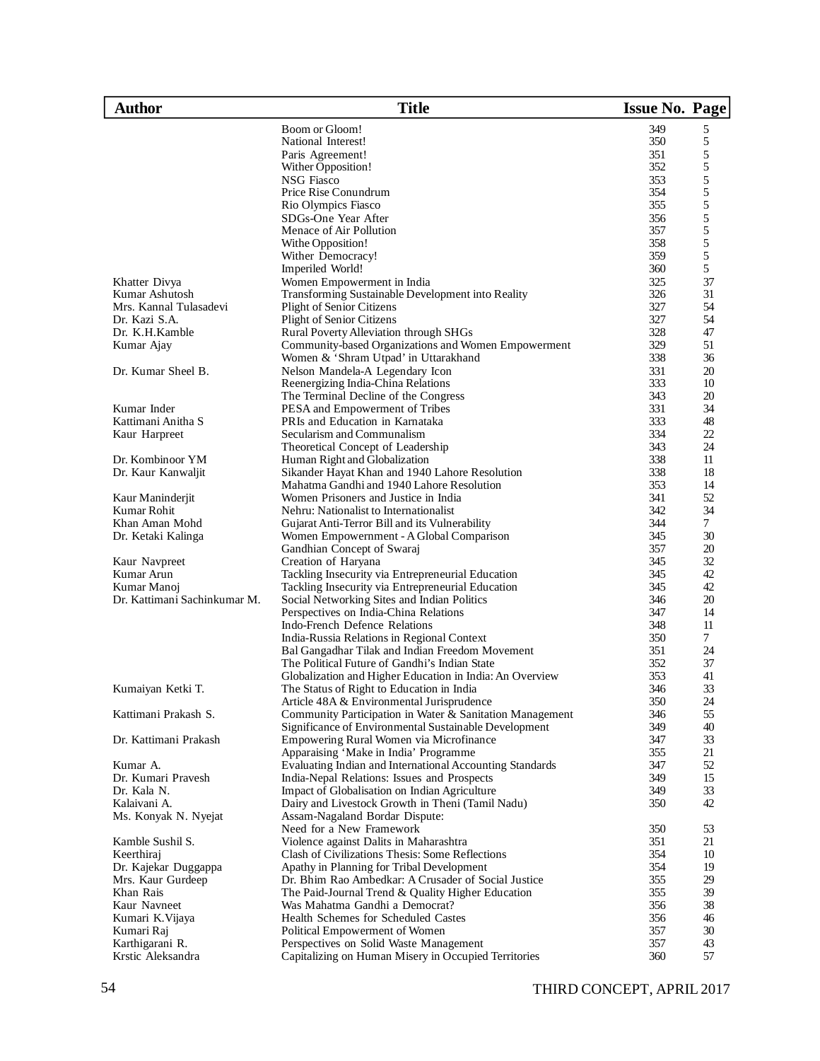| Author | Title | Issue No. | Page |
|---|---|---|---|
| | Boom or Gloom! | 349 | 5 |
| | National Interest! | 350 | 5 |
| | Paris Agreement! | 351 | 5 |
| | Wither Opposition! | 352 | 5 |
| | NSG Fiasco | 353 | 5 |
| | Price Rise Conundrum | 354 | 5 |
| | Rio Olympics Fiasco | 355 | 5 |
| | SDGs-One Year After | 356 | 5 |
| | Menace of Air Pollution | 357 | 5 |
| | Withe Opposition! | 358 | 5 |
| | Wither Democracy! | 359 | 5 |
| | Imperiled World! | 360 | 5 |
| Khatter Divya | Women Empowerment in India | 325 | 37 |
| Kumar Ashutosh | Transforming Sustainable Development into Reality | 326 | 31 |
| Mrs. Kannal Tulasadevi | Plight of Senior Citizens | 327 | 54 |
| Dr. Kazi S.A. | Plight of Senior Citizens | 327 | 54 |
| Dr. K.H.Kamble | Rural Poverty Alleviation through SHGs | 328 | 47 |
| Kumar Ajay | Community-based Organizations and Women Empowerment | 329 | 51 |
| | Women & 'Shram Utpad' in Uttarakhand | 338 | 36 |
| Dr. Kumar Sheel B. | Nelson Mandela-A Legendary Icon | 331 | 20 |
| | Reenergizing India-China Relations | 333 | 10 |
| | The Terminal Decline of the Congress | 343 | 20 |
| Kumar Inder | PESA and Empowerment of Tribes | 331 | 34 |
| Kattimani Anitha S | PRIs and Education in Karnataka | 333 | 48 |
| Kaur Harpreet | Secularism and Communalism | 334 | 22 |
| | Theoretical Concept of Leadership | 343 | 24 |
| Dr. Kombinoor YM | Human Right and Globalization | 338 | 11 |
| Dr. Kaur Kanwaljit | Sikander Hayat Khan and 1940 Lahore Resolution | 338 | 18 |
| | Mahatma Gandhi and 1940 Lahore Resolution | 353 | 14 |
| Kaur Maninderjit | Women Prisoners and Justice in India | 341 | 52 |
| Kumar Rohit | Nehru: Nationalist to Internationalist | 342 | 34 |
| Khan Aman Mohd | Gujarat Anti-Terror Bill and its Vulnerability | 344 | 7 |
| Dr. Ketaki Kalinga | Women Empowernment - A Global Comparison | 345 | 30 |
| | Gandhian Concept of Swaraj | 357 | 20 |
| Kaur Navpreet | Creation of Haryana | 345 | 32 |
| Kumar Arun | Tackling Insecurity via Entrepreneurial Education | 345 | 42 |
| Kumar Manoj | Tackling Insecurity via Entrepreneurial Education | 345 | 42 |
| Dr. Kattimani Sachinkumar M. | Social Networking Sites and Indian Politics | 346 | 20 |
| | Perspectives on India-China Relations | 347 | 14 |
| | Indo-French Defence Relations | 348 | 11 |
| | India-Russia Relations in Regional Context | 350 | 7 |
| | Bal Gangadhar Tilak and Indian Freedom Movement | 351 | 24 |
| | The Political Future of Gandhi's Indian State | 352 | 37 |
| | Globalization and Higher Education in India: An Overview | 353 | 41 |
| Kumaiyan Ketki T. | The Status of Right to Education in India | 346 | 33 |
| | Article 48A & Environmental Jurisprudence | 350 | 24 |
| Kattimani Prakash S. | Community Participation in Water & Sanitation Management | 346 | 55 |
| | Significance of Environmental Sustainable Development | 349 | 40 |
| Dr. Kattimani Prakash | Empowering Rural Women via Microfinance | 347 | 33 |
| | Apparaising 'Make in India' Programme | 355 | 21 |
| Kumar A. | Evaluating Indian and International Accounting Standards | 347 | 52 |
| Dr. Kumari Pravesh | India-Nepal Relations: Issues and Prospects | 349 | 15 |
| Dr. Kala N. | Impact of Globalisation on Indian Agriculture | 349 | 33 |
| Kalaivani A. | Dairy and Livestock Growth in Theni (Tamil Nadu) | 350 | 42 |
| Ms. Konyak N. Nyejat | Assam-Nagaland Bordar Dispute: Need for a New Framework | 350 | 53 |
| Kamble Sushil S. | Violence against Dalits in Maharashtra | 351 | 21 |
| Keerthiraj | Clash of Civilizations Thesis: Some Reflections | 354 | 10 |
| Dr. Kajekar Duggappa | Apathy in Planning for Tribal Development | 354 | 19 |
| Mrs. Kaur Gurdeep | Dr. Bhim Rao Ambedkar: A Crusader of Social Justice | 355 | 29 |
| Khan Rais | The Paid-Journal Trend & Quality Higher Education | 355 | 39 |
| Kaur Navneet | Was Mahatma Gandhi a Democrat? | 356 | 38 |
| Kumari K.Vijaya | Health Schemes for Scheduled Castes | 356 | 46 |
| Kumari Raj | Political Empowerment of Women | 357 | 30 |
| Karthigarani R. | Perspectives on Solid Waste Management | 357 | 43 |
| Krstic Aleksandra | Capitalizing on Human Misery in Occupied Territories | 360 | 57 |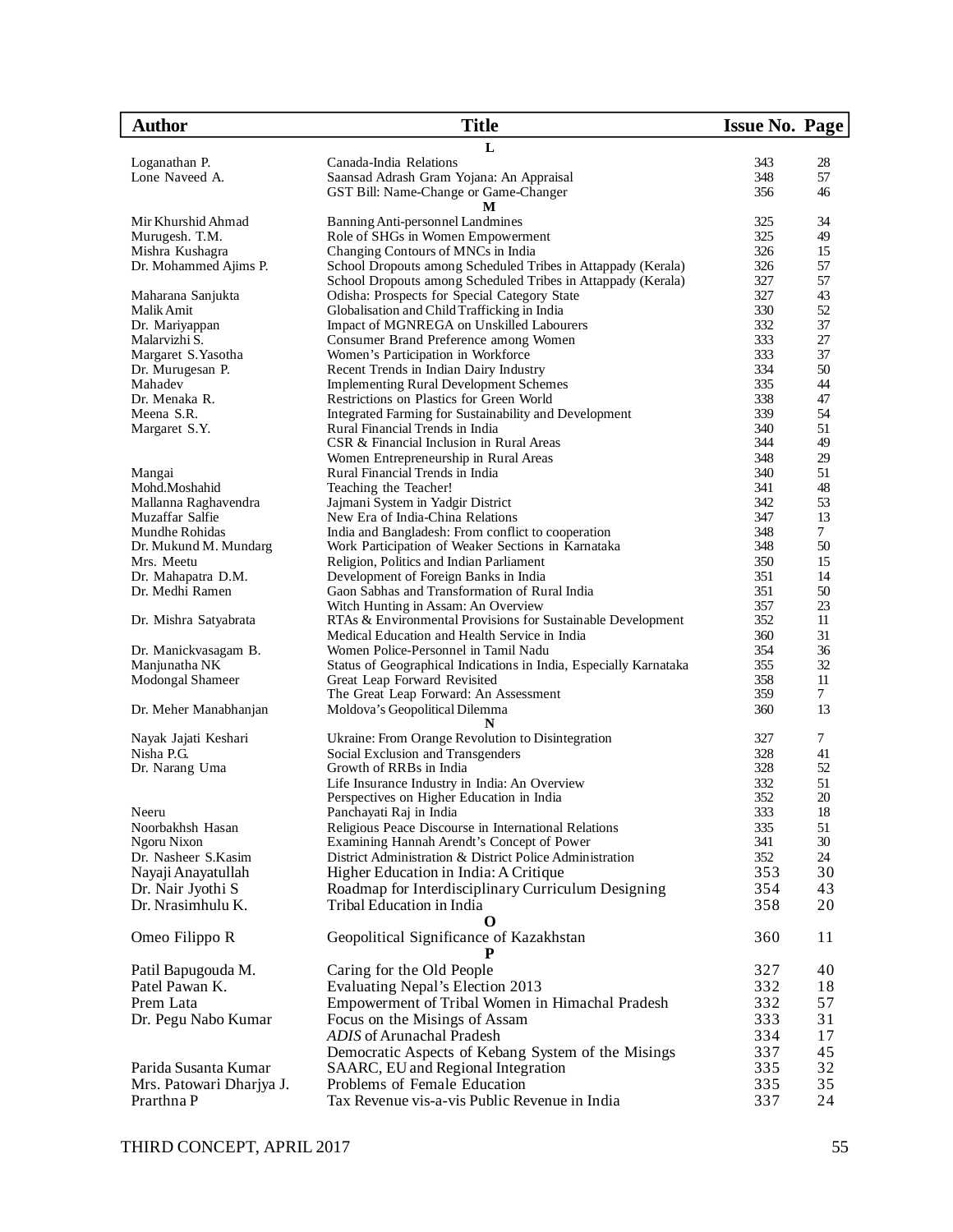| Author | Title | Issue No. | Page |
|---|---|---|---|
| | **L** | | |
| Loganathan P. | Canada-India Relations | 343 | 28 |
| Lone Naveed A. | Saansad Adrash Gram Yojana: An Appraisal | 348 | 57 |
| | GST Bill: Name-Change or Game-Changer | 356 | 46 |
| | **M** | | |
| Mir Khurshid Ahmad | Banning Anti-personnel Landmines | 325 | 34 |
| Murugesh. T.M. | Role of SHGs in Women Empowerment | 325 | 49 |
| Mishra Kushagra | Changing Contours of MNCs in India | 326 | 15 |
| Dr. Mohammed Ajims P. | School Dropouts among Scheduled Tribes in Attappady (Kerala) | 326 | 57 |
| | School Dropouts among Scheduled Tribes in Attappady (Kerala) | 327 | 57 |
| Maharana Sanjukta | Odisha: Prospects for Special Category State | 327 | 43 |
| Malik Amit | Globalisation and Child Trafficking in India | 330 | 52 |
| Dr. Mariyappan | Impact of MGNREGA on Unskilled Labourers | 332 | 37 |
| Malarvizhi S. | Consumer Brand Preference among Women | 333 | 27 |
| Margaret S.Yasotha | Women's Participation in Workforce | 333 | 37 |
| Dr. Murugesan P. | Recent Trends in Indian Dairy Industry | 334 | 50 |
| Mahadev | Implementing Rural Development Schemes | 335 | 44 |
| Dr. Menaka R. | Restrictions on Plastics for Green World | 338 | 47 |
| Meena S.R. | Integrated Farming for Sustainability and Development | 339 | 54 |
| Margaret S.Y. | Rural Financial Trends in India | 340 | 51 |
| | CSR & Financial Inclusion in Rural Areas | 344 | 49 |
| | Women Entrepreneurship in Rural Areas | 348 | 29 |
| Mangai | Rural Financial Trends in India | 340 | 51 |
| Mohd.Moshahid | Teaching the Teacher! | 341 | 48 |
| Mallanna Raghavendra | Jajmani System in Yadgir District | 342 | 53 |
| Muzaffar Salfie | New Era of India-China Relations | 347 | 13 |
| Mundhe Rohidas | India and Bangladesh: From conflict to cooperation | 348 | 7 |
| Dr. Mukund M. Mundarg | Work Participation of Weaker Sections in Karnataka | 348 | 50 |
| Mrs. Meetu | Religion, Politics and Indian Parliament | 350 | 15 |
| Dr. Mahapatra D.M. | Development of Foreign Banks in India | 351 | 14 |
| Dr. Medhi Ramen | Gaon Sabhas and Transformation of Rural India | 351 | 50 |
| | Witch Hunting in Assam: An Overview | 357 | 23 |
| Dr. Mishra Satyabrata | RTAs & Environmental Provisions for Sustainable Development | 352 | 11 |
| | Medical Education and Health Service in India | 360 | 31 |
| Dr. Manickvasagam B. | Women Police-Personnel in Tamil Nadu | 354 | 36 |
| Manjunatha NK | Status of Geographical Indications in India, Especially Karnataka | 355 | 32 |
| Modongal Shameer | Great Leap Forward Revisited | 358 | 11 |
| | The Great Leap Forward: An Assessment | 359 | 7 |
| Dr. Meher Manabhanjan | Moldova's Geopolitical Dilemma | 360 | 13 |
| | **N** | | |
| Nayak Jajati Keshari | Ukraine: From Orange Revolution to Disintegration | 327 | 7 |
| Nisha P.G. | Social Exclusion and Transgenders | 328 | 41 |
| Dr. Narang Uma | Growth of RRBs in India | 328 | 52 |
| | Life Insurance Industry in India: An Overview | 332 | 51 |
| | Perspectives on Higher Education in India | 352 | 20 |
| Neeru | Panchayati Raj in India | 333 | 18 |
| Noorbakhsh Hasan | Religious Peace Discourse in International Relations | 335 | 51 |
| Ngoru Nixon | Examining Hannah Arendt's Concept of Power | 341 | 30 |
| Dr. Nasheer S.Kasim | District Administration & District Police Administration | 352 | 24 |
| Nayaji Anayatullah | Higher Education in India: A Critique | 353 | 30 |
| Dr. Nair Jyothi S | Roadmap for Interdisciplinary Curriculum Designing | 354 | 43 |
| Dr. Nrasimhulu K. | Tribal Education in India | 358 | 20 |
| | **O** | | |
| Omeo Filippo R | Geopolitical Significance of Kazakhstan | 360 | 11 |
| | **P** | | |
| Patil Bapugouda M. | Caring for the Old People | 327 | 40 |
| Patel Pawan K. | Evaluating Nepal's Election 2013 | 332 | 18 |
| Prem Lata | Empowerment of Tribal Women in Himachal Pradesh | 332 | 57 |
| Dr. Pegu Nabo Kumar | Focus on the Misings of Assam | 333 | 31 |
| | *ADIS* of Arunachal Pradesh | 334 | 17 |
| | Democratic Aspects of Kebang System of the Misings | 337 | 45 |
| Parida Susanta Kumar | SAARC, EU and Regional Integration | 335 | 32 |
| Mrs. Patowari Dharjya J. | Problems of Female Education | 335 | 35 |
| Prarthna P | Tax Revenue vis-a-vis Public Revenue in India | 337 | 24 |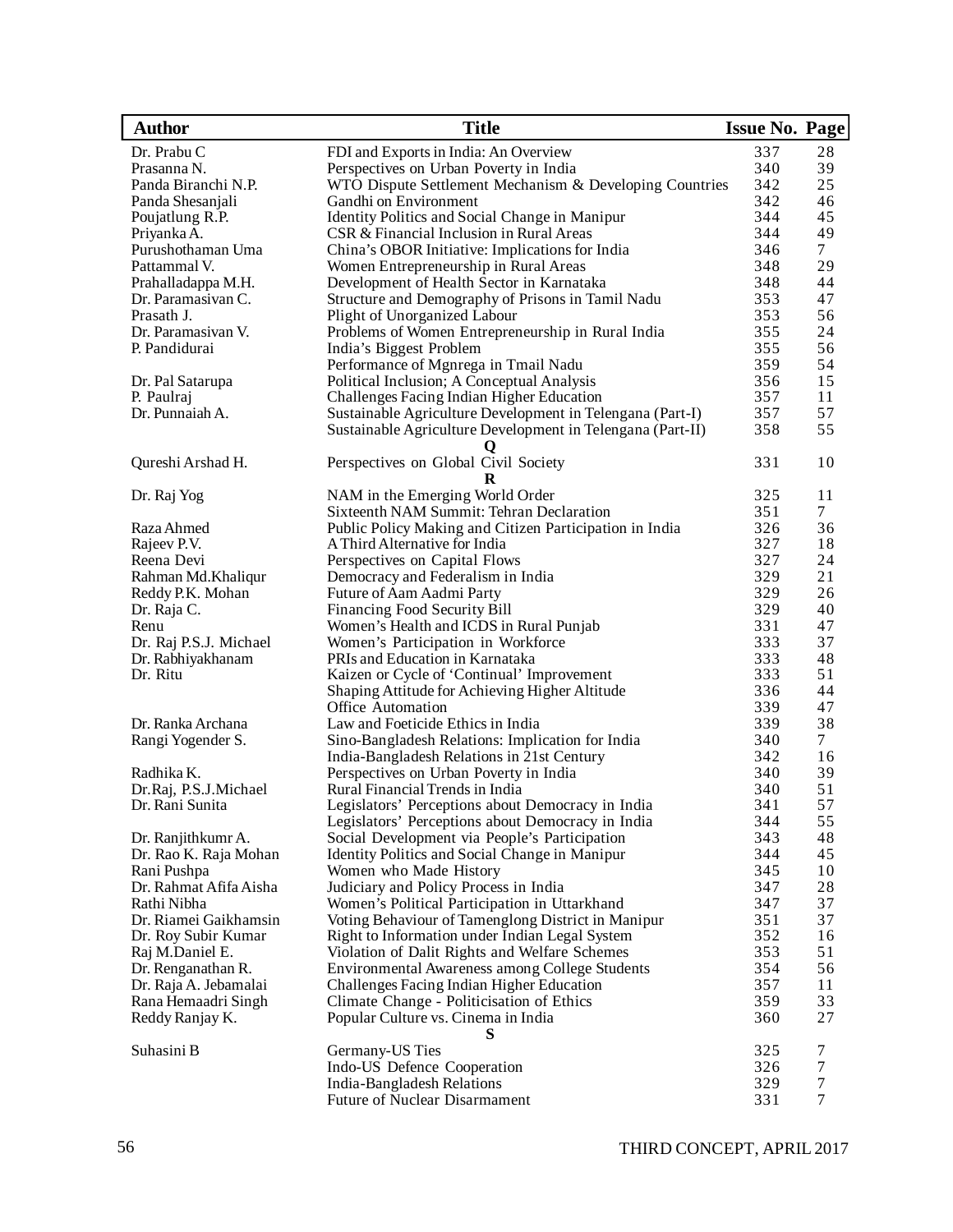| Author | Title | Issue No. | Page |
|---|---|---|---|
| Dr. Prabu C | FDI and Exports in India: An Overview | 337 | 28 |
| Prasanna N. | Perspectives on Urban Poverty in India | 340 | 39 |
| Panda Biranchi N.P. | WTO Dispute Settlement Mechanism & Developing Countries | 342 | 25 |
| Panda Shesanjali | Gandhi on Environment | 342 | 46 |
| Poujatlung R.P. | Identity Politics and Social Change in Manipur | 344 | 45 |
| Priyanka A. | CSR & Financial Inclusion in Rural Areas | 344 | 49 |
| Purushothaman Uma | China's OBOR Initiative: Implications for India | 346 | 7 |
| Pattammal V. | Women Entrepreneurship in Rural Areas | 348 | 29 |
| Prahalladappa M.H. | Development of Health Sector in Karnataka | 348 | 44 |
| Dr. Paramasivan C. | Structure and Demography of Prisons in Tamil Nadu | 353 | 47 |
| Prasath J. | Plight of Unorganized Labour | 353 | 56 |
| Dr. Paramasivan V. | Problems of Women Entrepreneurship in Rural India | 355 | 24 |
| P. Pandidurai | India's Biggest Problem | 355 | 56 |
| | Performance of Mgnrega in Tmail Nadu | 359 | 54 |
| Dr. Pal Satarupa | Political Inclusion; A Conceptual Analysis | 356 | 15 |
| P. Paulraj | Challenges Facing Indian Higher Education | 357 | 11 |
| Dr. Punnaiah A. | Sustainable Agriculture Development in Telengana (Part-I) | 357 | 57 |
| | Sustainable Agriculture Development in Telengana (Part-II) | 358 | 55 |
| | **Q** | | |
| Qureshi Arshad H. | Perspectives on Global Civil Society | 331 | 10 |
| | **R** | | |
| Dr. Raj Yog | NAM in the Emerging World Order | 325 | 11 |
| | Sixteenth NAM Summit: Tehran Declaration | 351 | 7 |
| Raza Ahmed | Public Policy Making and Citizen Participation in India | 326 | 36 |
| Rajeev P.V. | A Third Alternative for India | 327 | 18 |
| Reena Devi | Perspectives on Capital Flows | 327 | 24 |
| Rahman Md.Khaliqur | Democracy and Federalism in India | 329 | 21 |
| Reddy P.K. Mohan | Future of Aam Aadmi Party | 329 | 26 |
| Dr. Raja C. | Financing Food Security Bill | 329 | 40 |
| Renu | Women's Health and ICDS in Rural Punjab | 331 | 47 |
| Dr. Raj P.S.J. Michael | Women's Participation in Workforce | 333 | 37 |
| Dr. Rabhiyakhanam | PRIs and Education in Karnataka | 333 | 48 |
| Dr. Ritu | Kaizen or Cycle of 'Continual' Improvement | 333 | 51 |
| | Shaping Attitude for Achieving Higher Altitude | 336 | 44 |
| | Office Automation | 339 | 47 |
| Dr. Ranka Archana | Law and Foeticide Ethics in India | 339 | 38 |
| Rangi Yogender S. | Sino-Bangladesh Relations: Implication for India | 340 | 7 |
| | India-Bangladesh Relations in 21st Century | 342 | 16 |
| Radhika K. | Perspectives on Urban Poverty in India | 340 | 39 |
| Dr.Raj, P.S.J.Michael | Rural Financial Trends in India | 340 | 51 |
| Dr. Rani Sunita | Legislators' Perceptions about Democracy in India | 341 | 57 |
| | Legislators' Perceptions about Democracy in India | 344 | 55 |
| Dr. Ranjithkumr A. | Social Development via People's Participation | 343 | 48 |
| Dr. Rao K. Raja Mohan | Identity Politics and Social Change in Manipur | 344 | 45 |
| Rani Pushpa | Women who Made History | 345 | 10 |
| Dr. Rahmat Afifa Aisha | Judiciary and Policy Process in India | 347 | 28 |
| Rathi Nibha | Women's Political Participation in Uttarkhand | 347 | 37 |
| Dr. Riamei Gaikhamsin | Voting Behaviour of Tamenglong District in Manipur | 351 | 37 |
| Dr. Roy Subir Kumar | Right to Information under Indian Legal System | 352 | 16 |
| Raj M.Daniel E. | Violation of Dalit Rights and Welfare Schemes | 353 | 51 |
| Dr. Renganathan R. | Environmental Awareness among College Students | 354 | 56 |
| Dr. Raja A. Jebamalai | Challenges Facing Indian Higher Education | 357 | 11 |
| Rana Hemaadri Singh | Climate Change - Politicisation of Ethics | 359 | 33 |
| Reddy Ranjay K. | Popular Culture vs. Cinema in India | 360 | 27 |
| | **S** | | |
| Suhasini B | Germany-US Ties | 325 | 7 |
| | Indo-US Defence Cooperation | 326 | 7 |
| | India-Bangladesh Relations | 329 | 7 |
| | Future of Nuclear Disarmament | 331 | 7 |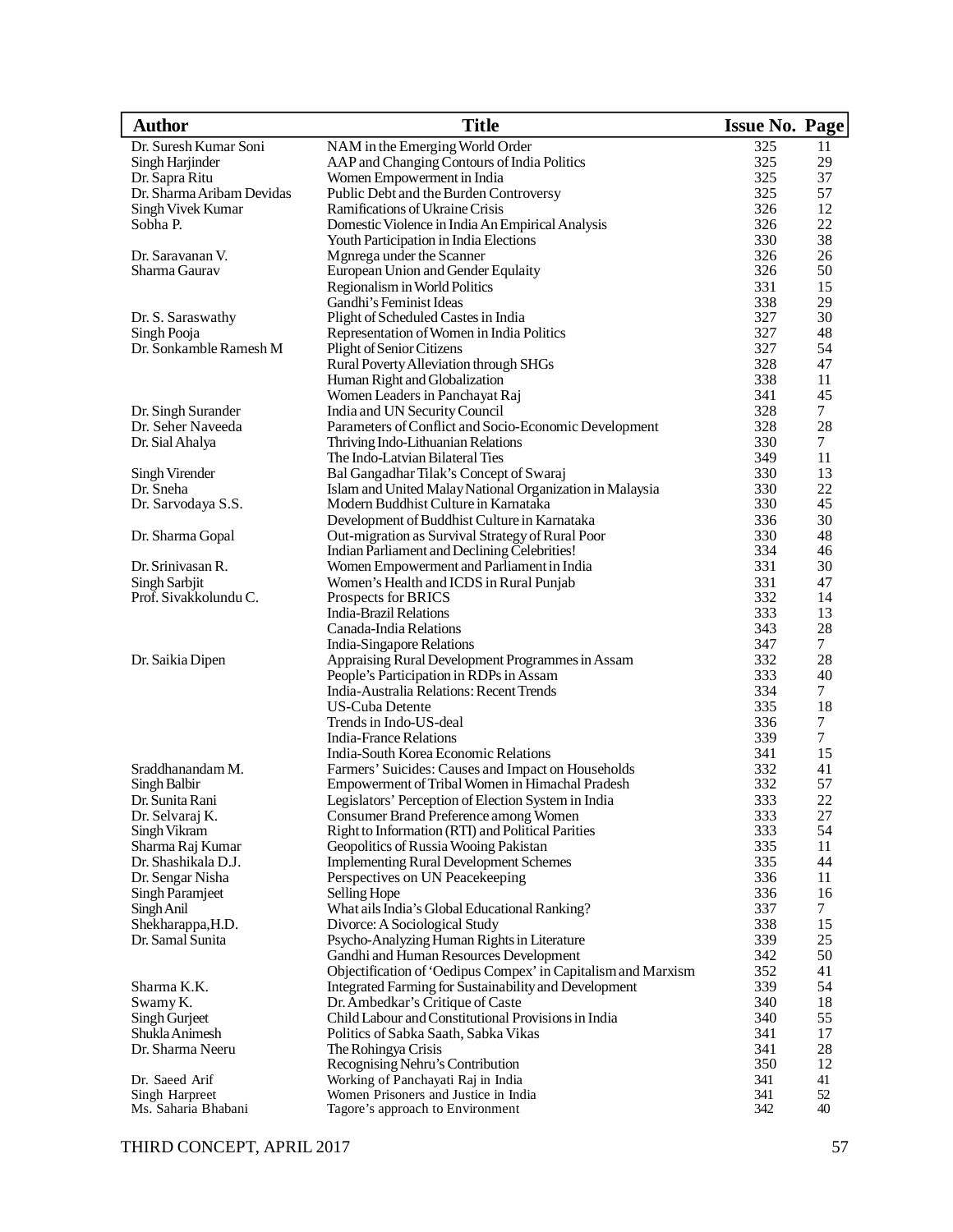| Author | Title | Issue No. | Page |
|---|---|---|---|
| Dr. Suresh Kumar Soni | NAM in the Emerging World Order | 325 | 11 |
| Singh Harjinder | AAP and Changing Contours of India Politics | 325 | 29 |
| Dr. Sapra Ritu | Women Empowerment in India | 325 | 37 |
| Dr. Sharma Aribam Devidas | Public Debt and the Burden Controversy | 325 | 57 |
| Singh Vivek Kumar | Ramifications of Ukraine Crisis | 326 | 12 |
| Sobha P. | Domestic Violence in India An Empirical Analysis | 326 | 22 |
| | Youth Participation in India Elections | 330 | 38 |
| Dr. Saravanan V. | Mgnrega under the Scanner | 326 | 26 |
| Sharma Gaurav | European Union and Gender Equlaity | 326 | 50 |
| | Regionalism in World Politics | 331 | 15 |
| | Gandhi's Feminist Ideas | 338 | 29 |
| Dr. S. Saraswathy | Plight of Scheduled Castes in India | 327 | 30 |
| Singh Pooja | Representation of Women in India Politics | 327 | 48 |
| Dr. Sonkamble Ramesh M | Plight of Senior Citizens | 327 | 54 |
| | Rural Poverty Alleviation through SHGs | 328 | 47 |
| | Human Right and Globalization | 338 | 11 |
| | Women Leaders in Panchayat Raj | 341 | 45 |
| Dr. Singh Surander | India and UN Security Council | 328 | 7 |
| Dr. Seher Naveeda | Parameters of Conflict and Socio-Economic Development | 328 | 28 |
| Dr. Sial Ahalya | Thriving Indo-Lithuanian Relations | 330 | 7 |
| | The Indo-Latvian Bilateral Ties | 349 | 11 |
| Singh Virender | Bal Gangadhar Tilak's Concept of Swaraj | 330 | 13 |
| Dr. Sneha | Islam and United Malay National Organization in Malaysia | 330 | 22 |
| Dr. Sarvodaya S.S. | Modern Buddhist Culture in Karnataka | 330 | 45 |
| | Development of Buddhist Culture in Karnataka | 336 | 30 |
| Dr. Sharma Gopal | Out-migration as Survival Strategy of Rural Poor | 330 | 48 |
| | Indian Parliament and Declining Celebrities! | 334 | 46 |
| Dr. Srinivasan R. | Women Empowerment and Parliament in India | 331 | 30 |
| Singh Sarbjit | Women's Health and ICDS in Rural Punjab | 331 | 47 |
| Prof. Sivakkolundu C. | Prospects for BRICS | 332 | 14 |
| | India-Brazil Relations | 333 | 13 |
| | Canada-India Relations | 343 | 28 |
| | India-Singapore Relations | 347 | 7 |
| Dr. Saikia Dipen | Appraising Rural Development Programmes in Assam | 332 | 28 |
| | People's Participation in RDPs in Assam | 333 | 40 |
| | India-Australia Relations: Recent Trends | 334 | 7 |
| | US-Cuba Detente | 335 | 18 |
| | Trends in Indo-US-deal | 336 | 7 |
| | India-France Relations | 339 | 7 |
| | India-South Korea Economic Relations | 341 | 15 |
| Sraddhanandam M. | Farmers' Suicides: Causes and Impact on Households | 332 | 41 |
| Singh Balbir | Empowerment of Tribal Women in Himachal Pradesh | 332 | 57 |
| Dr. Sunita Rani | Legislators' Perception of Election System in India | 333 | 22 |
| Dr. Selvaraj K. | Consumer Brand Preference among Women | 333 | 27 |
| Singh Vikram | Right to Information (RTI) and Political Parities | 333 | 54 |
| Sharma Raj Kumar | Geopolitics of Russia Wooing Pakistan | 335 | 11 |
| Dr. Shashikala D.J. | Implementing Rural Development Schemes | 335 | 44 |
| Dr. Sengar Nisha | Perspectives on UN Peacekeeping | 336 | 11 |
| Singh Paramjeet | Selling Hope | 336 | 16 |
| Singh Anil | What ails India's Global Educational Ranking? | 337 | 7 |
| Shekharappa,H.D. | Divorce: A Sociological Study | 338 | 15 |
| Dr. Samal Sunita | Psycho-Analyzing Human Rights in Literature | 339 | 25 |
| | Gandhi and Human Resources Development | 342 | 50 |
| | Objectification of 'Oedipus Compex' in Capitalism and Marxism | 352 | 41 |
| Sharma K.K. | Integrated Farming for Sustainability and Development | 339 | 54 |
| Swamy K. | Dr. Ambedkar's Critique of Caste | 340 | 18 |
| Singh Gurjeet | Child Labour and Constitutional Provisions in India | 340 | 55 |
| Shukla Animesh | Politics of Sabka Saath, Sabka Vikas | 341 | 17 |
| Dr. Sharma Neeru | The Rohingya Crisis | 341 | 28 |
| | Recognising Nehru's Contribution | 350 | 12 |
| Dr. Saeed Arif | Working of Panchayati Raj in India | 341 | 41 |
| Singh Harpreet | Women Prisoners and Justice in India | 341 | 52 |
| Ms. Saharia Bhabani | Tagore's approach to Environment | 342 | 40 |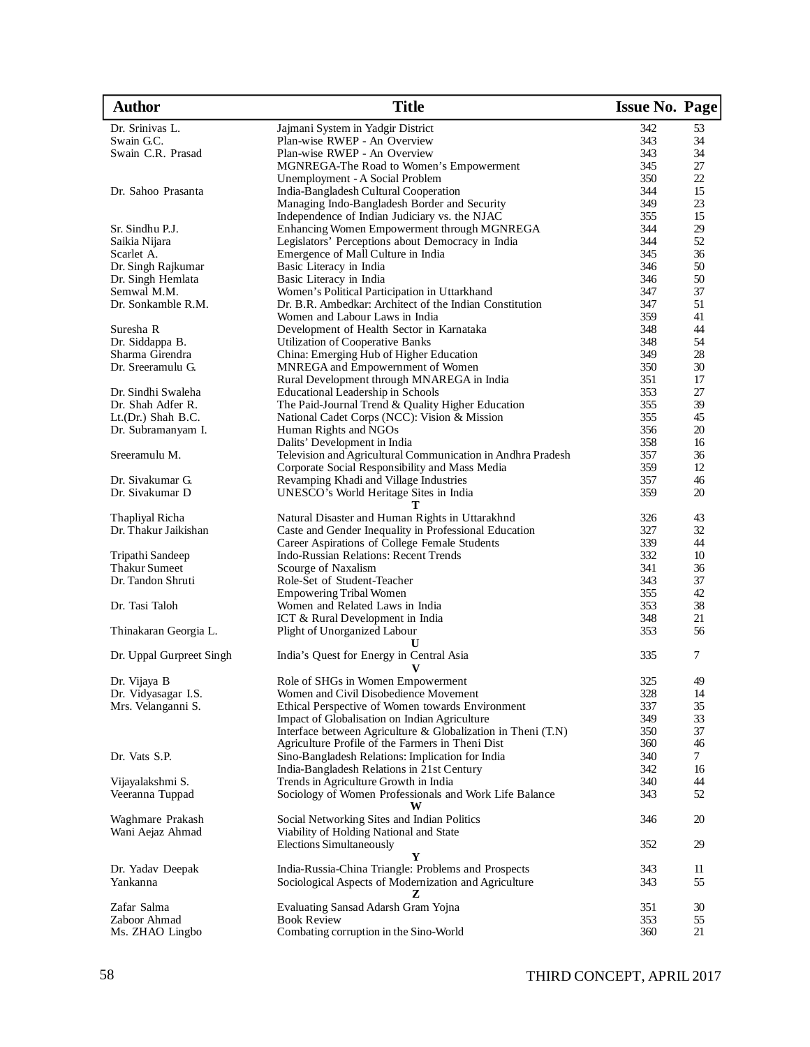| Author | Title | Issue No. | Page |
|---|---|---|---|
| Dr. Srinivas L. | Jajmani System in Yadgir District | 342 | 53 |
| Swain G.C. | Plan-wise RWEP - An Overview | 343 | 34 |
| Swain C.R. Prasad | Plan-wise RWEP - An Overview | 343 | 34 |
| | MGNREGA-The Road to Women's Empowerment | 345 | 27 |
| | Unemployment - A Social Problem | 350 | 22 |
| Dr. Sahoo Prasanta | India-Bangladesh Cultural Cooperation | 344 | 15 |
| | Managing Indo-Bangladesh Border and Security | 349 | 23 |
| | Independence of Indian Judiciary vs. the NJAC | 355 | 15 |
| Sr. Sindhu P.J. | Enhancing Women Empowerment through MGNREGA | 344 | 29 |
| Saikia Nijara | Legislators' Perceptions about Democracy in India | 344 | 52 |
| Scarlet A. | Emergence of Mall Culture in India | 345 | 36 |
| Dr. Singh Rajkumar | Basic Literacy in India | 346 | 50 |
| Dr. Singh Hemlata | Basic Literacy in India | 346 | 50 |
| Semwal M.M. | Women's Political Participation in Uttarkhand | 347 | 37 |
| Dr. Sonkamble R.M. | Dr. B.R. Ambedkar: Architect of the Indian Constitution | 347 | 51 |
| | Women and Labour Laws in India | 359 | 41 |
| Suresha R | Development of Health Sector in Karnataka | 348 | 44 |
| Dr. Siddappa B. | Utilization of Cooperative Banks | 348 | 54 |
| Sharma Girendra | China: Emerging Hub of Higher Education | 349 | 28 |
| Dr. Sreeramulu G. | MNREGA and Empowernment of Women | 350 | 30 |
| | Rural Development through MNAREGA in India | 351 | 17 |
| Dr. Sindhi Swaleha | Educational Leadership in Schools | 353 | 27 |
| Dr. Shah Adfer R. | The Paid-Journal Trend & Quality Higher Education | 355 | 39 |
| Lt.(Dr.) Shah B.C. | National Cadet Corps (NCC): Vision & Mission | 355 | 45 |
| Dr. Subramanyam I. | Human Rights and NGOs | 356 | 20 |
| | Dalits' Development in India | 358 | 16 |
| Sreeramulu M. | Television and Agricultural Communication in Andhra Pradesh | 357 | 36 |
| | Corporate Social Responsibility and Mass Media | 359 | 12 |
| Dr. Sivakumar G. | Revamping Khadi and Village Industries | 357 | 46 |
| Dr. Sivakumar D | UNESCO's World Heritage Sites in India | 359 | 20 |
| | **T** | | |
| Thapliyal Richa | Natural Disaster and Human Rights in Uttarakhnd | 326 | 43 |
| Dr. Thakur Jaikishan | Caste and Gender Inequality in Professional Education | 327 | 32 |
| | Career Aspirations of College Female Students | 339 | 44 |
| Tripathi Sandeep | Indo-Russian Relations: Recent Trends | 332 | 10 |
| Thakur Sumeet | Scourge of Naxalism | 341 | 36 |
| Dr. Tandon Shruti | Role-Set of Student-Teacher | 343 | 37 |
| | Empowering Tribal Women | 355 | 42 |
| Dr. Tasi Taloh | Women and Related Laws in India | 353 | 38 |
| | ICT & Rural Development in India | 348 | 21 |
| Thinakaran Georgia L. | Plight of Unorganized Labour | 353 | 56 |
| | **U** | | |
| Dr. Uppal Gurpreet Singh | India's Quest for Energy in Central Asia | 335 | 7 |
| | **V** | | |
| Dr. Vijaya B | Role of SHGs in Women Empowerment | 325 | 49 |
| Dr. Vidyasagar I.S. | Women and Civil Disobedience Movement | 328 | 14 |
| Mrs. Velanganni S. | Ethical Perspective of Women towards Environment | 337 | 35 |
| | Impact of Globalisation on Indian Agriculture | 349 | 33 |
| | Interface between Agriculture & Globalization in Theni (T.N) | 350 | 37 |
| | Agriculture Profile of the Farmers in Theni Dist | 360 | 46 |
| Dr. Vats S.P. | Sino-Bangladesh Relations: Implication for India | 340 | 7 |
| | India-Bangladesh Relations in 21st Century | 342 | 16 |
| Vijayalakshmi S. | Trends in Agriculture Growth in India | 340 | 44 |
| Veeranna Tuppad | Sociology of Women Professionals and Work Life Balance | 343 | 52 |
| | **W** | | |
| Waghmare Prakash | Social Networking Sites and Indian Politics | 346 | 20 |
| Wani Aejaz Ahmad | Viability of Holding National and State Elections Simultaneously | 352 | 29 |
| | **Y** | | |
| Dr. Yadav Deepak | India-Russia-China Triangle: Problems and Prospects | 343 | 11 |
| Yankanna | Sociological Aspects of Modernization and Agriculture | 343 | 55 |
| | **Z** | | |
| Zafar Salma | Evaluating Sansad Adarsh Gram Yojna | 351 | 30 |
| Zaboor Ahmad | Book Review | 353 | 55 |
| Ms. ZHAO Lingbo | Combating corruption in the Sino-World | 360 | 21 |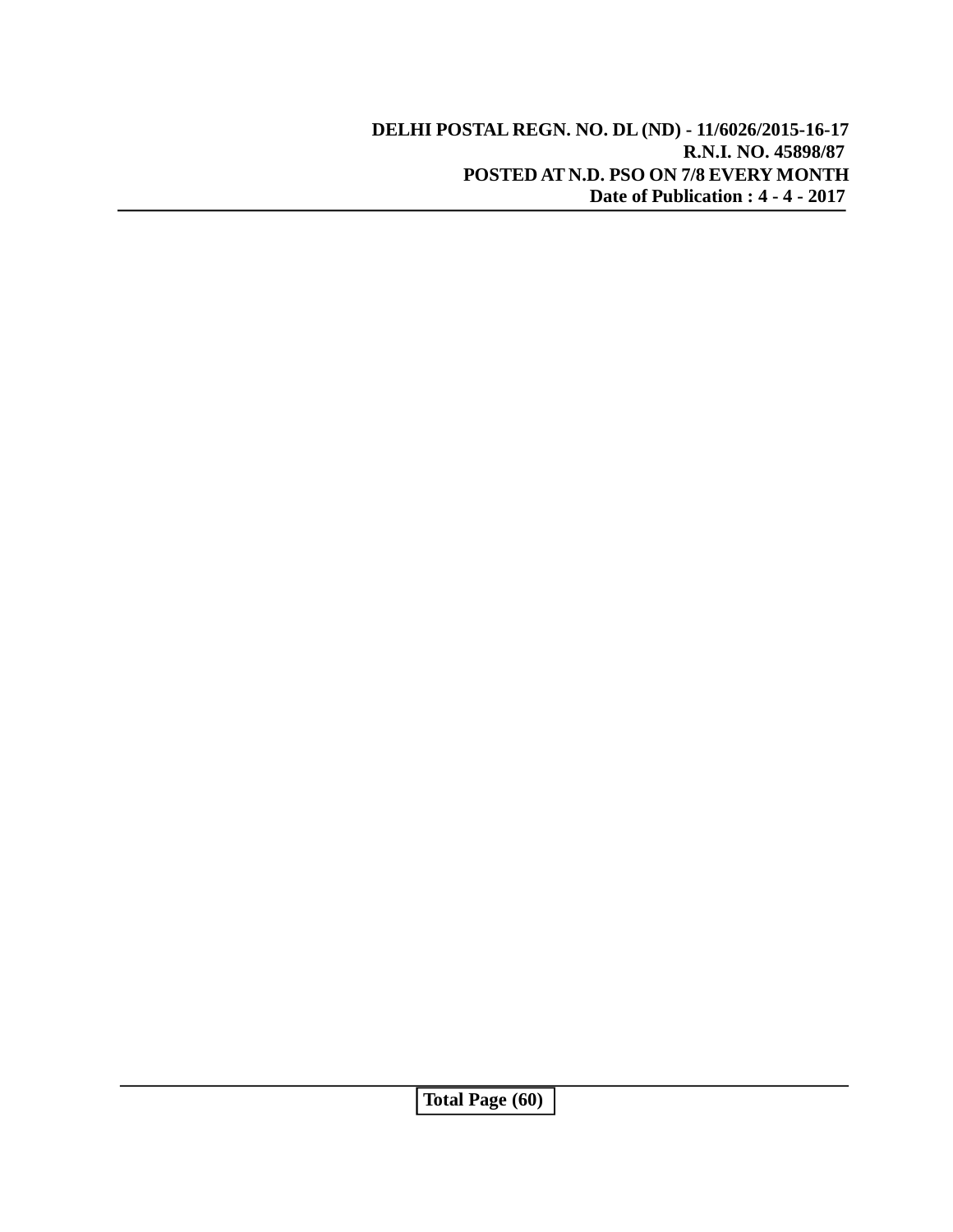**DELHI POSTAL REGN. NO. DL (ND) - 11/6026/2015-16-17**
**R.N.I. NO. 45898/87**
**POSTED AT N.D. PSO ON 7/8 EVERY MONTH**
**Date of Publication : 4 - 4 - 2017**

---

**Total Page (60)**